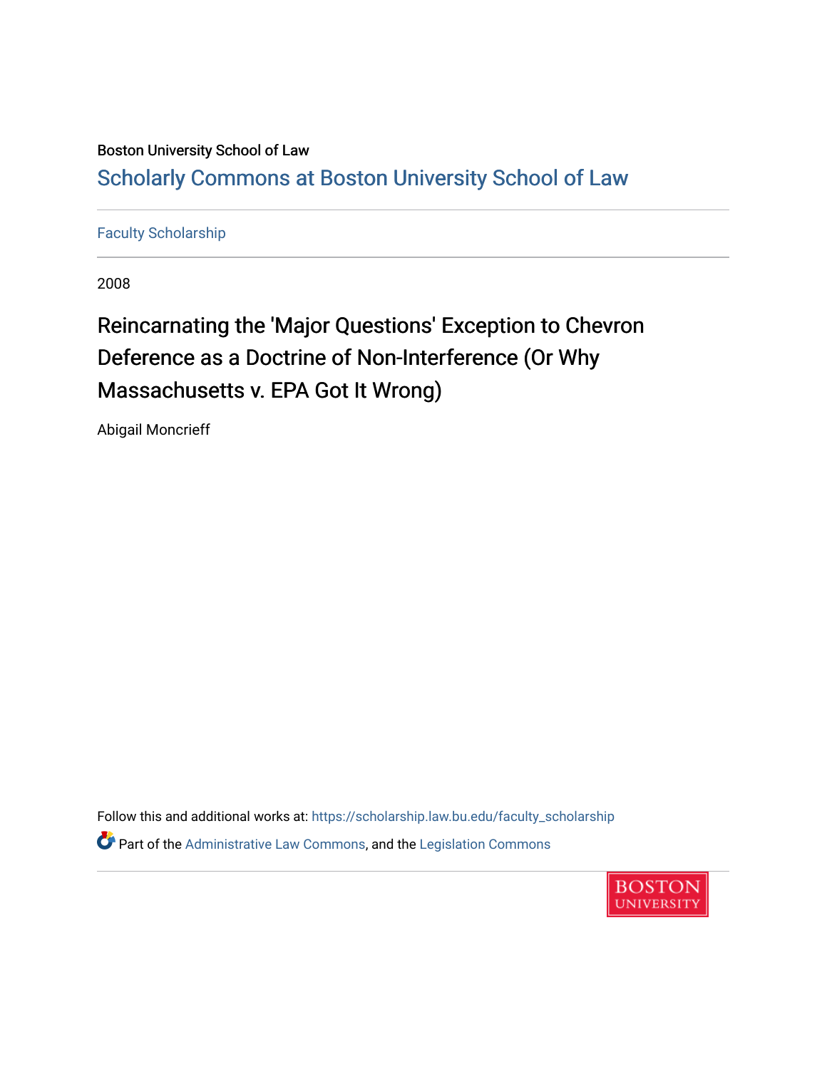Boston University School of Law

# Scholarly Commons at Boston University School of Law

Faculty Scholarship

2008

## Reincarnating the 'Major Questions' Exception to Chevron Deference as a Doctrine of Non-Interference (Or Why Massachusetts v. EPA Got It Wrong)

Abigail Moncrieff

Follow this and additional works at: https://scholarship.law.bu.edu/faculty_scholarship

Part of the Administrative Law Commons, and the Legislation Commons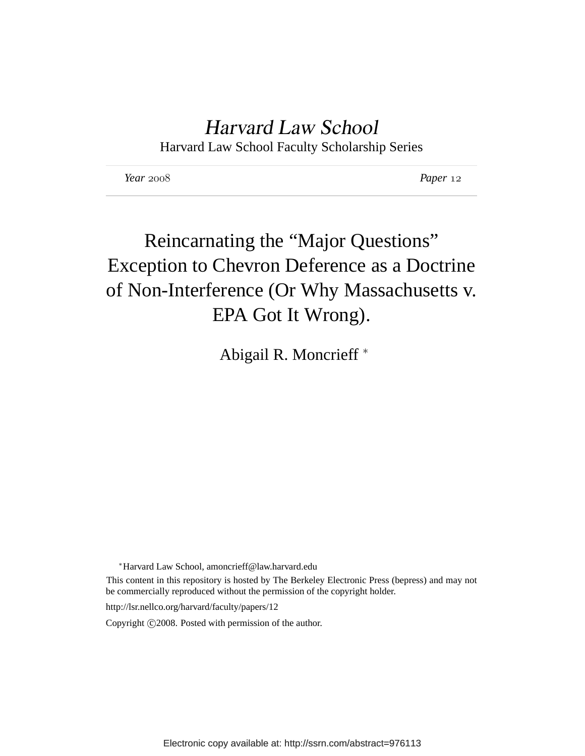*Harvard Law School*

Harvard Law School Faculty Scholarship Series

*Year* 2008 *Paper* 12

# Reincarnating the "Major Questions" Exception to Chevron Deference as a Doctrine of Non-Interference (Or Why Massachusetts v. EPA Got It Wrong).

Abigail R. Moncrieff [*]

[*]Harvard Law School, amoncrieff@law.harvard.edu

This content in this repository is hosted by The Berkeley Electronic Press (bepress) and may not be commercially reproduced without the permission of the copyright holder.

http://lsr.nellco.org/harvard/faculty/papers/12

Copyright ©2008. Posted with permission of the author.

Electronic copy available at: http://ssrn.com/abstract=976113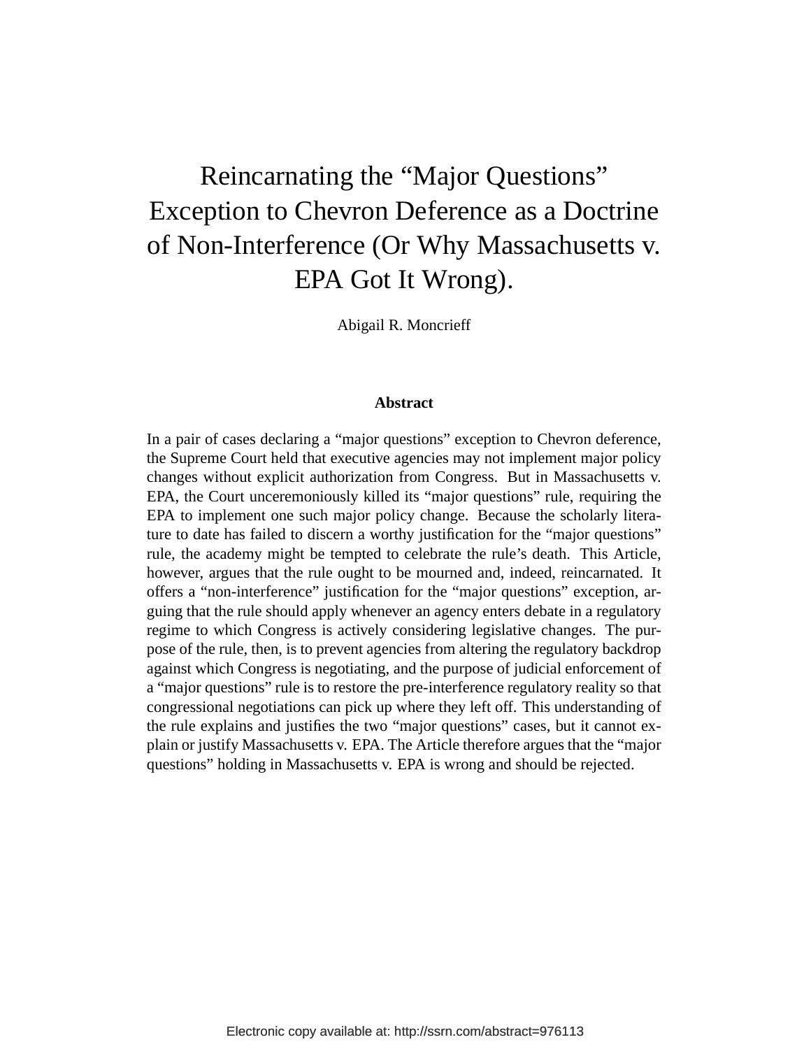# Reincarnating the "Major Questions" Exception to Chevron Deference as a Doctrine of Non-Interference (Or Why Massachusetts v. EPA Got It Wrong).

Abigail R. Moncrieff

### Abstract

In a pair of cases declaring a "major questions" exception to Chevron deference, the Supreme Court held that executive agencies may not implement major policy changes without explicit authorization from Congress. But in Massachusetts v. EPA, the Court unceremoniously killed its "major questions" rule, requiring the EPA to implement one such major policy change. Because the scholarly literature to date has failed to discern a worthy justification for the "major questions" rule, the academy might be tempted to celebrate the rule's death. This Article, however, argues that the rule ought to be mourned and, indeed, reincarnated. It offers a "non-interference" justification for the "major questions" exception, arguing that the rule should apply whenever an agency enters debate in a regulatory regime to which Congress is actively considering legislative changes. The purpose of the rule, then, is to prevent agencies from altering the regulatory backdrop against which Congress is negotiating, and the purpose of judicial enforcement of a "major questions" rule is to restore the pre-interference regulatory reality so that congressional negotiations can pick up where they left off. This understanding of the rule explains and justifies the two "major questions" cases, but it cannot explain or justify Massachusetts v. EPA. The Article therefore argues that the "major questions" holding in Massachusetts v. EPA is wrong and should be rejected.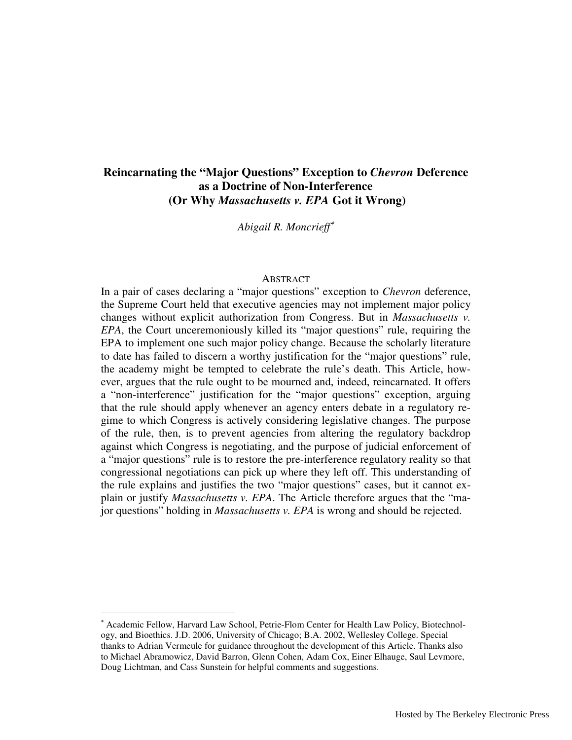# Reincarnating the "Major Questions" Exception to *Chevron* Deference as a Doctrine of Non-Interference (Or Why *Massachusetts v. EPA* Got it Wrong)

*Abigail R. Moncrieff*[*]

ABSTRACT

In a pair of cases declaring a "major questions" exception to *Chevron* deference, the Supreme Court held that executive agencies may not implement major policy changes without explicit authorization from Congress. But in *Massachusetts v. EPA*, the Court unceremoniously killed its "major questions" rule, requiring the EPA to implement one such major policy change. Because the scholarly literature to date has failed to discern a worthy justification for the "major questions" rule, the academy might be tempted to celebrate the rule's death. This Article, however, argues that the rule ought to be mourned and, indeed, reincarnated. It offers a "non-interference" justification for the "major questions" exception, arguing that the rule should apply whenever an agency enters debate in a regulatory regime to which Congress is actively considering legislative changes. The purpose of the rule, then, is to prevent agencies from altering the regulatory backdrop against which Congress is negotiating, and the purpose of judicial enforcement of a "major questions" rule is to restore the pre-interference regulatory reality so that congressional negotiations can pick up where they left off. This understanding of the rule explains and justifies the two "major questions" cases, but it cannot explain or justify *Massachusetts v. EPA*. The Article therefore argues that the "major questions" holding in *Massachusetts v. EPA* is wrong and should be rejected.

---

[*] Academic Fellow, Harvard Law School, Petrie-Flom Center for Health Law Policy, Biotechnology, and Bioethics. J.D. 2006, University of Chicago; B.A. 2002, Wellesley College. Special thanks to Adrian Vermeule for guidance throughout the development of this Article. Thanks also to Michael Abramowicz, David Barron, Glenn Cohen, Adam Cox, Einer Elhauge, Saul Levmore, Doug Lichtman, and Cass Sunstein for helpful comments and suggestions.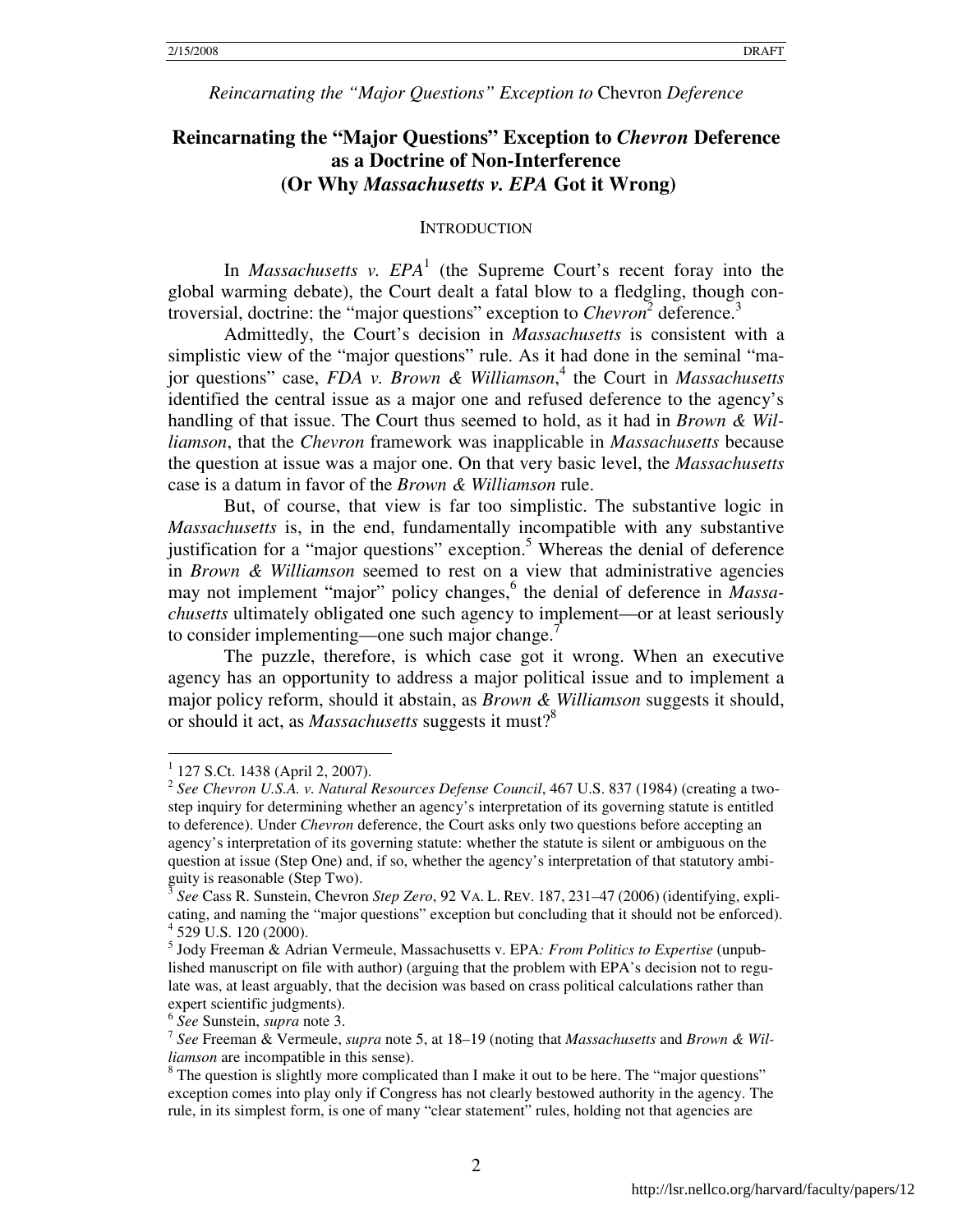*Reincarnating the "Major Questions" Exception to* Chevron *Deference*

# Reincarnating the "Major Questions" Exception to *Chevron* Deference as a Doctrine of Non-Interference (Or Why *Massachusetts v. EPA* Got it Wrong)

## INTRODUCTION

In *Massachusetts v. EPA*[1] (the Supreme Court's recent foray into the global warming debate), the Court dealt a fatal blow to a fledgling, though controversial, doctrine: the "major questions" exception to *Chevron*[2] deference.[3]

Admittedly, the Court's decision in *Massachusetts* is consistent with a simplistic view of the "major questions" rule. As it had done in the seminal "major questions" case, *FDA v. Brown & Williamson*,[4] the Court in *Massachusetts* identified the central issue as a major one and refused deference to the agency's handling of that issue. The Court thus seemed to hold, as it had in *Brown & Williamson*, that the *Chevron* framework was inapplicable in *Massachusetts* because the question at issue was a major one. On that very basic level, the *Massachusetts* case is a datum in favor of the *Brown & Williamson* rule.

But, of course, that view is far too simplistic. The substantive logic in *Massachusetts* is, in the end, fundamentally incompatible with any substantive justification for a "major questions" exception.[5] Whereas the denial of deference in *Brown & Williamson* seemed to rest on a view that administrative agencies may not implement "major" policy changes,[6] the denial of deference in *Massachusetts* ultimately obligated one such agency to implement—or at least seriously to consider implementing—one such major change.[7]

The puzzle, therefore, is which case got it wrong. When an executive agency has an opportunity to address a major political issue and to implement a major policy reform, should it abstain, as *Brown & Williamson* suggests it should, or should it act, as *Massachusetts* suggests it must?[8]

---

[1] 127 S.Ct. 1438 (April 2, 2007).

[2] *See Chevron U.S.A. v. Natural Resources Defense Council*, 467 U.S. 837 (1984) (creating a two-step inquiry for determining whether an agency's interpretation of its governing statute is entitled to deference). Under *Chevron* deference, the Court asks only two questions before accepting an agency's interpretation of its governing statute: whether the statute is silent or ambiguous on the question at issue (Step One) and, if so, whether the agency's interpretation of that statutory ambiguity is reasonable (Step Two).

[3] *See* Cass R. Sunstein, Chevron *Step Zero*, 92 VA. L. REV. 187, 231–47 (2006) (identifying, explicating, and naming the "major questions" exception but concluding that it should not be enforced).

[4] 529 U.S. 120 (2000).

[5] Jody Freeman & Adrian Vermeule, Massachusetts v. EPA*: From Politics to Expertise* (unpublished manuscript on file with author) (arguing that the problem with EPA's decision not to regulate was, at least arguably, that the decision was based on crass political calculations rather than expert scientific judgments).

[6] *See* Sunstein, *supra* note 3.

[7] *See* Freeman & Vermeule, *supra* note 5, at 18–19 (noting that *Massachusetts* and *Brown & Williamson* are incompatible in this sense).

[8] The question is slightly more complicated than I make it out to be here. The "major questions" exception comes into play only if Congress has not clearly bestowed authority in the agency. The rule, in its simplest form, is one of many "clear statement" rules, holding not that agencies are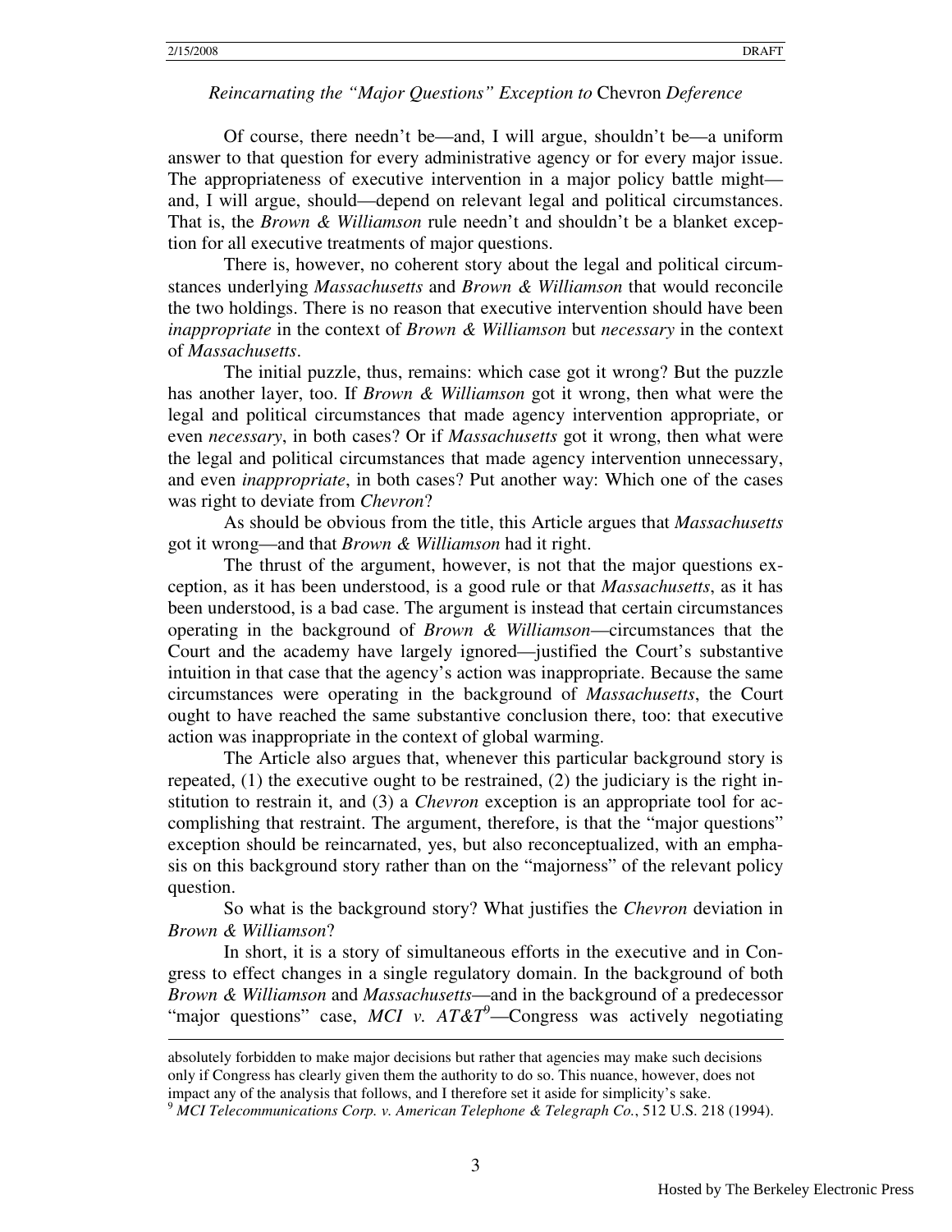Of course, there needn't be—and, I will argue, shouldn't be—a uniform answer to that question for every administrative agency or for every major issue. The appropriateness of executive intervention in a major policy battle might—and, I will argue, should—depend on relevant legal and political circumstances. That is, the *Brown & Williamson* rule needn't and shouldn't be a blanket exception for all executive treatments of major questions.

There is, however, no coherent story about the legal and political circumstances underlying *Massachusetts* and *Brown & Williamson* that would reconcile the two holdings. There is no reason that executive intervention should have been *inappropriate* in the context of *Brown & Williamson* but *necessary* in the context of *Massachusetts*.

The initial puzzle, thus, remains: which case got it wrong? But the puzzle has another layer, too. If *Brown & Williamson* got it wrong, then what were the legal and political circumstances that made agency intervention appropriate, or even *necessary*, in both cases? Or if *Massachusetts* got it wrong, then what were the legal and political circumstances that made agency intervention unnecessary, and even *inappropriate*, in both cases? Put another way: Which one of the cases was right to deviate from *Chevron*?

As should be obvious from the title, this Article argues that *Massachusetts* got it wrong—and that *Brown & Williamson* had it right.

The thrust of the argument, however, is not that the major questions exception, as it has been understood, is a good rule or that *Massachusetts*, as it has been understood, is a bad case. The argument is instead that certain circumstances operating in the background of *Brown & Williamson*—circumstances that the Court and the academy have largely ignored—justified the Court's substantive intuition in that case that the agency's action was inappropriate. Because the same circumstances were operating in the background of *Massachusetts*, the Court ought to have reached the same substantive conclusion there, too: that executive action was inappropriate in the context of global warming.

The Article also argues that, whenever this particular background story is repeated, (1) the executive ought to be restrained, (2) the judiciary is the right institution to restrain it, and (3) a *Chevron* exception is an appropriate tool for accomplishing that restraint. The argument, therefore, is that the "major questions" exception should be reincarnated, yes, but also reconceptualized, with an emphasis on this background story rather than on the "majorness" of the relevant policy question.

So what is the background story? What justifies the *Chevron* deviation in *Brown & Williamson*?

In short, it is a story of simultaneous efforts in the executive and in Congress to effect changes in a single regulatory domain. In the background of both *Brown & Williamson* and *Massachusetts*—and in the background of a predecessor "major questions" case, *MCI v. AT&T*[9]—Congress was actively negotiating

---

absolutely forbidden to make major decisions but rather that agencies may make such decisions only if Congress has clearly given them the authority to do so. This nuance, however, does not impact any of the analysis that follows, and I therefore set it aside for simplicity's sake.

[9] *MCI Telecommunications Corp. v. American Telephone & Telegraph Co.*, 512 U.S. 218 (1994).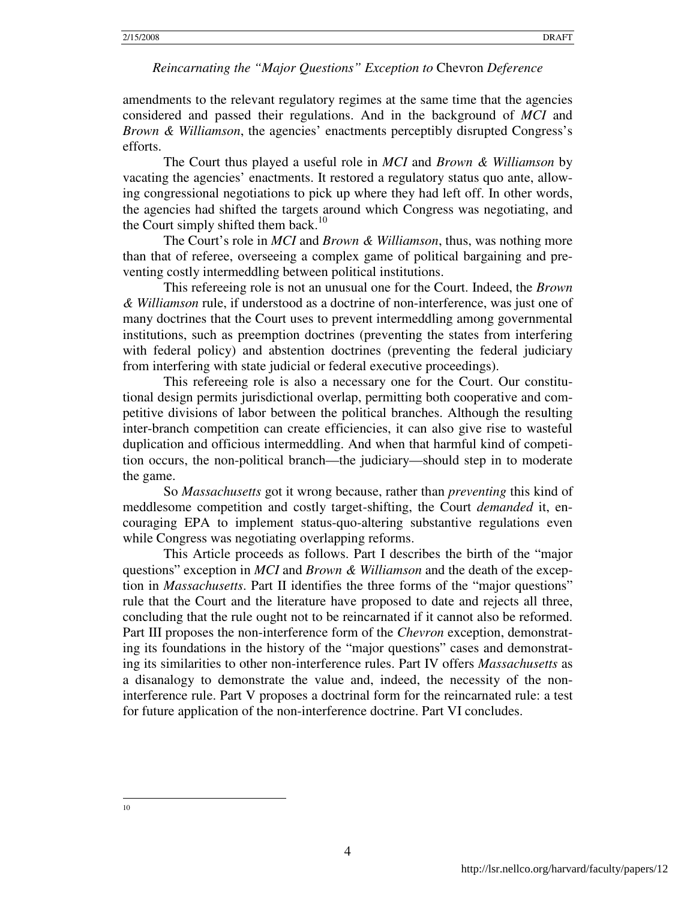amendments to the relevant regulatory regimes at the same time that the agencies considered and passed their regulations. And in the background of *MCI* and *Brown & Williamson*, the agencies' enactments perceptibly disrupted Congress's efforts.

The Court thus played a useful role in *MCI* and *Brown & Williamson* by vacating the agencies' enactments. It restored a regulatory status quo ante, allowing congressional negotiations to pick up where they had left off. In other words, the agencies had shifted the targets around which Congress was negotiating, and the Court simply shifted them back.[10]

The Court's role in *MCI* and *Brown & Williamson*, thus, was nothing more than that of referee, overseeing a complex game of political bargaining and preventing costly intermeddling between political institutions.

This refereeing role is not an unusual one for the Court. Indeed, the *Brown & Williamson* rule, if understood as a doctrine of non-interference, was just one of many doctrines that the Court uses to prevent intermeddling among governmental institutions, such as preemption doctrines (preventing the states from interfering with federal policy) and abstention doctrines (preventing the federal judiciary from interfering with state judicial or federal executive proceedings).

This refereeing role is also a necessary one for the Court. Our constitutional design permits jurisdictional overlap, permitting both cooperative and competitive divisions of labor between the political branches. Although the resulting inter-branch competition can create efficiencies, it can also give rise to wasteful duplication and officious intermeddling. And when that harmful kind of competition occurs, the non-political branch—the judiciary—should step in to moderate the game.

So *Massachusetts* got it wrong because, rather than *preventing* this kind of meddlesome competition and costly target-shifting, the Court *demanded* it, encouraging EPA to implement status-quo-altering substantive regulations even while Congress was negotiating overlapping reforms.

This Article proceeds as follows. Part I describes the birth of the "major questions" exception in *MCI* and *Brown & Williamson* and the death of the exception in *Massachusetts*. Part II identifies the three forms of the "major questions" rule that the Court and the literature have proposed to date and rejects all three, concluding that the rule ought not to be reincarnated if it cannot also be reformed. Part III proposes the non-interference form of the *Chevron* exception, demonstrating its foundations in the history of the "major questions" cases and demonstrating its similarities to other non-interference rules. Part IV offers *Massachusetts* as a disanalogy to demonstrate the value and, indeed, the necessity of the non-interference rule. Part V proposes a doctrinal form for the reincarnated rule: a test for future application of the non-interference doctrine. Part VI concludes.

---

[10]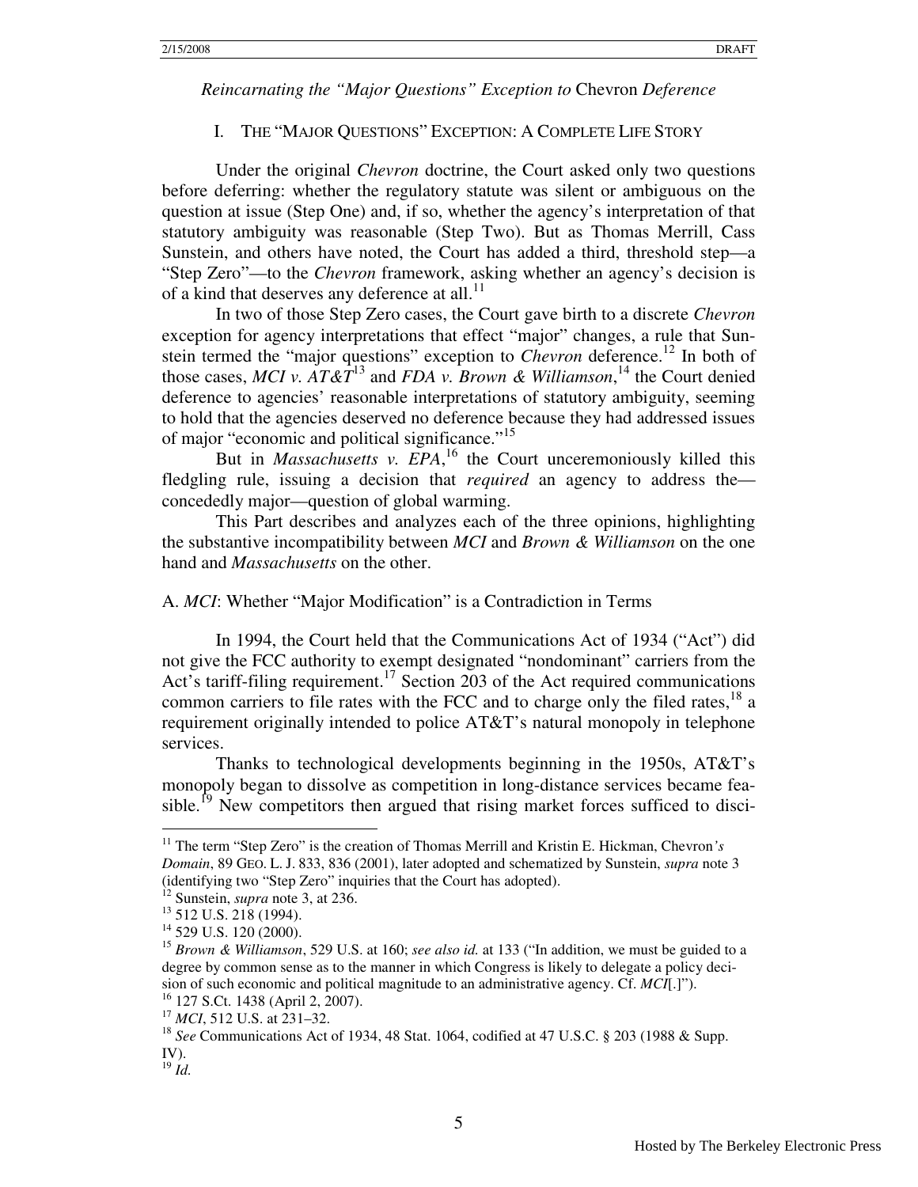*Reincarnating the "Major Questions" Exception to* Chevron *Deference*

## I. THE "MAJOR QUESTIONS" EXCEPTION: A COMPLETE LIFE STORY

Under the original *Chevron* doctrine, the Court asked only two questions before deferring: whether the regulatory statute was silent or ambiguous on the question at issue (Step One) and, if so, whether the agency's interpretation of that statutory ambiguity was reasonable (Step Two). But as Thomas Merrill, Cass Sunstein, and others have noted, the Court has added a third, threshold step—a "Step Zero"—to the *Chevron* framework, asking whether an agency's decision is of a kind that deserves any deference at all.[11]

In two of those Step Zero cases, the Court gave birth to a discrete *Chevron* exception for agency interpretations that effect "major" changes, a rule that Sunstein termed the "major questions" exception to *Chevron* deference.[12] In both of those cases, *MCI v. AT&T*[13] and *FDA v. Brown & Williamson*,[14] the Court denied deference to agencies' reasonable interpretations of statutory ambiguity, seeming to hold that the agencies deserved no deference because they had addressed issues of major "economic and political significance."[15]

But in *Massachusetts v. EPA*,[16] the Court unceremoniously killed this fledgling rule, issuing a decision that *required* an agency to address the—concededly major—question of global warming.

This Part describes and analyzes each of the three opinions, highlighting the substantive incompatibility between *MCI* and *Brown & Williamson* on the one hand and *Massachusetts* on the other.

### A. *MCI*: Whether "Major Modification" is a Contradiction in Terms

In 1994, the Court held that the Communications Act of 1934 ("Act") did not give the FCC authority to exempt designated "nondominant" carriers from the Act's tariff-filing requirement.[17] Section 203 of the Act required communications common carriers to file rates with the FCC and to charge only the filed rates,[18] a requirement originally intended to police AT&T's natural monopoly in telephone services.

Thanks to technological developments beginning in the 1950s, AT&T's monopoly began to dissolve as competition in long-distance services became feasible.[19] New competitors then argued that rising market forces sufficed to disci-

---

[11] The term "Step Zero" is the creation of Thomas Merrill and Kristin E. Hickman, Chevron*'s Domain*, 89 GEO. L. J. 833, 836 (2001), later adopted and schematized by Sunstein, *supra* note 3 (identifying two "Step Zero" inquiries that the Court has adopted).

[12] Sunstein, *supra* note 3, at 236.

[13] 512 U.S. 218 (1994).

[14] 529 U.S. 120 (2000).

[15] *Brown & Williamson*, 529 U.S. at 160; *see also id.* at 133 ("In addition, we must be guided to a degree by common sense as to the manner in which Congress is likely to delegate a policy decision of such economic and political magnitude to an administrative agency. Cf. *MCI*[.]").

[16] 127 S.Ct. 1438 (April 2, 2007).

[17] *MCI*, 512 U.S. at 231–32.

[18] *See* Communications Act of 1934, 48 Stat. 1064, codified at 47 U.S.C. § 203 (1988 & Supp. IV).

[19] *Id.*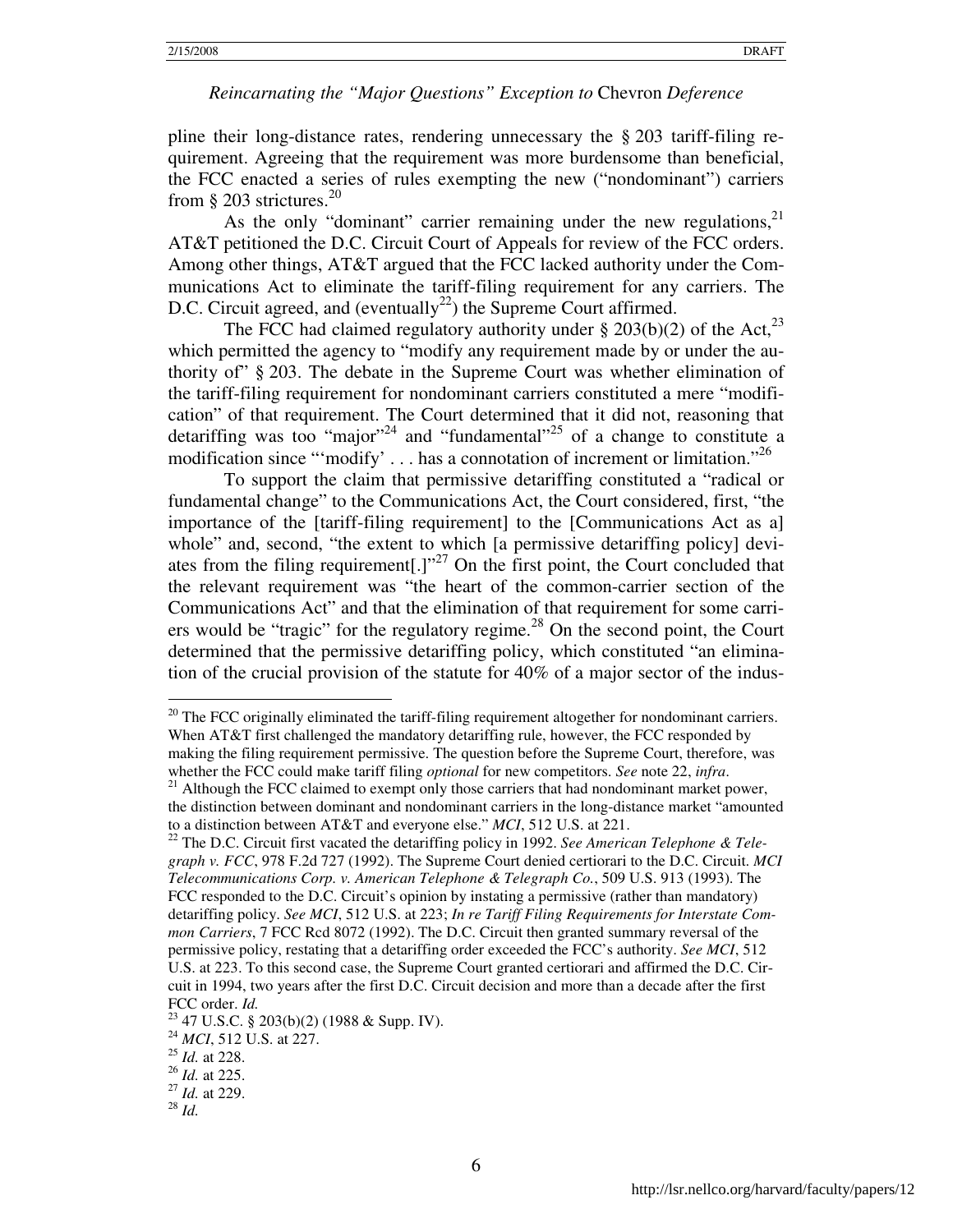pline their long-distance rates, rendering unnecessary the § 203 tariff-filing requirement. Agreeing that the requirement was more burdensome than beneficial, the FCC enacted a series of rules exempting the new ("nondominant") carriers from § 203 strictures.[20]

As the only "dominant" carrier remaining under the new regulations,[21] AT&T petitioned the D.C. Circuit Court of Appeals for review of the FCC orders. Among other things, AT&T argued that the FCC lacked authority under the Communications Act to eliminate the tariff-filing requirement for any carriers. The D.C. Circuit agreed, and (eventually[22]) the Supreme Court affirmed.

The FCC had claimed regulatory authority under § 203(b)(2) of the Act,[23] which permitted the agency to "modify any requirement made by or under the authority of" § 203. The debate in the Supreme Court was whether elimination of the tariff-filing requirement for nondominant carriers constituted a mere "modification" of that requirement. The Court determined that it did not, reasoning that detariffing was too "major"[24] and "fundamental"[25] of a change to constitute a modification since "'modify' . . . has a connotation of increment or limitation."[26]

To support the claim that permissive detariffing constituted a "radical or fundamental change" to the Communications Act, the Court considered, first, "the importance of the [tariff-filing requirement] to the [Communications Act as a] whole" and, second, "the extent to which [a permissive detariffing policy] deviates from the filing requirement[.]"[27] On the first point, the Court concluded that the relevant requirement was "the heart of the common-carrier section of the Communications Act" and that the elimination of that requirement for some carriers would be "tragic" for the regulatory regime.[28] On the second point, the Court determined that the permissive detariffing policy, which constituted "an elimination of the crucial provision of the statute for 40% of a major sector of the indus-

---

[20] The FCC originally eliminated the tariff-filing requirement altogether for nondominant carriers. When AT&T first challenged the mandatory detariffing rule, however, the FCC responded by making the filing requirement permissive. The question before the Supreme Court, therefore, was whether the FCC could make tariff filing *optional* for new competitors. *See* note 22, *infra*.

[21] Although the FCC claimed to exempt only those carriers that had nondominant market power, the distinction between dominant and nondominant carriers in the long-distance market "amounted to a distinction between AT&T and everyone else." *MCI*, 512 U.S. at 221.

[22] The D.C. Circuit first vacated the detariffing policy in 1992. *See American Telephone & Telegraph v. FCC*, 978 F.2d 727 (1992). The Supreme Court denied certiorari to the D.C. Circuit. *MCI Telecommunications Corp. v. American Telephone & Telegraph Co.*, 509 U.S. 913 (1993). The FCC responded to the D.C. Circuit's opinion by instating a permissive (rather than mandatory) detariffing policy. *See MCI*, 512 U.S. at 223; *In re Tariff Filing Requirements for Interstate Common Carriers*, 7 FCC Rcd 8072 (1992). The D.C. Circuit then granted summary reversal of the permissive policy, restating that a detariffing order exceeded the FCC's authority. *See MCI*, 512 U.S. at 223. To this second case, the Supreme Court granted certiorari and affirmed the D.C. Circuit in 1994, two years after the first D.C. Circuit decision and more than a decade after the first FCC order. *Id.*

[23] 47 U.S.C. § 203(b)(2) (1988 & Supp. IV).

[24] *MCI*, 512 U.S. at 227.

[25] *Id.* at 228.

[26] *Id.* at 225.

[27] *Id.* at 229.

[28] *Id.*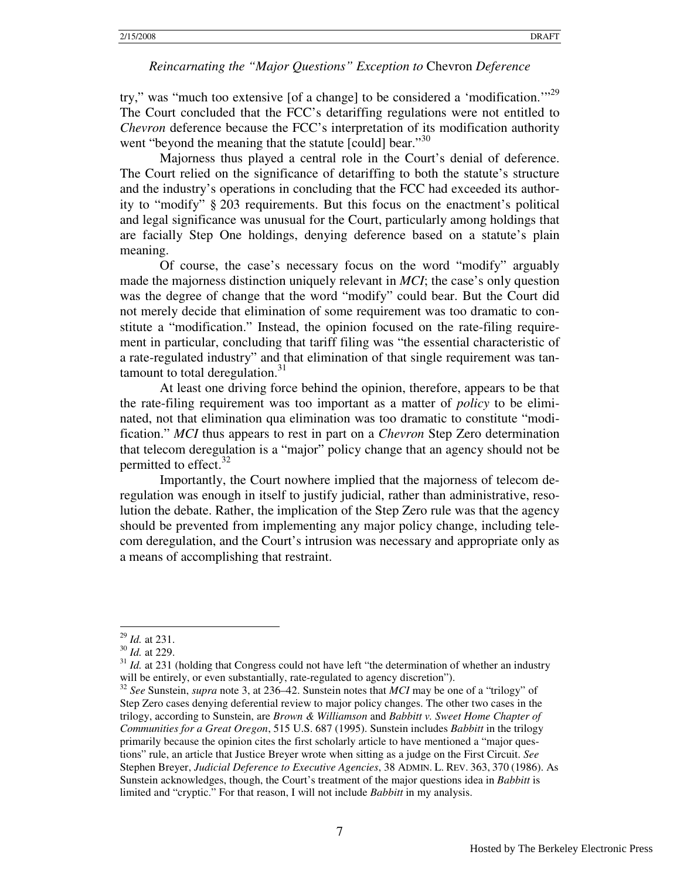try," was "much too extensive [of a change] to be considered a 'modification.'"[29] The Court concluded that the FCC's detariffing regulations were not entitled to *Chevron* deference because the FCC's interpretation of its modification authority went "beyond the meaning that the statute [could] bear."[30]

Majorness thus played a central role in the Court's denial of deference. The Court relied on the significance of detariffing to both the statute's structure and the industry's operations in concluding that the FCC had exceeded its authority to "modify" § 203 requirements. But this focus on the enactment's political and legal significance was unusual for the Court, particularly among holdings that are facially Step One holdings, denying deference based on a statute's plain meaning.

Of course, the case's necessary focus on the word "modify" arguably made the majorness distinction uniquely relevant in *MCI*; the case's only question was the degree of change that the word "modify" could bear. But the Court did not merely decide that elimination of some requirement was too dramatic to constitute a "modification." Instead, the opinion focused on the rate-filing requirement in particular, concluding that tariff filing was "the essential characteristic of a rate-regulated industry" and that elimination of that single requirement was tantamount to total deregulation.[31]

At least one driving force behind the opinion, therefore, appears to be that the rate-filing requirement was too important as a matter of *policy* to be eliminated, not that elimination qua elimination was too dramatic to constitute "modification." *MCI* thus appears to rest in part on a *Chevron* Step Zero determination that telecom deregulation is a "major" policy change that an agency should not be permitted to effect.[32]

Importantly, the Court nowhere implied that the majorness of telecom deregulation was enough in itself to justify judicial, rather than administrative, resolution the debate. Rather, the implication of the Step Zero rule was that the agency should be prevented from implementing any major policy change, including telecom deregulation, and the Court's intrusion was necessary and appropriate only as a means of accomplishing that restraint.

---

[29] *Id.* at 231.

[30] *Id.* at 229.

[31] *Id.* at 231 (holding that Congress could not have left "the determination of whether an industry will be entirely, or even substantially, rate-regulated to agency discretion").

[32] *See* Sunstein, *supra* note 3, at 236–42. Sunstein notes that *MCI* may be one of a "trilogy" of Step Zero cases denying deferential review to major policy changes. The other two cases in the trilogy, according to Sunstein, are *Brown & Williamson* and *Babbitt v. Sweet Home Chapter of Communities for a Great Oregon*, 515 U.S. 687 (1995). Sunstein includes *Babbitt* in the trilogy primarily because the opinion cites the first scholarly article to have mentioned a "major questions" rule, an article that Justice Breyer wrote when sitting as a judge on the First Circuit. *See* Stephen Breyer, *Judicial Deference to Executive Agencies*, 38 ADMIN. L. REV. 363, 370 (1986). As Sunstein acknowledges, though, the Court's treatment of the major questions idea in *Babbitt* is limited and "cryptic." For that reason, I will not include *Babbitt* in my analysis.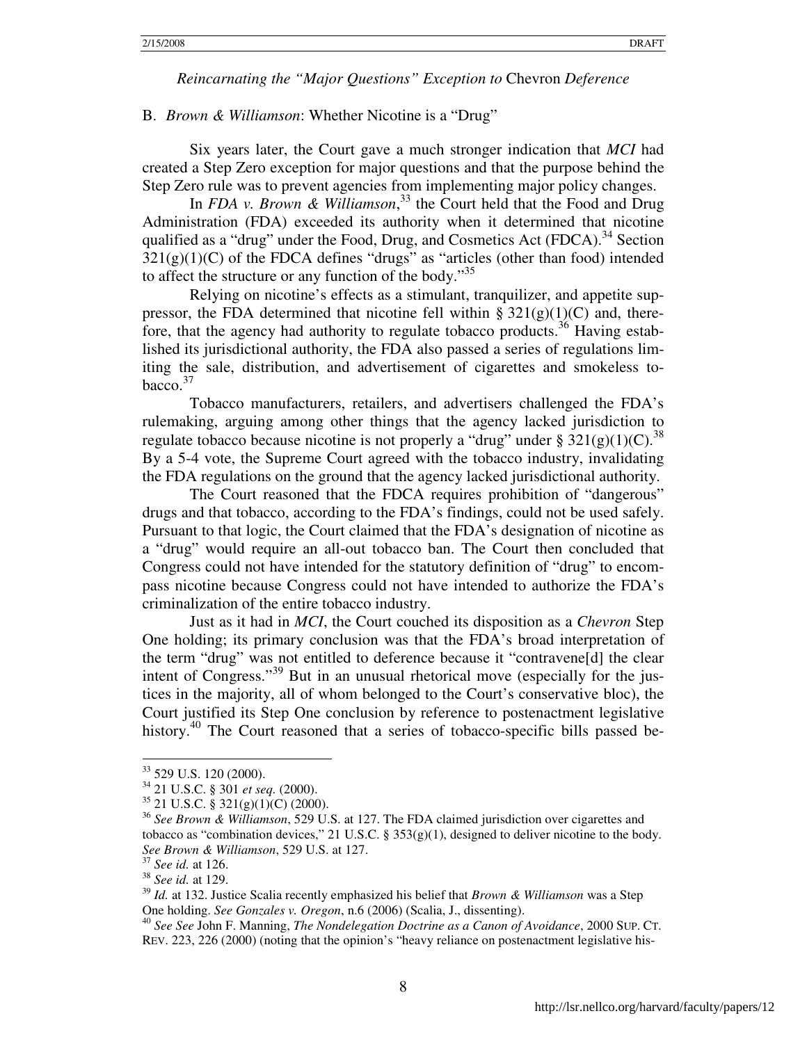B. *Brown & Williamson*: Whether Nicotine is a "Drug"

Six years later, the Court gave a much stronger indication that *MCI* had created a Step Zero exception for major questions and that the purpose behind the Step Zero rule was to prevent agencies from implementing major policy changes.

In *FDA v. Brown & Williamson*,[33] the Court held that the Food and Drug Administration (FDA) exceeded its authority when it determined that nicotine qualified as a "drug" under the Food, Drug, and Cosmetics Act (FDCA).[34] Section 321(g)(1)(C) of the FDCA defines "drugs" as "articles (other than food) intended to affect the structure or any function of the body."[35]

Relying on nicotine's effects as a stimulant, tranquilizer, and appetite suppressor, the FDA determined that nicotine fell within § 321(g)(1)(C) and, therefore, that the agency had authority to regulate tobacco products.[36] Having established its jurisdictional authority, the FDA also passed a series of regulations limiting the sale, distribution, and advertisement of cigarettes and smokeless tobacco.[37]

Tobacco manufacturers, retailers, and advertisers challenged the FDA's rulemaking, arguing among other things that the agency lacked jurisdiction to regulate tobacco because nicotine is not properly a "drug" under § 321(g)(1)(C).[38] By a 5-4 vote, the Supreme Court agreed with the tobacco industry, invalidating the FDA regulations on the ground that the agency lacked jurisdictional authority.

The Court reasoned that the FDCA requires prohibition of "dangerous" drugs and that tobacco, according to the FDA's findings, could not be used safely. Pursuant to that logic, the Court claimed that the FDA's designation of nicotine as a "drug" would require an all-out tobacco ban. The Court then concluded that Congress could not have intended for the statutory definition of "drug" to encompass nicotine because Congress could not have intended to authorize the FDA's criminalization of the entire tobacco industry.

Just as it had in *MCI*, the Court couched its disposition as a *Chevron* Step One holding; its primary conclusion was that the FDA's broad interpretation of the term "drug" was not entitled to deference because it "contravene[d] the clear intent of Congress."[39] But in an unusual rhetorical move (especially for the justices in the majority, all of whom belonged to the Court's conservative bloc), the Court justified its Step One conclusion by reference to postenactment legislative history.[40] The Court reasoned that a series of tobacco-specific bills passed be-

---

[33] 529 U.S. 120 (2000).

[34] 21 U.S.C. § 301 *et seq.* (2000).

[35] 21 U.S.C. § 321(g)(1)(C) (2000).

[36] *See Brown & Williamson*, 529 U.S. at 127. The FDA claimed jurisdiction over cigarettes and tobacco as "combination devices," 21 U.S.C. § 353(g)(1), designed to deliver nicotine to the body. *See Brown & Williamson*, 529 U.S. at 127.

[37] *See id.* at 126.

[38] *See id.* at 129.

[39] *Id.* at 132. Justice Scalia recently emphasized his belief that *Brown & Williamson* was a Step One holding. *See Gonzales v. Oregon*, n.6 (2006) (Scalia, J., dissenting).

[40] *See See* John F. Manning, *The Nondelegation Doctrine as a Canon of Avoidance*, 2000 SUP. CT. REV. 223, 226 (2000) (noting that the opinion's "heavy reliance on postenactment legislative his-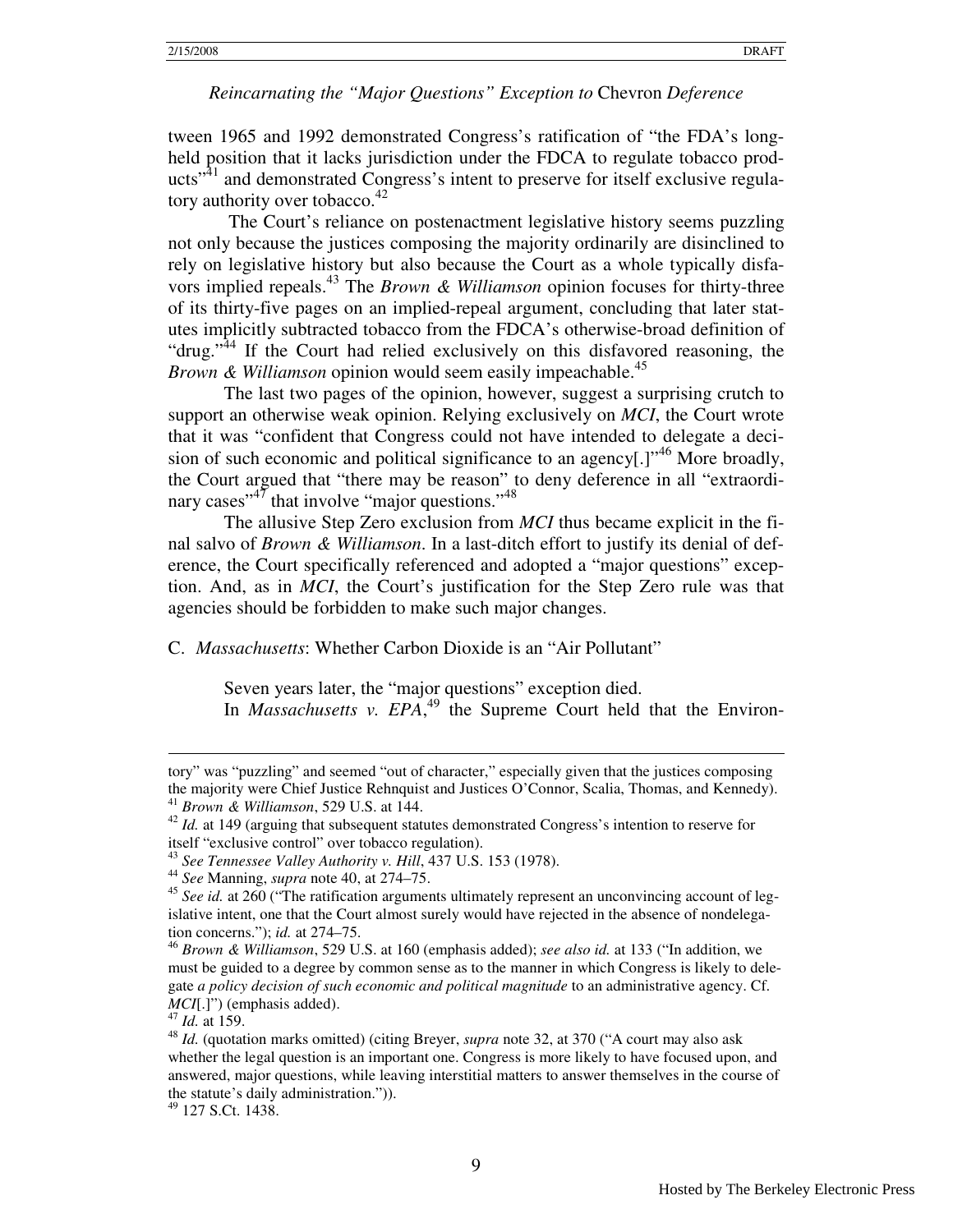tween 1965 and 1992 demonstrated Congress's ratification of "the FDA's long-held position that it lacks jurisdiction under the FDCA to regulate tobacco products"[41] and demonstrated Congress's intent to preserve for itself exclusive regulatory authority over tobacco.[42]

The Court's reliance on postenactment legislative history seems puzzling not only because the justices composing the majority ordinarily are disinclined to rely on legislative history but also because the Court as a whole typically disfavors implied repeals.[43] The *Brown & Williamson* opinion focuses for thirty-three of its thirty-five pages on an implied-repeal argument, concluding that later statutes implicitly subtracted tobacco from the FDCA's otherwise-broad definition of "drug."[44] If the Court had relied exclusively on this disfavored reasoning, the *Brown & Williamson* opinion would seem easily impeachable.[45]

The last two pages of the opinion, however, suggest a surprising crutch to support an otherwise weak opinion. Relying exclusively on *MCI*, the Court wrote that it was "confident that Congress could not have intended to delegate a decision of such economic and political significance to an agency[.]"[46] More broadly, the Court argued that "there may be reason" to deny deference in all "extraordinary cases"[47] that involve "major questions."[48]

The allusive Step Zero exclusion from *MCI* thus became explicit in the final salvo of *Brown & Williamson*. In a last-ditch effort to justify its denial of deference, the Court specifically referenced and adopted a "major questions" exception. And, as in *MCI*, the Court's justification for the Step Zero rule was that agencies should be forbidden to make such major changes.

### C. *Massachusetts*: Whether Carbon Dioxide is an "Air Pollutant"

Seven years later, the "major questions" exception died.

In *Massachusetts v. EPA*,[49] the Supreme Court held that the Environ-

---

tory" was "puzzling" and seemed "out of character," especially given that the justices composing the majority were Chief Justice Rehnquist and Justices O'Connor, Scalia, Thomas, and Kennedy).

[41] *Brown & Williamson*, 529 U.S. at 144.

[42] *Id.* at 149 (arguing that subsequent statutes demonstrated Congress's intention to reserve for itself "exclusive control" over tobacco regulation).

[43] *See Tennessee Valley Authority v. Hill*, 437 U.S. 153 (1978).

[44] *See* Manning, *supra* note 40, at 274–75.

[45] *See id.* at 260 ("The ratification arguments ultimately represent an unconvincing account of legislative intent, one that the Court almost surely would have rejected in the absence of nondelegation concerns."); *id.* at 274–75.

[46] *Brown & Williamson*, 529 U.S. at 160 (emphasis added); *see also id.* at 133 ("In addition, we must be guided to a degree by common sense as to the manner in which Congress is likely to delegate *a policy decision of such economic and political magnitude* to an administrative agency. Cf. *MCI*[.]") (emphasis added).

[47] *Id.* at 159.

[48] *Id.* (quotation marks omitted) (citing Breyer, *supra* note 32, at 370 ("A court may also ask whether the legal question is an important one. Congress is more likely to have focused upon, and answered, major questions, while leaving interstitial matters to answer themselves in the course of the statute's daily administration.")).

[49] 127 S.Ct. 1438.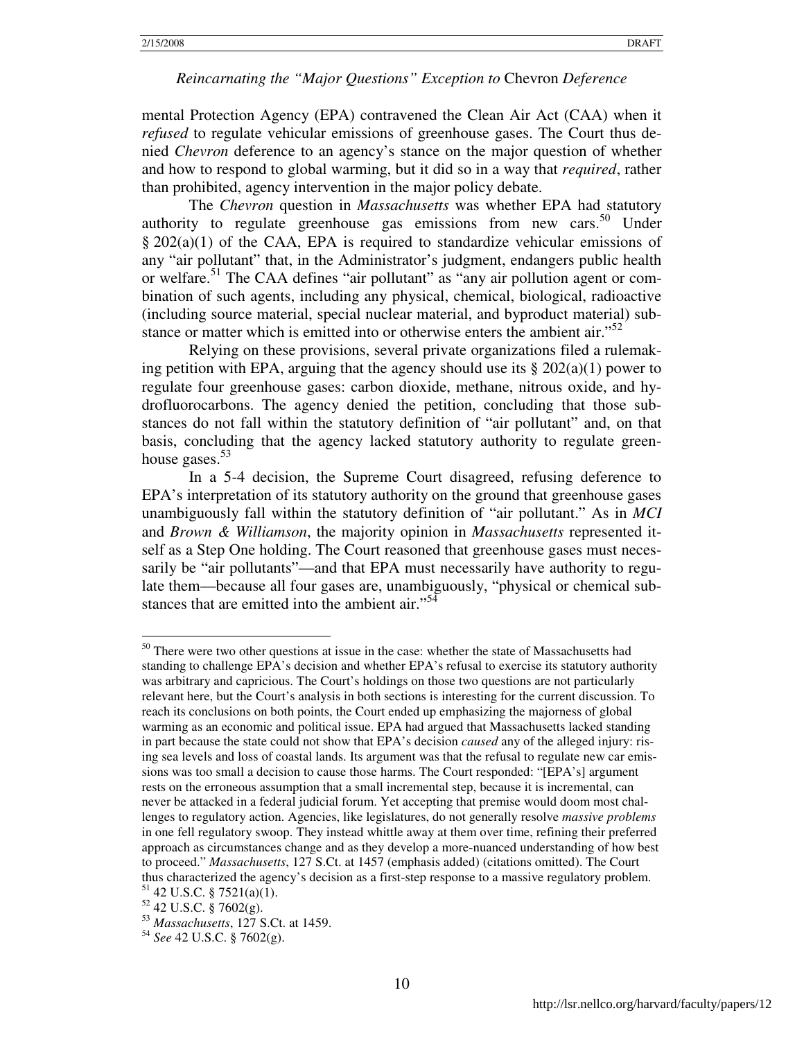mental Protection Agency (EPA) contravened the Clean Air Act (CAA) when it *refused* to regulate vehicular emissions of greenhouse gases. The Court thus denied *Chevron* deference to an agency's stance on the major question of whether and how to respond to global warming, but it did so in a way that *required*, rather than prohibited, agency intervention in the major policy debate.

The *Chevron* question in *Massachusetts* was whether EPA had statutory authority to regulate greenhouse gas emissions from new cars.[50] Under § 202(a)(1) of the CAA, EPA is required to standardize vehicular emissions of any "air pollutant" that, in the Administrator's judgment, endangers public health or welfare.[51] The CAA defines "air pollutant" as "any air pollution agent or combination of such agents, including any physical, chemical, biological, radioactive (including source material, special nuclear material, and byproduct material) substance or matter which is emitted into or otherwise enters the ambient air."[52]

Relying on these provisions, several private organizations filed a rulemaking petition with EPA, arguing that the agency should use its § 202(a)(1) power to regulate four greenhouse gases: carbon dioxide, methane, nitrous oxide, and hydrofluorocarbons. The agency denied the petition, concluding that those substances do not fall within the statutory definition of "air pollutant" and, on that basis, concluding that the agency lacked statutory authority to regulate greenhouse gases.[53]

In a 5-4 decision, the Supreme Court disagreed, refusing deference to EPA's interpretation of its statutory authority on the ground that greenhouse gases unambiguously fall within the statutory definition of "air pollutant." As in *MCI* and *Brown & Williamson*, the majority opinion in *Massachusetts* represented itself as a Step One holding. The Court reasoned that greenhouse gases must necessarily be "air pollutants"—and that EPA must necessarily have authority to regulate them—because all four gases are, unambiguously, "physical or chemical substances that are emitted into the ambient air."[54]

---

[50] There were two other questions at issue in the case: whether the state of Massachusetts had standing to challenge EPA's decision and whether EPA's refusal to exercise its statutory authority was arbitrary and capricious. The Court's holdings on those two questions are not particularly relevant here, but the Court's analysis in both sections is interesting for the current discussion. To reach its conclusions on both points, the Court ended up emphasizing the majorness of global warming as an economic and political issue. EPA had argued that Massachusetts lacked standing in part because the state could not show that EPA's decision *caused* any of the alleged injury: rising sea levels and loss of coastal lands. Its argument was that the refusal to regulate new car emissions was too small a decision to cause those harms. The Court responded: "[EPA's] argument rests on the erroneous assumption that a small incremental step, because it is incremental, can never be attacked in a federal judicial forum. Yet accepting that premise would doom most challenges to regulatory action. Agencies, like legislatures, do not generally resolve *massive problems* in one fell regulatory swoop. They instead whittle away at them over time, refining their preferred approach as circumstances change and as they develop a more-nuanced understanding of how best to proceed." *Massachusetts*, 127 S.Ct. at 1457 (emphasis added) (citations omitted). The Court thus characterized the agency's decision as a first-step response to a massive regulatory problem.

[51] 42 U.S.C. § 7521(a)(1).

[52] 42 U.S.C. § 7602(g).

[53] *Massachusetts*, 127 S.Ct. at 1459.

[54] *See* 42 U.S.C. § 7602(g).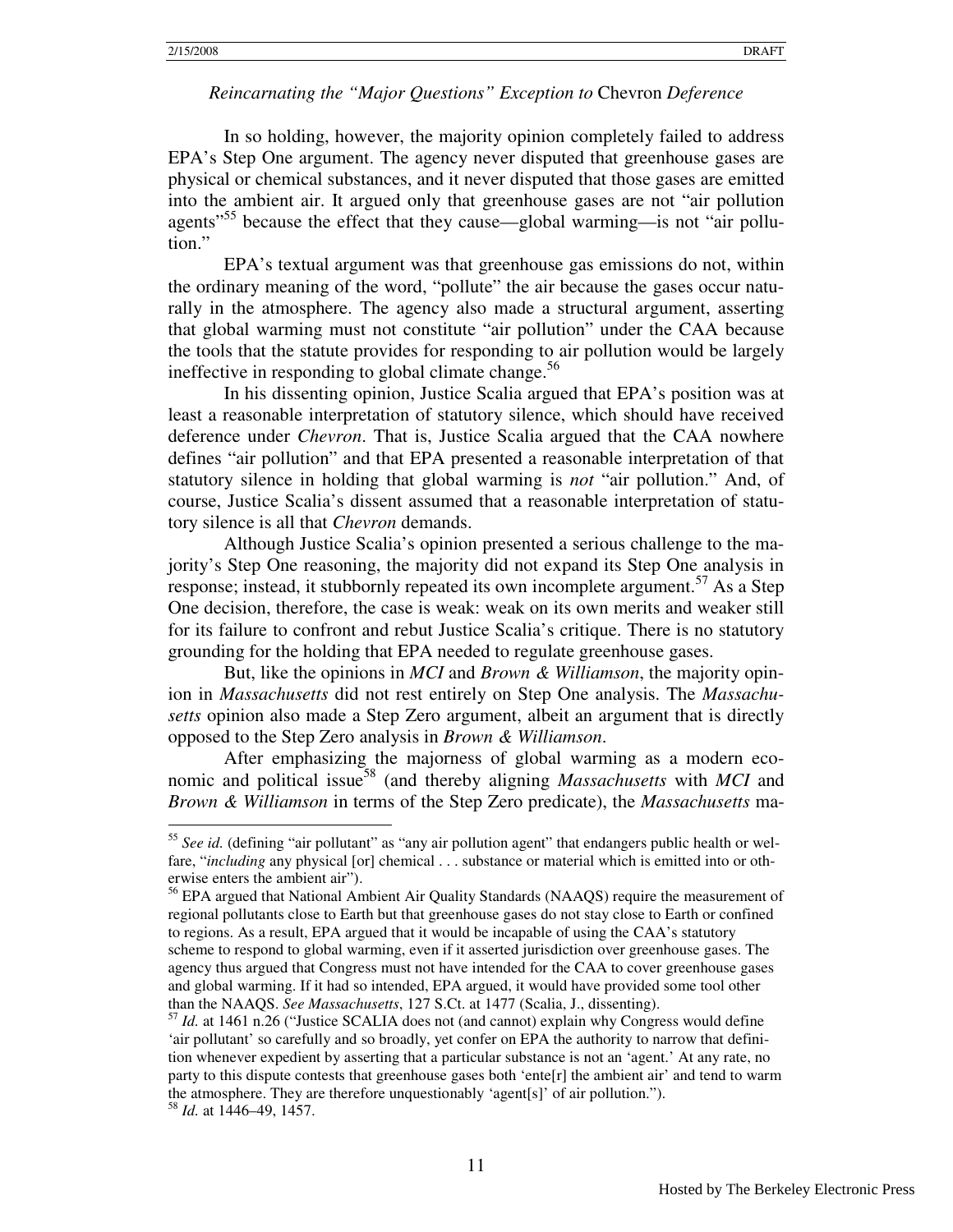In so holding, however, the majority opinion completely failed to address EPA's Step One argument. The agency never disputed that greenhouse gases are physical or chemical substances, and it never disputed that those gases are emitted into the ambient air. It argued only that greenhouse gases are not "air pollution agents"[55] because the effect that they cause—global warming—is not "air pollution."

EPA's textual argument was that greenhouse gas emissions do not, within the ordinary meaning of the word, "pollute" the air because the gases occur naturally in the atmosphere. The agency also made a structural argument, asserting that global warming must not constitute "air pollution" under the CAA because the tools that the statute provides for responding to air pollution would be largely ineffective in responding to global climate change.[56]

In his dissenting opinion, Justice Scalia argued that EPA's position was at least a reasonable interpretation of statutory silence, which should have received deference under *Chevron*. That is, Justice Scalia argued that the CAA nowhere defines "air pollution" and that EPA presented a reasonable interpretation of that statutory silence in holding that global warming is *not* "air pollution." And, of course, Justice Scalia's dissent assumed that a reasonable interpretation of statutory silence is all that *Chevron* demands.

Although Justice Scalia's opinion presented a serious challenge to the majority's Step One reasoning, the majority did not expand its Step One analysis in response; instead, it stubbornly repeated its own incomplete argument.[57] As a Step One decision, therefore, the case is weak: weak on its own merits and weaker still for its failure to confront and rebut Justice Scalia's critique. There is no statutory grounding for the holding that EPA needed to regulate greenhouse gases.

But, like the opinions in *MCI* and *Brown & Williamson*, the majority opinion in *Massachusetts* did not rest entirely on Step One analysis. The *Massachusetts* opinion also made a Step Zero argument, albeit an argument that is directly opposed to the Step Zero analysis in *Brown & Williamson*.

After emphasizing the majorness of global warming as a modern economic and political issue[58] (and thereby aligning *Massachusetts* with *MCI* and *Brown & Williamson* in terms of the Step Zero predicate), the *Massachusetts* ma-

---

[55] *See id.* (defining "air pollutant" as "any air pollution agent" that endangers public health or welfare, "*including* any physical [or] chemical . . . substance or material which is emitted into or otherwise enters the ambient air").

[56] EPA argued that National Ambient Air Quality Standards (NAAQS) require the measurement of regional pollutants close to Earth but that greenhouse gases do not stay close to Earth or confined to regions. As a result, EPA argued that it would be incapable of using the CAA's statutory scheme to respond to global warming, even if it asserted jurisdiction over greenhouse gases. The agency thus argued that Congress must not have intended for the CAA to cover greenhouse gases and global warming. If it had so intended, EPA argued, it would have provided some tool other than the NAAQS. *See Massachusetts*, 127 S.Ct. at 1477 (Scalia, J., dissenting).

[57] *Id.* at 1461 n.26 ("Justice SCALIA does not (and cannot) explain why Congress would define 'air pollutant' so carefully and so broadly, yet confer on EPA the authority to narrow that definition whenever expedient by asserting that a particular substance is not an 'agent.' At any rate, no party to this dispute contests that greenhouse gases both 'ente[r] the ambient air' and tend to warm the atmosphere. They are therefore unquestionably 'agent[s]' of air pollution.").

[58] *Id.* at 1446–49, 1457.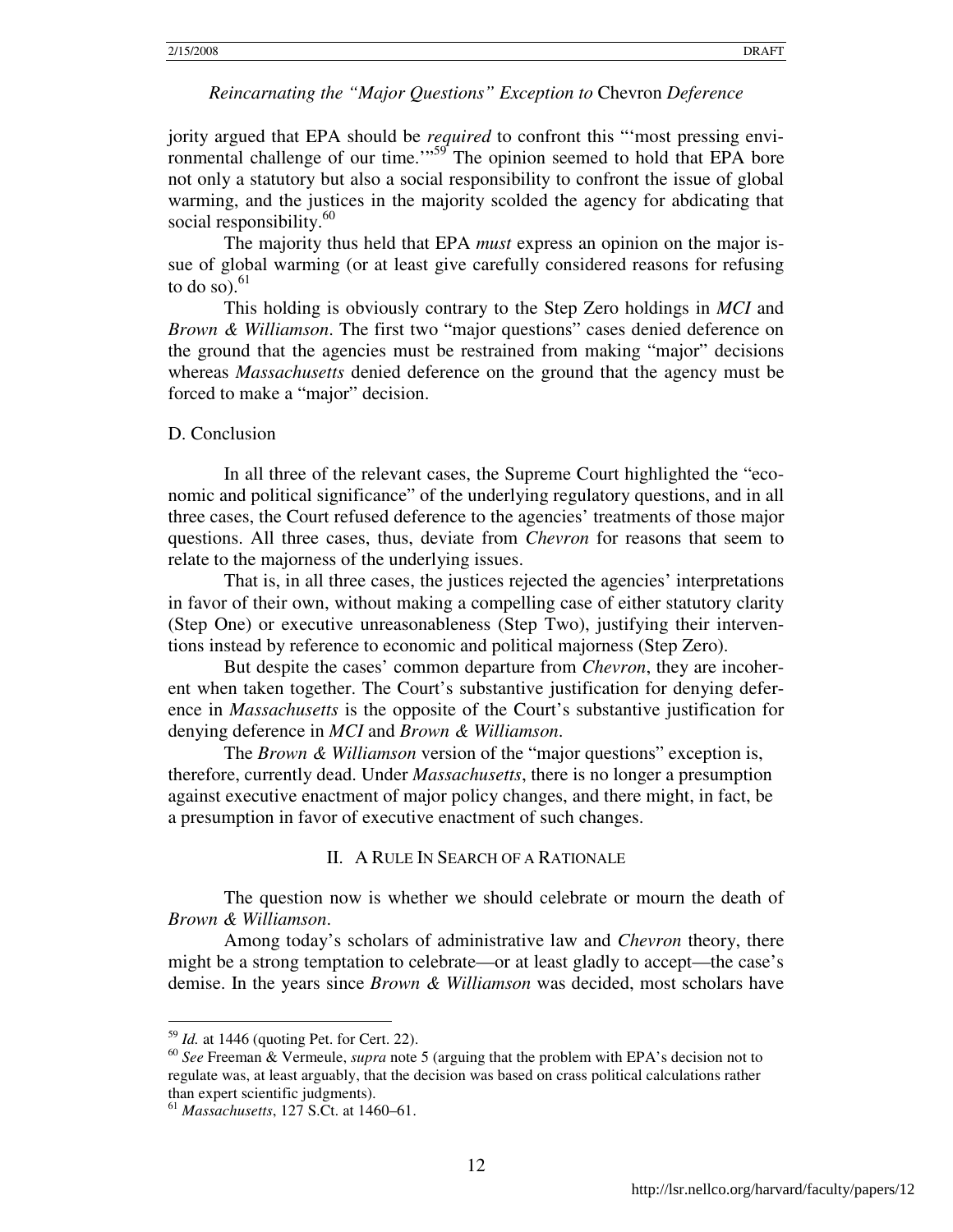jority argued that EPA should be *required* to confront this "'most pressing environmental challenge of our time.'"[59] The opinion seemed to hold that EPA bore not only a statutory but also a social responsibility to confront the issue of global warming, and the justices in the majority scolded the agency for abdicating that social responsibility.[60]

The majority thus held that EPA *must* express an opinion on the major issue of global warming (or at least give carefully considered reasons for refusing to do so).[61]

This holding is obviously contrary to the Step Zero holdings in *MCI* and *Brown & Williamson*. The first two "major questions" cases denied deference on the ground that the agencies must be restrained from making "major" decisions whereas *Massachusetts* denied deference on the ground that the agency must be forced to make a "major" decision.

### D. Conclusion

In all three of the relevant cases, the Supreme Court highlighted the "economic and political significance" of the underlying regulatory questions, and in all three cases, the Court refused deference to the agencies' treatments of those major questions. All three cases, thus, deviate from *Chevron* for reasons that seem to relate to the majorness of the underlying issues.

That is, in all three cases, the justices rejected the agencies' interpretations in favor of their own, without making a compelling case of either statutory clarity (Step One) or executive unreasonableness (Step Two), justifying their interventions instead by reference to economic and political majorness (Step Zero).

But despite the cases' common departure from *Chevron*, they are incoherent when taken together. The Court's substantive justification for denying deference in *Massachusetts* is the opposite of the Court's substantive justification for denying deference in *MCI* and *Brown & Williamson*.

The *Brown & Williamson* version of the "major questions" exception is, therefore, currently dead. Under *Massachusetts*, there is no longer a presumption against executive enactment of major policy changes, and there might, in fact, be a presumption in favor of executive enactment of such changes.

## II. A Rule In Search of a Rationale

The question now is whether we should celebrate or mourn the death of *Brown & Williamson*.

Among today's scholars of administrative law and *Chevron* theory, there might be a strong temptation to celebrate—or at least gladly to accept—the case's demise. In the years since *Brown & Williamson* was decided, most scholars have

---

[59] *Id.* at 1446 (quoting Pet. for Cert. 22).

[60] *See* Freeman & Vermeule, *supra* note 5 (arguing that the problem with EPA's decision not to regulate was, at least arguably, that the decision was based on crass political calculations rather than expert scientific judgments).

[61] *Massachusetts*, 127 S.Ct. at 1460–61.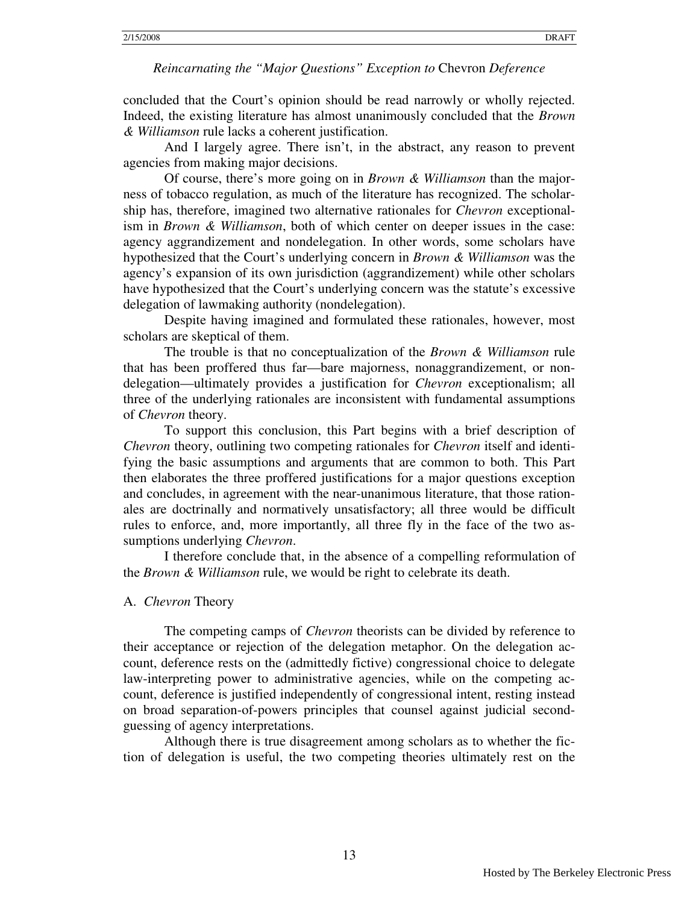concluded that the Court's opinion should be read narrowly or wholly rejected. Indeed, the existing literature has almost unanimously concluded that the *Brown & Williamson* rule lacks a coherent justification.

And I largely agree. There isn't, in the abstract, any reason to prevent agencies from making major decisions.

Of course, there's more going on in *Brown & Williamson* than the majorness of tobacco regulation, as much of the literature has recognized. The scholarship has, therefore, imagined two alternative rationales for *Chevron* exceptionalism in *Brown & Williamson*, both of which center on deeper issues in the case: agency aggrandizement and nondelegation. In other words, some scholars have hypothesized that the Court's underlying concern in *Brown & Williamson* was the agency's expansion of its own jurisdiction (aggrandizement) while other scholars have hypothesized that the Court's underlying concern was the statute's excessive delegation of lawmaking authority (nondelegation).

Despite having imagined and formulated these rationales, however, most scholars are skeptical of them.

The trouble is that no conceptualization of the *Brown & Williamson* rule that has been proffered thus far—bare majorness, nonaggrandizement, or nondelegation—ultimately provides a justification for *Chevron* exceptionalism; all three of the underlying rationales are inconsistent with fundamental assumptions of *Chevron* theory.

To support this conclusion, this Part begins with a brief description of *Chevron* theory, outlining two competing rationales for *Chevron* itself and identifying the basic assumptions and arguments that are common to both. This Part then elaborates the three proffered justifications for a major questions exception and concludes, in agreement with the near-unanimous literature, that those rationales are doctrinally and normatively unsatisfactory; all three would be difficult rules to enforce, and, more importantly, all three fly in the face of the two assumptions underlying *Chevron*.

I therefore conclude that, in the absence of a compelling reformulation of the *Brown & Williamson* rule, we would be right to celebrate its death.

### A. *Chevron* Theory

The competing camps of *Chevron* theorists can be divided by reference to their acceptance or rejection of the delegation metaphor. On the delegation account, deference rests on the (admittedly fictive) congressional choice to delegate law-interpreting power to administrative agencies, while on the competing account, deference is justified independently of congressional intent, resting instead on broad separation-of-powers principles that counsel against judicial second-guessing of agency interpretations.

Although there is true disagreement among scholars as to whether the fiction of delegation is useful, the two competing theories ultimately rest on the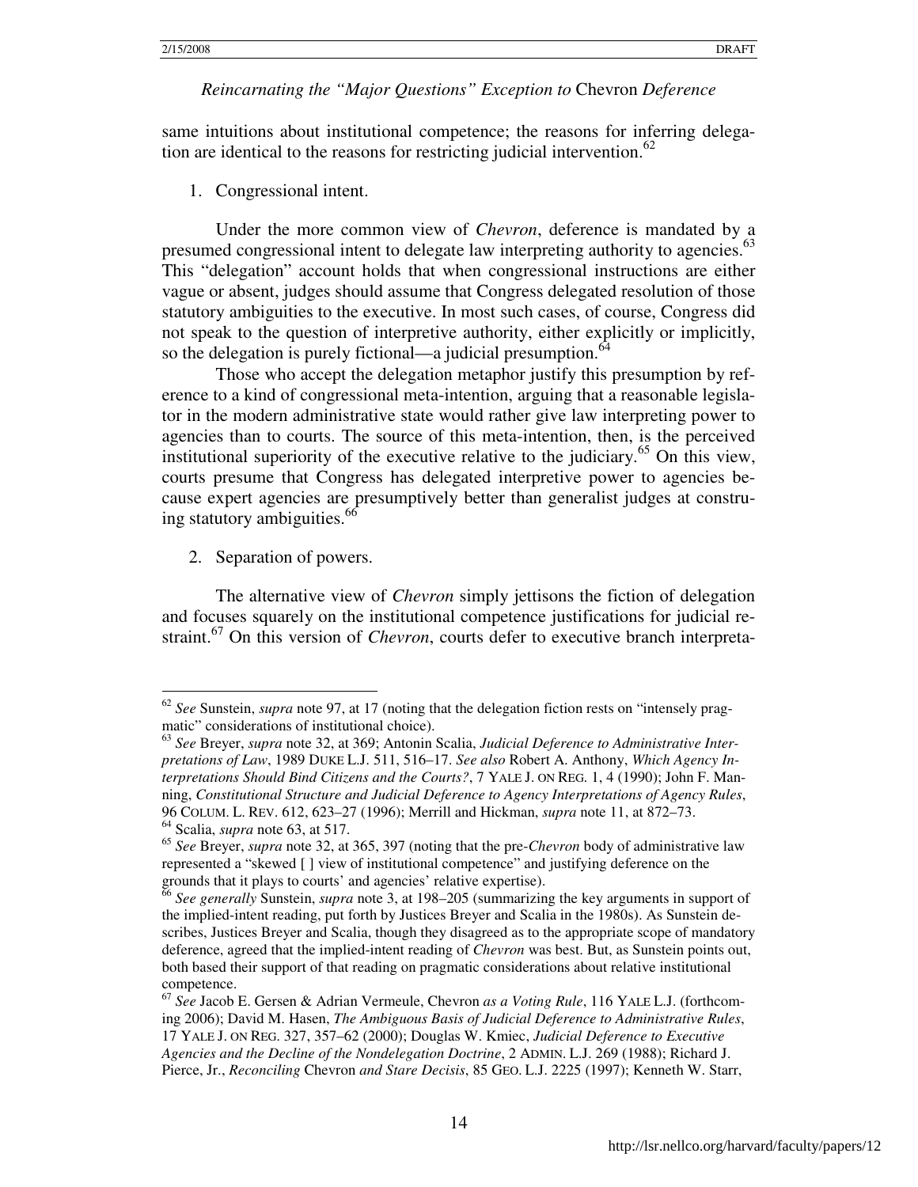same intuitions about institutional competence; the reasons for inferring delegation are identical to the reasons for restricting judicial intervention.[62]

1. Congressional intent.

Under the more common view of *Chevron*, deference is mandated by a presumed congressional intent to delegate law interpreting authority to agencies.[63] This "delegation" account holds that when congressional instructions are either vague or absent, judges should assume that Congress delegated resolution of those statutory ambiguities to the executive. In most such cases, of course, Congress did not speak to the question of interpretive authority, either explicitly or implicitly, so the delegation is purely fictional—a judicial presumption.[64]

Those who accept the delegation metaphor justify this presumption by reference to a kind of congressional meta-intention, arguing that a reasonable legislator in the modern administrative state would rather give law interpreting power to agencies than to courts. The source of this meta-intention, then, is the perceived institutional superiority of the executive relative to the judiciary.[65] On this view, courts presume that Congress has delegated interpretive power to agencies because expert agencies are presumptively better than generalist judges at construing statutory ambiguities.[66]

2. Separation of powers.

The alternative view of *Chevron* simply jettisons the fiction of delegation and focuses squarely on the institutional competence justifications for judicial restraint.[67] On this version of *Chevron*, courts defer to executive branch interpreta-

---

[62] *See* Sunstein, *supra* note 97, at 17 (noting that the delegation fiction rests on "intensely pragmatic" considerations of institutional choice).

[63] *See* Breyer, *supra* note 32, at 369; Antonin Scalia, *Judicial Deference to Administrative Interpretations of Law*, 1989 DUKE L.J. 511, 516–17. *See also* Robert A. Anthony, *Which Agency Interpretations Should Bind Citizens and the Courts?*, 7 YALE J. ON REG. 1, 4 (1990); John F. Manning, *Constitutional Structure and Judicial Deference to Agency Interpretations of Agency Rules*, 96 COLUM. L. REV. 612, 623–27 (1996); Merrill and Hickman, *supra* note 11, at 872–73.

[64] Scalia, *supra* note 63, at 517.

[65] *See* Breyer, *supra* note 32, at 365, 397 (noting that the pre-*Chevron* body of administrative law represented a "skewed [ ] view of institutional competence" and justifying deference on the grounds that it plays to courts' and agencies' relative expertise).

[66] *See generally* Sunstein, *supra* note 3, at 198–205 (summarizing the key arguments in support of the implied-intent reading, put forth by Justices Breyer and Scalia in the 1980s). As Sunstein describes, Justices Breyer and Scalia, though they disagreed as to the appropriate scope of mandatory deference, agreed that the implied-intent reading of *Chevron* was best. But, as Sunstein points out, both based their support of that reading on pragmatic considerations about relative institutional competence.

[67] *See* Jacob E. Gersen & Adrian Vermeule, Chevron *as a Voting Rule*, 116 YALE L.J. (forthcoming 2006); David M. Hasen, *The Ambiguous Basis of Judicial Deference to Administrative Rules*, 17 YALE J. ON REG. 327, 357–62 (2000); Douglas W. Kmiec, *Judicial Deference to Executive Agencies and the Decline of the Nondelegation Doctrine*, 2 ADMIN. L.J. 269 (1988); Richard J. Pierce, Jr., *Reconciling* Chevron *and Stare Decisis*, 85 GEO. L.J. 2225 (1997); Kenneth W. Starr,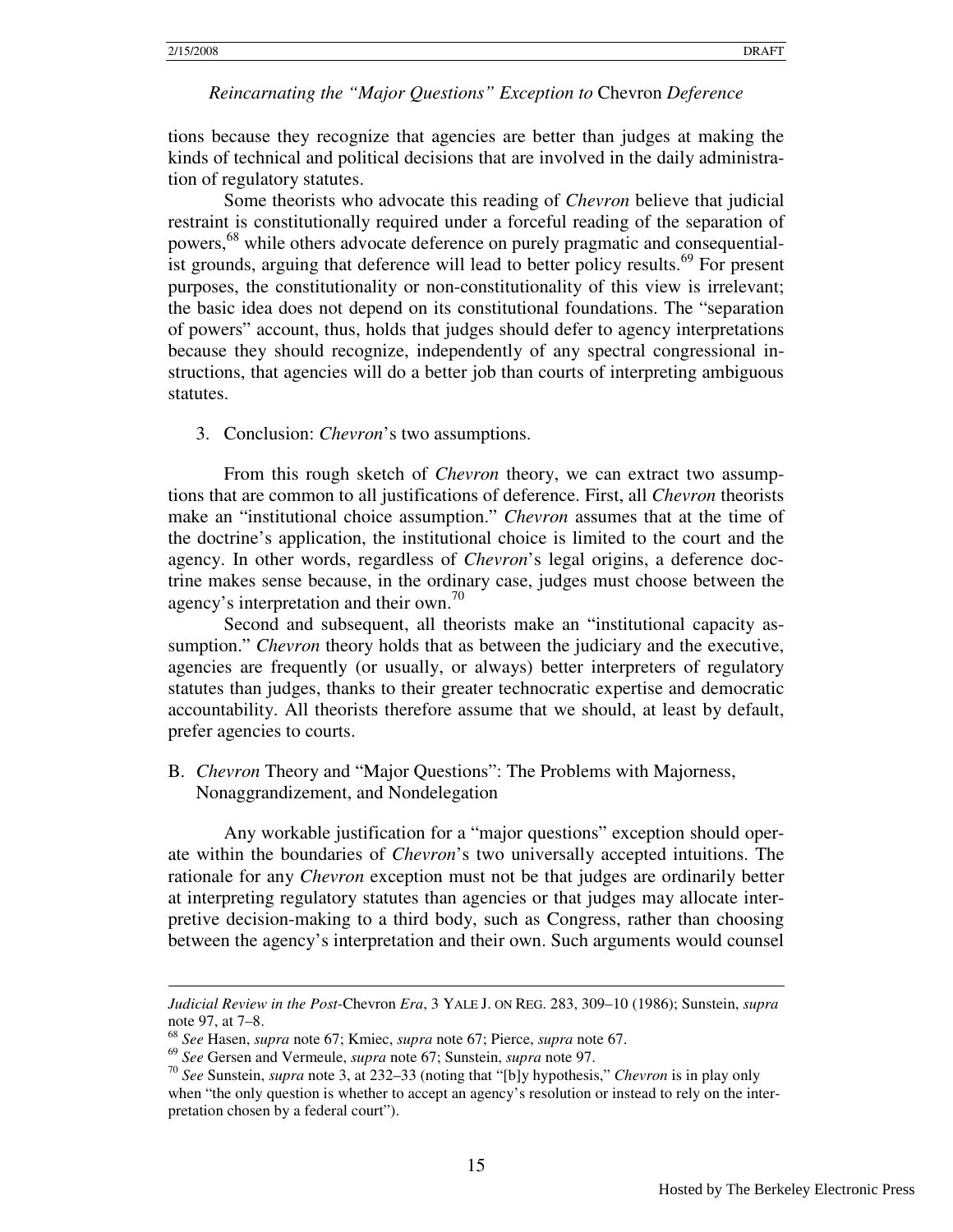tions because they recognize that agencies are better than judges at making the kinds of technical and political decisions that are involved in the daily administration of regulatory statutes.

Some theorists who advocate this reading of *Chevron* believe that judicial restraint is constitutionally required under a forceful reading of the separation of powers,[68] while others advocate deference on purely pragmatic and consequentialist grounds, arguing that deference will lead to better policy results.[69] For present purposes, the constitutionality or non-constitutionality of this view is irrelevant; the basic idea does not depend on its constitutional foundations. The "separation of powers" account, thus, holds that judges should defer to agency interpretations because they should recognize, independently of any spectral congressional instructions, that agencies will do a better job than courts of interpreting ambiguous statutes.

3. Conclusion: *Chevron*'s two assumptions.

From this rough sketch of *Chevron* theory, we can extract two assumptions that are common to all justifications of deference. First, all *Chevron* theorists make an "institutional choice assumption." *Chevron* assumes that at the time of the doctrine's application, the institutional choice is limited to the court and the agency. In other words, regardless of *Chevron*'s legal origins, a deference doctrine makes sense because, in the ordinary case, judges must choose between the agency's interpretation and their own.[70]

Second and subsequent, all theorists make an "institutional capacity assumption." *Chevron* theory holds that as between the judiciary and the executive, agencies are frequently (or usually, or always) better interpreters of regulatory statutes than judges, thanks to their greater technocratic expertise and democratic accountability. All theorists therefore assume that we should, at least by default, prefer agencies to courts.

B. *Chevron* Theory and "Major Questions": The Problems with Majorness, Nonaggrandizement, and Nondelegation

Any workable justification for a "major questions" exception should operate within the boundaries of *Chevron*'s two universally accepted intuitions. The rationale for any *Chevron* exception must not be that judges are ordinarily better at interpreting regulatory statutes than agencies or that judges may allocate interpretive decision-making to a third body, such as Congress, rather than choosing between the agency's interpretation and their own. Such arguments would counsel

---

*Judicial Review in the Post-*Chevron *Era*, 3 YALE J. ON REG. 283, 309–10 (1986); Sunstein, *supra* note 97, at 7–8.

[68] *See* Hasen, *supra* note 67; Kmiec, *supra* note 67; Pierce, *supra* note 67.

[69] *See* Gersen and Vermeule, *supra* note 67; Sunstein, *supra* note 97.

[70] *See* Sunstein, *supra* note 3, at 232–33 (noting that "[b]y hypothesis," *Chevron* is in play only when "the only question is whether to accept an agency's resolution or instead to rely on the interpretation chosen by a federal court").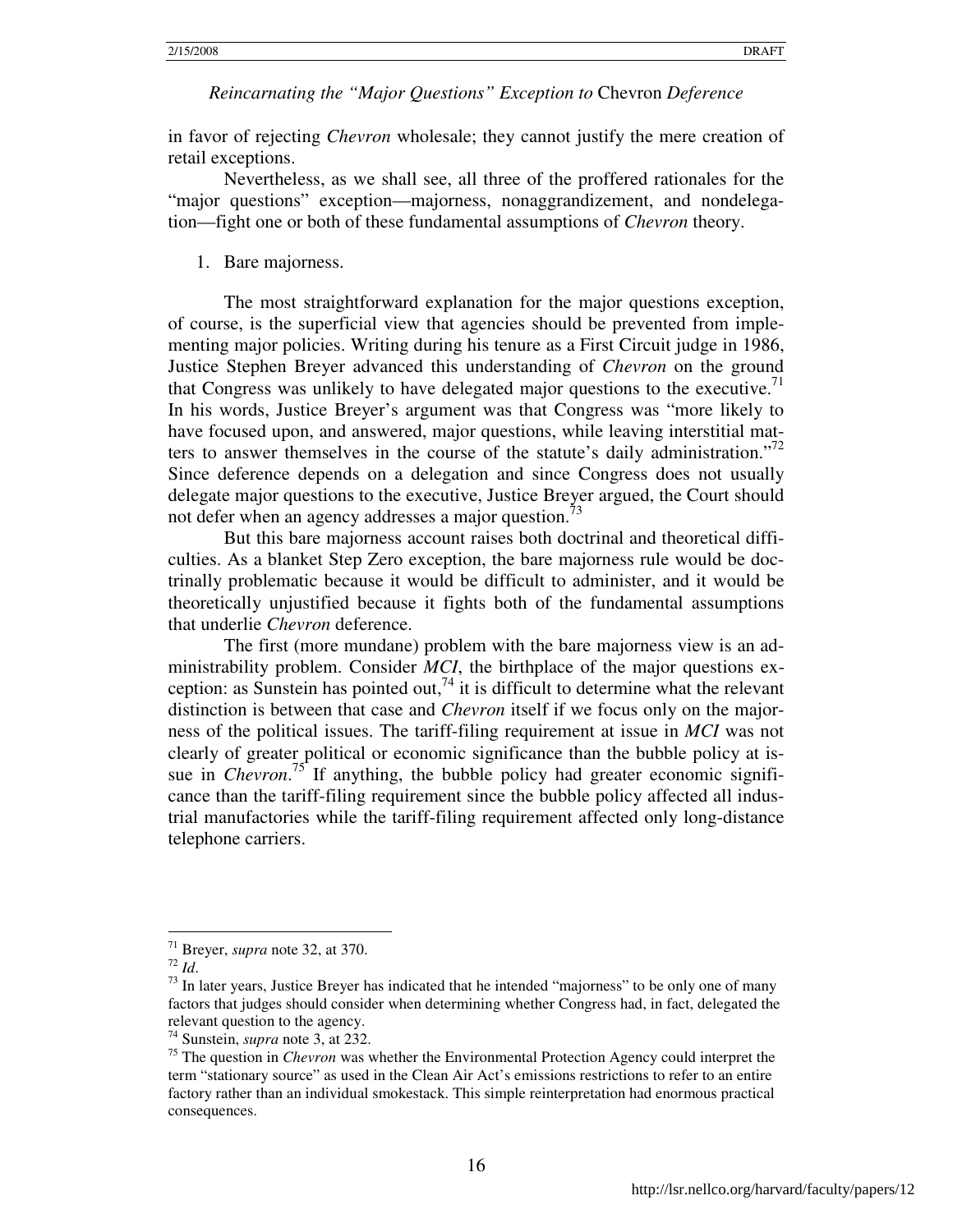in favor of rejecting *Chevron* wholesale; they cannot justify the mere creation of retail exceptions.

Nevertheless, as we shall see, all three of the proffered rationales for the "major questions" exception—majorness, nonaggrandizement, and nondelegation—fight one or both of these fundamental assumptions of *Chevron* theory.

1. Bare majorness.

The most straightforward explanation for the major questions exception, of course, is the superficial view that agencies should be prevented from implementing major policies. Writing during his tenure as a First Circuit judge in 1986, Justice Stephen Breyer advanced this understanding of *Chevron* on the ground that Congress was unlikely to have delegated major questions to the executive.[71] In his words, Justice Breyer's argument was that Congress was "more likely to have focused upon, and answered, major questions, while leaving interstitial matters to answer themselves in the course of the statute's daily administration."[72] Since deference depends on a delegation and since Congress does not usually delegate major questions to the executive, Justice Breyer argued, the Court should not defer when an agency addresses a major question.[73]

But this bare majorness account raises both doctrinal and theoretical difficulties. As a blanket Step Zero exception, the bare majorness rule would be doctrinally problematic because it would be difficult to administer, and it would be theoretically unjustified because it fights both of the fundamental assumptions that underlie *Chevron* deference.

The first (more mundane) problem with the bare majorness view is an administrability problem. Consider *MCI*, the birthplace of the major questions exception: as Sunstein has pointed out,[74] it is difficult to determine what the relevant distinction is between that case and *Chevron* itself if we focus only on the majorness of the political issues. The tariff-filing requirement at issue in *MCI* was not clearly of greater political or economic significance than the bubble policy at issue in *Chevron*.[75] If anything, the bubble policy had greater economic significance than the tariff-filing requirement since the bubble policy affected all industrial manufactories while the tariff-filing requirement affected only long-distance telephone carriers.

---

[71] Breyer, *supra* note 32, at 370.

[72] *Id*.

[73] In later years, Justice Breyer has indicated that he intended "majorness" to be only one of many factors that judges should consider when determining whether Congress had, in fact, delegated the relevant question to the agency.

[74] Sunstein, *supra* note 3, at 232.

[75] The question in *Chevron* was whether the Environmental Protection Agency could interpret the term "stationary source" as used in the Clean Air Act's emissions restrictions to refer to an entire factory rather than an individual smokestack. This simple reinterpretation had enormous practical consequences.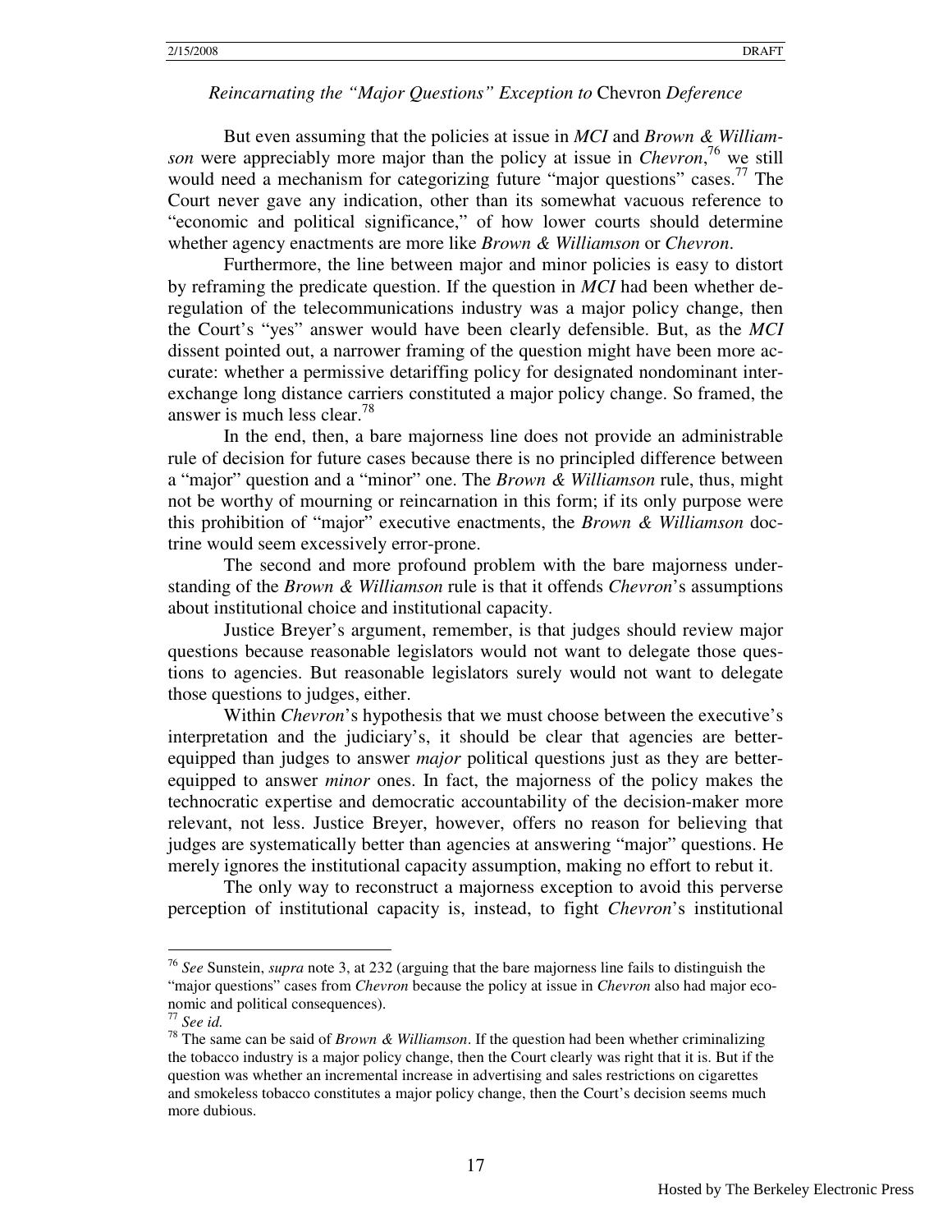But even assuming that the policies at issue in ***MCI*** and ***Brown & Williamson*** were appreciably more major than the policy at issue in *Chevron*,[76] we still would need a mechanism for categorizing future "major questions" cases.[77] The Court never gave any indication, other than its somewhat vacuous reference to "economic and political significance," of how lower courts should determine whether agency enactments are more like *Brown & Williamson* or *Chevron*.

Furthermore, the line between major and minor policies is easy to distort by reframing the predicate question. If the question in ***MCI*** had been whether deregulation of the telecommunications industry was a major policy change, then the Court's "yes" answer would have been clearly defensible. But, as the ***MCI*** dissent pointed out, a narrower framing of the question might have been more accurate: whether a permissive detariffing policy for designated nondominant interexchange long distance carriers constituted a major policy change. So framed, the answer is much less clear.[78]

In the end, then, a bare majorness line does not provide an administrable rule of decision for future cases because there is no principled difference between a "major" question and a "minor" one. The *Brown & Williamson* rule, thus, might not be worthy of mourning or reincarnation in this form; if its only purpose were this prohibition of "major" executive enactments, the *Brown & Williamson* doctrine would seem excessively error-prone.

The second and more profound problem with the bare majorness understanding of the *Brown & Williamson* rule is that it offends *Chevron*'s assumptions about institutional choice and institutional capacity.

Justice Breyer's argument, remember, is that judges should review major questions because reasonable legislators would not want to delegate those questions to agencies. But reasonable legislators surely would not want to delegate those questions to judges, either.

Within *Chevron*'s hypothesis that we must choose between the executive's interpretation and the judiciary's, it should be clear that agencies are better-equipped than judges to answer *major* political questions just as they are better-equipped to answer *minor* ones. In fact, the majorness of the policy makes the technocratic expertise and democratic accountability of the decision-maker more relevant, not less. Justice Breyer, however, offers no reason for believing that judges are systematically better than agencies at answering "major" questions. He merely ignores the institutional capacity assumption, making no effort to rebut it.

The only way to reconstruct a majorness exception to avoid this perverse perception of institutional capacity is, instead, to fight *Chevron*'s institutional

---

[76] *See* Sunstein, *supra* note 3, at 232 (arguing that the bare majorness line fails to distinguish the "major questions" cases from *Chevron* because the policy at issue in *Chevron* also had major economic and political consequences).

[77] *See id.*

[78] The same can be said of *Brown & Williamson*. If the question had been whether criminalizing the tobacco industry is a major policy change, then the Court clearly was right that it is. But if the question was whether an incremental increase in advertising and sales restrictions on cigarettes and smokeless tobacco constitutes a major policy change, then the Court's decision seems much more dubious.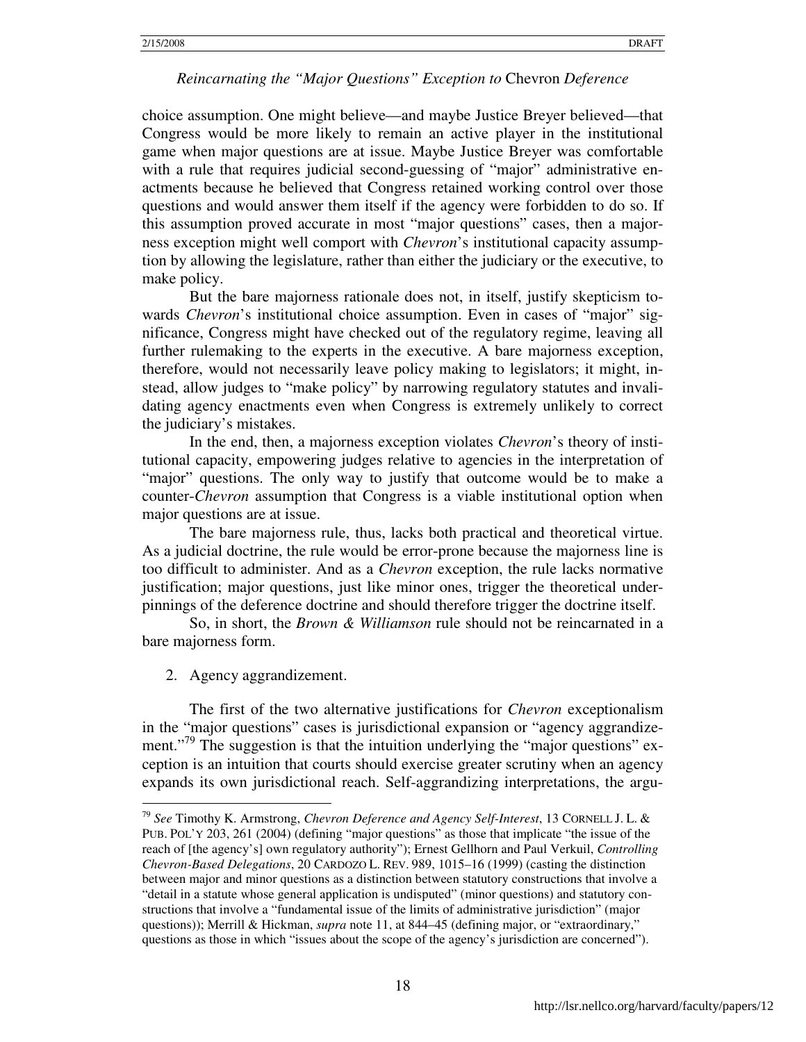choice assumption. One might believe—and maybe Justice Breyer believed—that Congress would be more likely to remain an active player in the institutional game when major questions are at issue. Maybe Justice Breyer was comfortable with a rule that requires judicial second-guessing of "major" administrative enactments because he believed that Congress retained working control over those questions and would answer them itself if the agency were forbidden to do so. If this assumption proved accurate in most "major questions" cases, then a majorness exception might well comport with *Chevron*'s institutional capacity assumption by allowing the legislature, rather than either the judiciary or the executive, to make policy.

But the bare majorness rationale does not, in itself, justify skepticism towards *Chevron*'s institutional choice assumption. Even in cases of "major" significance, Congress might have checked out of the regulatory regime, leaving all further rulemaking to the experts in the executive. A bare majorness exception, therefore, would not necessarily leave policy making to legislators; it might, instead, allow judges to "make policy" by narrowing regulatory statutes and invalidating agency enactments even when Congress is extremely unlikely to correct the judiciary's mistakes.

In the end, then, a majorness exception violates *Chevron*'s theory of institutional capacity, empowering judges relative to agencies in the interpretation of "major" questions. The only way to justify that outcome would be to make a counter-*Chevron* assumption that Congress is a viable institutional option when major questions are at issue.

The bare majorness rule, thus, lacks both practical and theoretical virtue. As a judicial doctrine, the rule would be error-prone because the majorness line is too difficult to administer. And as a *Chevron* exception, the rule lacks normative justification; major questions, just like minor ones, trigger the theoretical underpinnings of the deference doctrine and should therefore trigger the doctrine itself.

So, in short, the *Brown & Williamson* rule should not be reincarnated in a bare majorness form.

2. Agency aggrandizement.

The first of the two alternative justifications for *Chevron* exceptionalism in the "major questions" cases is jurisdictional expansion or "agency aggrandizement."[79] The suggestion is that the intuition underlying the "major questions" exception is an intuition that courts should exercise greater scrutiny when an agency expands its own jurisdictional reach. Self-aggrandizing interpretations, the argu-

---

[79] *See* Timothy K. Armstrong, *Chevron Deference and Agency Self-Interest*, 13 CORNELL J. L. & PUB. POL'Y 203, 261 (2004) (defining "major questions" as those that implicate "the issue of the reach of [the agency's] own regulatory authority"); Ernest Gellhorn and Paul Verkuil, *Controlling Chevron-Based Delegations*, 20 CARDOZO L. REV. 989, 1015–16 (1999) (casting the distinction between major and minor questions as a distinction between statutory constructions that involve a "detail in a statute whose general application is undisputed" (minor questions) and statutory constructions that involve a "fundamental issue of the limits of administrative jurisdiction" (major questions)); Merrill & Hickman, *supra* note 11, at 844–45 (defining major, or "extraordinary," questions as those in which "issues about the scope of the agency's jurisdiction are concerned").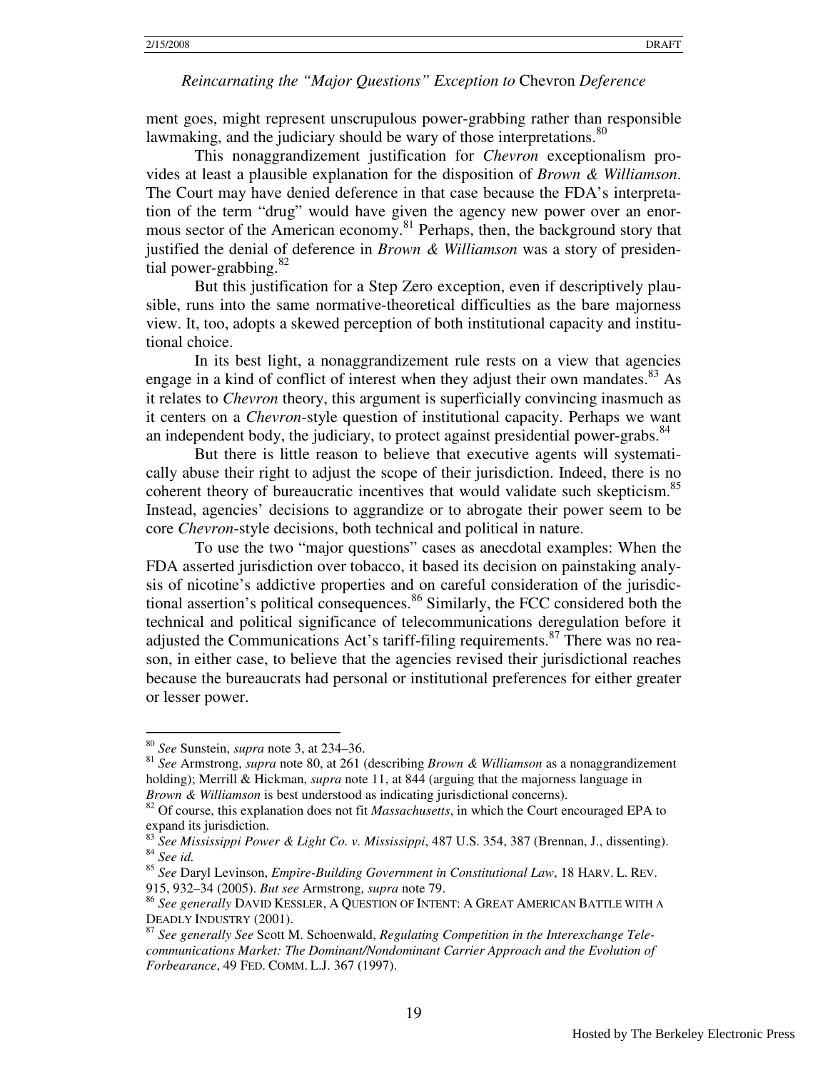ment goes, might represent unscrupulous power-grabbing rather than responsible lawmaking, and the judiciary should be wary of those interpretations.[80]

This nonaggrandizement justification for *Chevron* exceptionalism provides at least a plausible explanation for the disposition of *Brown & Williamson*. The Court may have denied deference in that case because the FDA's interpretation of the term "drug" would have given the agency new power over an enormous sector of the American economy.[81] Perhaps, then, the background story that justified the denial of deference in *Brown & Williamson* was a story of presidential power-grabbing.[82]

But this justification for a Step Zero exception, even if descriptively plausible, runs into the same normative-theoretical difficulties as the bare majorness view. It, too, adopts a skewed perception of both institutional capacity and institutional choice.

In its best light, a nonaggrandizement rule rests on a view that agencies engage in a kind of conflict of interest when they adjust their own mandates.[83] As it relates to *Chevron* theory, this argument is superficially convincing inasmuch as it centers on a *Chevron*-style question of institutional capacity. Perhaps we want an independent body, the judiciary, to protect against presidential power-grabs.[84]

But there is little reason to believe that executive agents will systematically abuse their right to adjust the scope of their jurisdiction. Indeed, there is no coherent theory of bureaucratic incentives that would validate such skepticism.[85] Instead, agencies' decisions to aggrandize or to abrogate their power seem to be core *Chevron*-style decisions, both technical and political in nature.

To use the two "major questions" cases as anecdotal examples: When the FDA asserted jurisdiction over tobacco, it based its decision on painstaking analysis of nicotine's addictive properties and on careful consideration of the jurisdictional assertion's political consequences.[86] Similarly, the FCC considered both the technical and political significance of telecommunications deregulation before it adjusted the Communications Act's tariff-filing requirements.[87] There was no reason, in either case, to believe that the agencies revised their jurisdictional reaches because the bureaucrats had personal or institutional preferences for either greater or lesser power.

---

[80] *See* Sunstein, *supra* note 3, at 234–36.

[81] *See* Armstrong, *supra* note 80, at 261 (describing *Brown & Williamson* as a nonaggrandizement holding); Merrill & Hickman, *supra* note 11, at 844 (arguing that the majorness language in *Brown & Williamson* is best understood as indicating jurisdictional concerns).

[82] Of course, this explanation does not fit *Massachusetts*, in which the Court encouraged EPA to expand its jurisdiction.

[83] *See Mississippi Power & Light Co. v. Mississippi*, 487 U.S. 354, 387 (Brennan, J., dissenting).

[84] *See id.*

[85] *See* Daryl Levinson, *Empire-Building Government in Constitutional Law*, 18 HARV. L. REV. 915, 932–34 (2005). *But see* Armstrong, *supra* note 79.

[86] *See generally* DAVID KESSLER, A QUESTION OF INTENT: A GREAT AMERICAN BATTLE WITH A DEADLY INDUSTRY (2001).

[87] *See generally See* Scott M. Schoenwald, *Regulating Competition in the Interexchange Telecommunications Market: The Dominant/Nondominant Carrier Approach and the Evolution of Forbearance*, 49 FED. COMM. L.J. 367 (1997).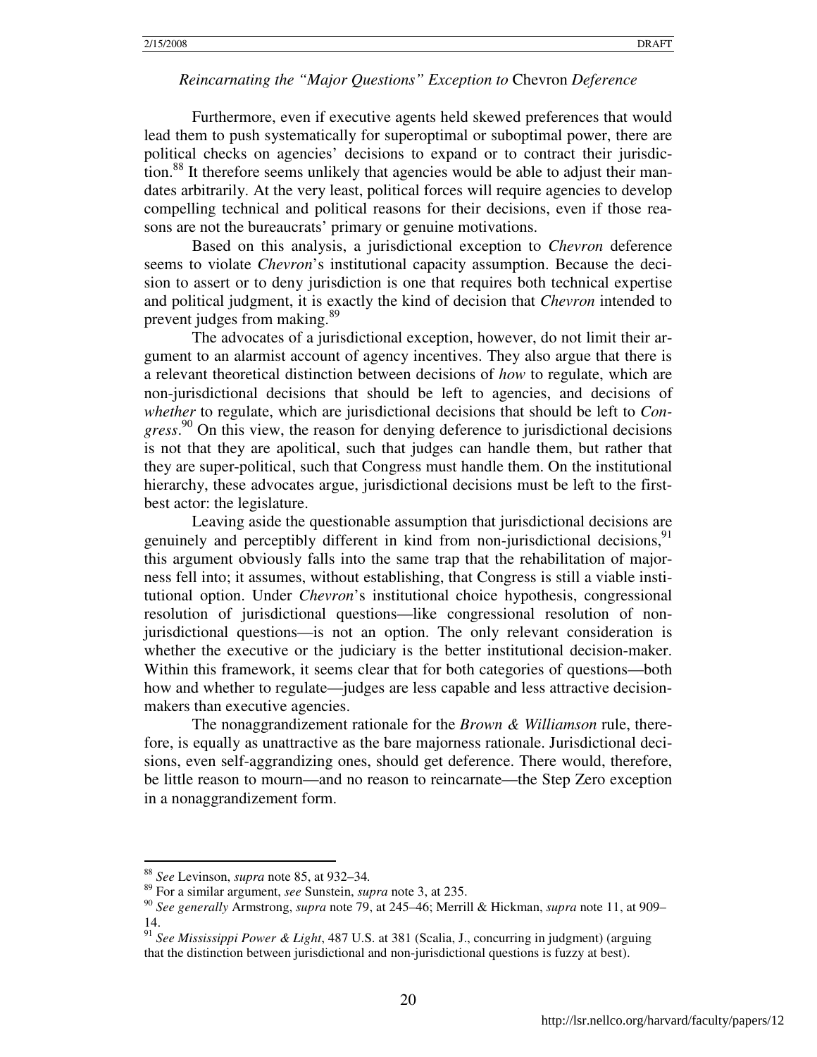Furthermore, even if executive agents held skewed preferences that would lead them to push systematically for superoptimal or suboptimal power, there are political checks on agencies' decisions to expand or to contract their jurisdiction.[88] It therefore seems unlikely that agencies would be able to adjust their mandates arbitrarily. At the very least, political forces will require agencies to develop compelling technical and political reasons for their decisions, even if those reasons are not the bureaucrats' primary or genuine motivations.

Based on this analysis, a jurisdictional exception to *Chevron* deference seems to violate *Chevron*'s institutional capacity assumption. Because the decision to assert or to deny jurisdiction is one that requires both technical expertise and political judgment, it is exactly the kind of decision that *Chevron* intended to prevent judges from making.[89]

The advocates of a jurisdictional exception, however, do not limit their argument to an alarmist account of agency incentives. They also argue that there is a relevant theoretical distinction between decisions of *how* to regulate, which are non-jurisdictional decisions that should be left to agencies, and decisions of *whether* to regulate, which are jurisdictional decisions that should be left to *Congress*.[90] On this view, the reason for denying deference to jurisdictional decisions is not that they are apolitical, such that judges can handle them, but rather that they are super-political, such that Congress must handle them. On the institutional hierarchy, these advocates argue, jurisdictional decisions must be left to the first-best actor: the legislature.

Leaving aside the questionable assumption that jurisdictional decisions are genuinely and perceptibly different in kind from non-jurisdictional decisions,[91] this argument obviously falls into the same trap that the rehabilitation of majorness fell into; it assumes, without establishing, that Congress is still a viable institutional option. Under *Chevron*'s institutional choice hypothesis, congressional resolution of jurisdictional questions—like congressional resolution of non-jurisdictional questions—is not an option. The only relevant consideration is whether the executive or the judiciary is the better institutional decision-maker. Within this framework, it seems clear that for both categories of questions—both how and whether to regulate—judges are less capable and less attractive decision-makers than executive agencies.

The nonaggrandizement rationale for the *Brown & Williamson* rule, therefore, is equally as unattractive as the bare majorness rationale. Jurisdictional decisions, even self-aggrandizing ones, should get deference. There would, therefore, be little reason to mourn—and no reason to reincarnate—the Step Zero exception in a nonaggrandizement form.

---

[88] *See* Levinson, *supra* note 85, at 932–34.

[89] For a similar argument, *see* Sunstein, *supra* note 3, at 235.

[90] *See generally* Armstrong, *supra* note 79, at 245–46; Merrill & Hickman, *supra* note 11, at 909–14.

[91] *See Mississippi Power & Light*, 487 U.S. at 381 (Scalia, J., concurring in judgment) (arguing that the distinction between jurisdictional and non-jurisdictional questions is fuzzy at best).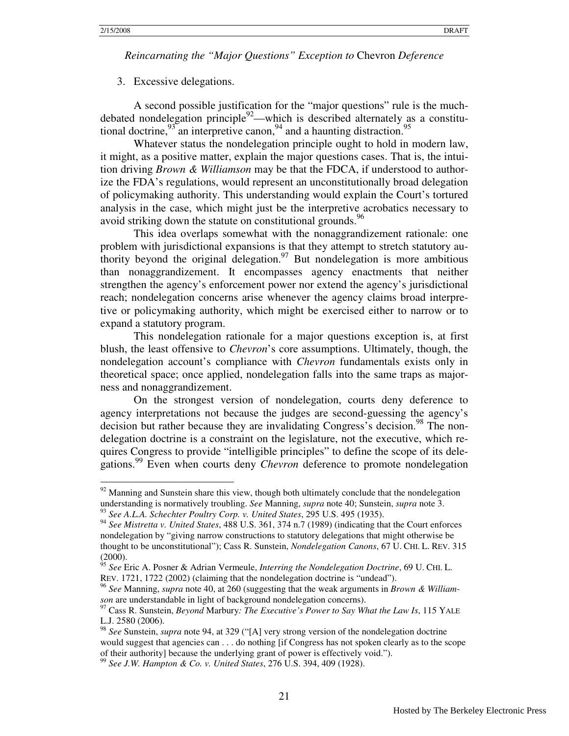3. Excessive delegations.

A second possible justification for the "major questions" rule is the much-debated nondelegation principle[92]—which is described alternately as a constitutional doctrine,[93] an interpretive canon,[94] and a haunting distraction.[95]

Whatever status the nondelegation principle ought to hold in modern law, it might, as a positive matter, explain the major questions cases. That is, the intuition driving *Brown & Williamson* may be that the FDCA, if understood to authorize the FDA's regulations, would represent an unconstitutionally broad delegation of policymaking authority. This understanding would explain the Court's tortured analysis in the case, which might just be the interpretive acrobatics necessary to avoid striking down the statute on constitutional grounds.[96]

This idea overlaps somewhat with the nonaggrandizement rationale: one problem with jurisdictional expansions is that they attempt to stretch statutory authority beyond the original delegation.[97] But nondelegation is more ambitious than nonaggrandizement. It encompasses agency enactments that neither strengthen the agency's enforcement power nor extend the agency's jurisdictional reach; nondelegation concerns arise whenever the agency claims broad interpretive or policymaking authority, which might be exercised either to narrow or to expand a statutory program.

This nondelegation rationale for a major questions exception is, at first blush, the least offensive to *Chevron*'s core assumptions. Ultimately, though, the nondelegation account's compliance with *Chevron* fundamentals exists only in theoretical space; once applied, nondelegation falls into the same traps as majorness and nonaggrandizement.

On the strongest version of nondelegation, courts deny deference to agency interpretations not because the judges are second-guessing the agency's decision but rather because they are invalidating Congress's decision.[98] The nondelegation doctrine is a constraint on the legislature, not the executive, which requires Congress to provide "intelligible principles" to define the scope of its delegations.[99] Even when courts deny *Chevron* deference to promote nondelegation

---

[92] Manning and Sunstein share this view, though both ultimately conclude that the nondelegation understanding is normatively troubling. *See* Manning, *supra* note 40; Sunstein, *supra* note 3.

[93] *See A.L.A. Schechter Poultry Corp. v. United States*, 295 U.S. 495 (1935).

[94] *See Mistretta v. United States*, 488 U.S. 361, 374 n.7 (1989) (indicating that the Court enforces nondelegation by "giving narrow constructions to statutory delegations that might otherwise be thought to be unconstitutional"); Cass R. Sunstein, *Nondelegation Canons*, 67 U. CHI. L. REV. 315 (2000).

[95] *See* Eric A. Posner & Adrian Vermeule, *Interring the Nondelegation Doctrine*, 69 U. CHI. L. REV. 1721, 1722 (2002) (claiming that the nondelegation doctrine is "undead").

[96] *See* Manning, *supra* note 40, at 260 (suggesting that the weak arguments in *Brown & Williamson* are understandable in light of background nondelegation concerns).

[97] Cass R. Sunstein, *Beyond* Marbury*: The Executive's Power to Say What the Law Is*, 115 YALE L.J. 2580 (2006).

[98] *See* Sunstein, *supra* note 94, at 329 ("[A] very strong version of the nondelegation doctrine would suggest that agencies can . . . do nothing [if Congress has not spoken clearly as to the scope of their authority] because the underlying grant of power is effectively void.").

[99] *See J.W. Hampton & Co. v. United States*, 276 U.S. 394, 409 (1928).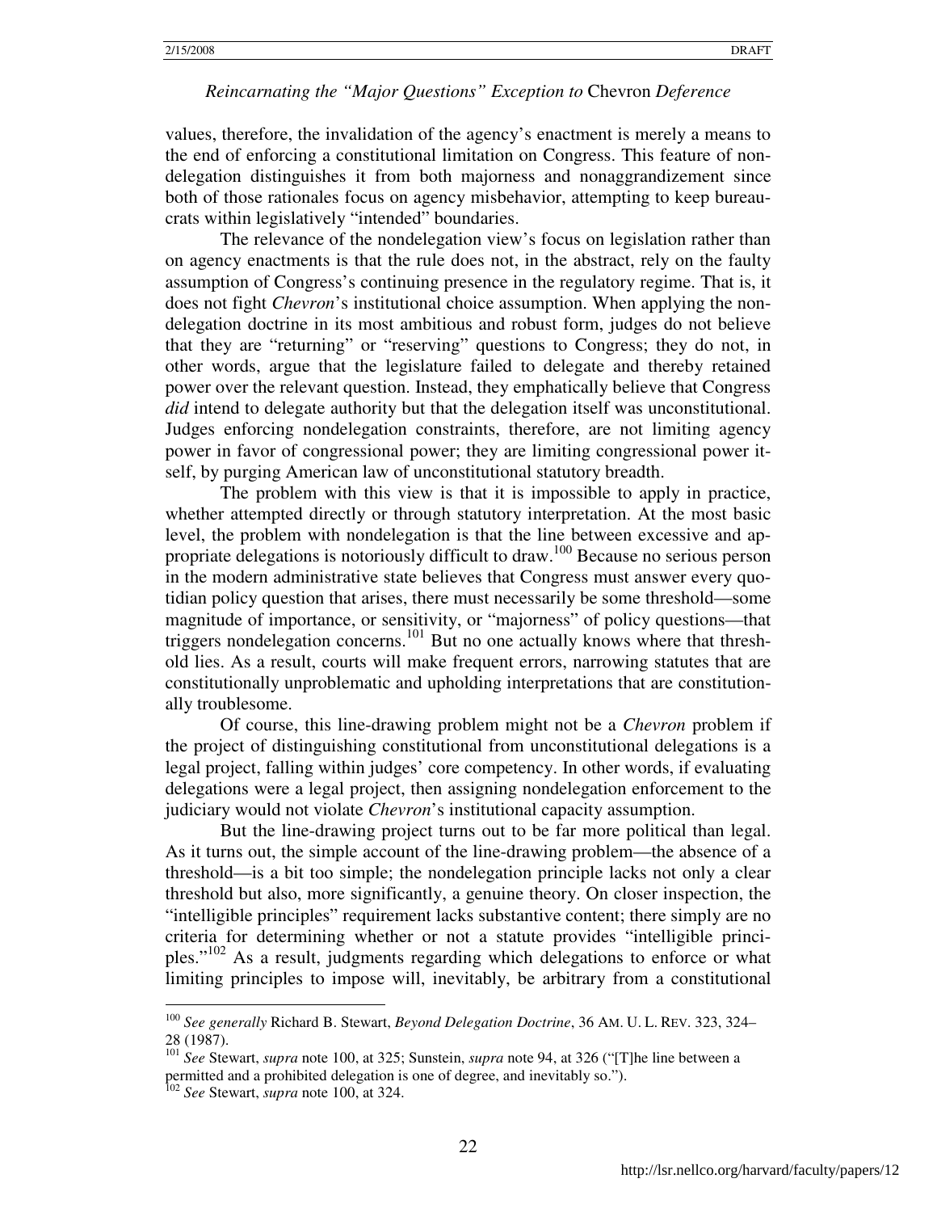values, therefore, the invalidation of the agency's enactment is merely a means to the end of enforcing a constitutional limitation on Congress. This feature of nondelegation distinguishes it from both majorness and nonaggrandizement since both of those rationales focus on agency misbehavior, attempting to keep bureaucrats within legislatively "intended" boundaries.

The relevance of the nondelegation view's focus on legislation rather than on agency enactments is that the rule does not, in the abstract, rely on the faulty assumption of Congress's continuing presence in the regulatory regime. That is, it does not fight *Chevron*'s institutional choice assumption. When applying the nondelegation doctrine in its most ambitious and robust form, judges do not believe that they are "returning" or "reserving" questions to Congress; they do not, in other words, argue that the legislature failed to delegate and thereby retained power over the relevant question. Instead, they emphatically believe that Congress *did* intend to delegate authority but that the delegation itself was unconstitutional. Judges enforcing nondelegation constraints, therefore, are not limiting agency power in favor of congressional power; they are limiting congressional power itself, by purging American law of unconstitutional statutory breadth.

The problem with this view is that it is impossible to apply in practice, whether attempted directly or through statutory interpretation. At the most basic level, the problem with nondelegation is that the line between excessive and appropriate delegations is notoriously difficult to draw.[100] Because no serious person in the modern administrative state believes that Congress must answer every quotidian policy question that arises, there must necessarily be some threshold—some magnitude of importance, or sensitivity, or "majorness" of policy questions—that triggers nondelegation concerns.[101] But no one actually knows where that threshold lies. As a result, courts will make frequent errors, narrowing statutes that are constitutionally unproblematic and upholding interpretations that are constitutionally troublesome.

Of course, this line-drawing problem might not be a *Chevron* problem if the project of distinguishing constitutional from unconstitutional delegations is a legal project, falling within judges' core competency. In other words, if evaluating delegations were a legal project, then assigning nondelegation enforcement to the judiciary would not violate *Chevron*'s institutional capacity assumption.

But the line-drawing project turns out to be far more political than legal. As it turns out, the simple account of the line-drawing problem—the absence of a threshold—is a bit too simple; the nondelegation principle lacks not only a clear threshold but also, more significantly, a genuine theory. On closer inspection, the "intelligible principles" requirement lacks substantive content; there simply are no criteria for determining whether or not a statute provides "intelligible principles."[102] As a result, judgments regarding which delegations to enforce or what limiting principles to impose will, inevitably, be arbitrary from a constitutional

---

[100] *See generally* Richard B. Stewart, *Beyond Delegation Doctrine*, 36 AM. U. L. REV. 323, 324–28 (1987).

[101] *See* Stewart, *supra* note 100, at 325; Sunstein, *supra* note 94, at 326 ("[T]he line between a permitted and a prohibited delegation is one of degree, and inevitably so.").

[102] *See* Stewart, *supra* note 100, at 324.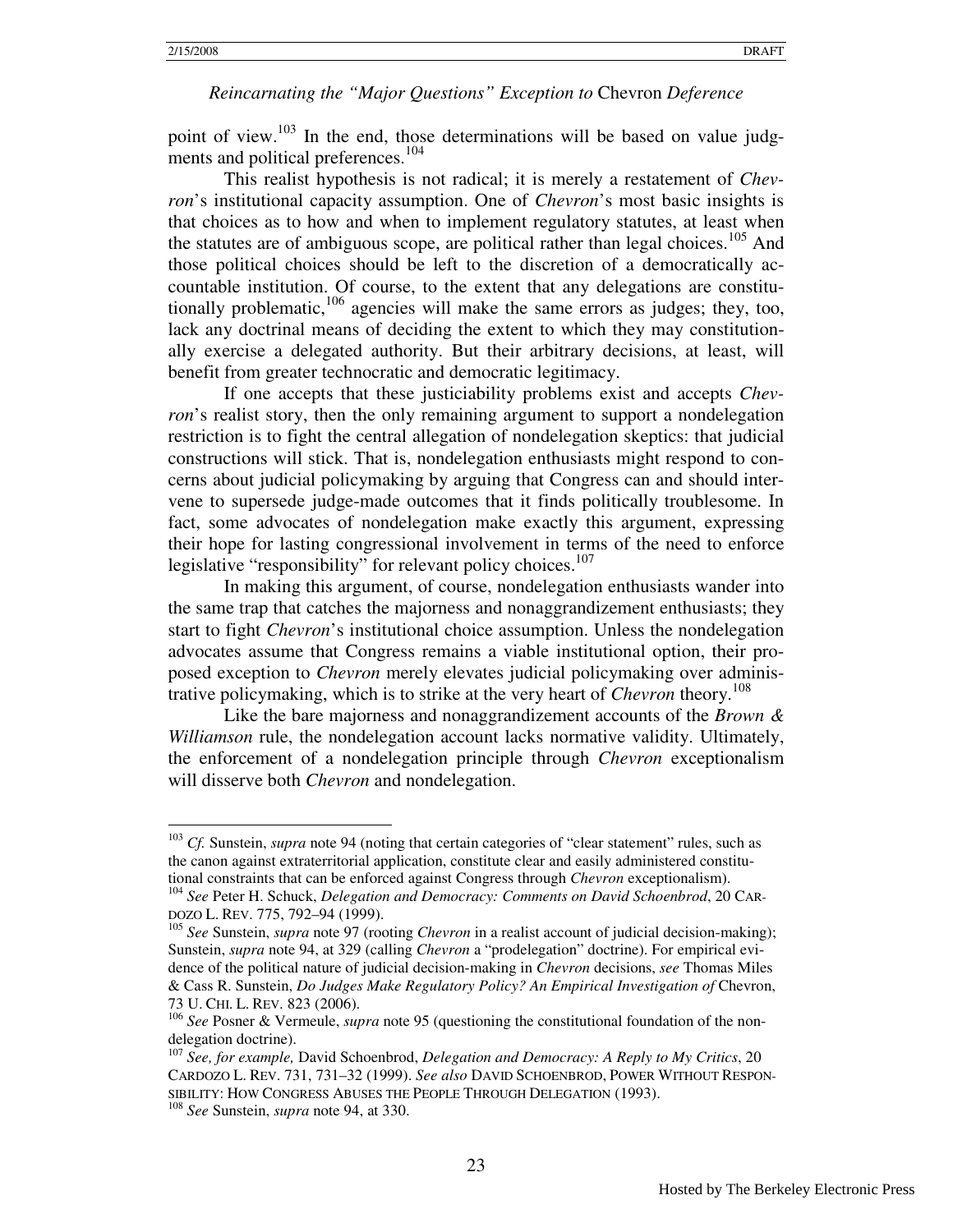point of view.[103] In the end, those determinations will be based on value judgments and political preferences.[104]

This realist hypothesis is not radical; it is merely a restatement of *Chevron*'s institutional capacity assumption. One of *Chevron*'s most basic insights is that choices as to how and when to implement regulatory statutes, at least when the statutes are of ambiguous scope, are political rather than legal choices.[105] And those political choices should be left to the discretion of a democratically accountable institution. Of course, to the extent that any delegations are constitutionally problematic,[106] agencies will make the same errors as judges; they, too, lack any doctrinal means of deciding the extent to which they may constitutionally exercise a delegated authority. But their arbitrary decisions, at least, will benefit from greater technocratic and democratic legitimacy.

If one accepts that these justiciability problems exist and accepts *Chevron*'s realist story, then the only remaining argument to support a nondelegation restriction is to fight the central allegation of nondelegation skeptics: that judicial constructions will stick. That is, nondelegation enthusiasts might respond to concerns about judicial policymaking by arguing that Congress can and should intervene to supersede judge-made outcomes that it finds politically troublesome. In fact, some advocates of nondelegation make exactly this argument, expressing their hope for lasting congressional involvement in terms of the need to enforce legislative "responsibility" for relevant policy choices.[107]

In making this argument, of course, nondelegation enthusiasts wander into the same trap that catches the majorness and nonaggrandizement enthusiasts; they start to fight *Chevron*'s institutional choice assumption. Unless the nondelegation advocates assume that Congress remains a viable institutional option, their proposed exception to *Chevron* merely elevates judicial policymaking over administrative policymaking, which is to strike at the very heart of *Chevron* theory.[108]

Like the bare majorness and nonaggrandizement accounts of the *Brown & Williamson* rule, the nondelegation account lacks normative validity. Ultimately, the enforcement of a nondelegation principle through *Chevron* exceptionalism will disserve both *Chevron* and nondelegation.

---

[103] *Cf.* Sunstein, *supra* note 94 (noting that certain categories of "clear statement" rules, such as the canon against extraterritorial application, constitute clear and easily administered constitutional constraints that can be enforced against Congress through *Chevron* exceptionalism).

[104] *See* Peter H. Schuck, *Delegation and Democracy: Comments on David Schoenbrod*, 20 CARDOZO L. REV. 775, 792–94 (1999).

[105] *See* Sunstein, *supra* note 97 (rooting *Chevron* in a realist account of judicial decision-making); Sunstein, *supra* note 94, at 329 (calling *Chevron* a "prodelegation" doctrine). For empirical evidence of the political nature of judicial decision-making in *Chevron* decisions, *see* Thomas Miles & Cass R. Sunstein, *Do Judges Make Regulatory Policy? An Empirical Investigation of* Chevron, 73 U. CHI. L. REV. 823 (2006).

[106] *See* Posner & Vermeule, *supra* note 95 (questioning the constitutional foundation of the nondelegation doctrine).

[107] *See, for example,* David Schoenbrod, *Delegation and Democracy: A Reply to My Critics*, 20 CARDOZO L. REV. 731, 731–32 (1999). *See also* DAVID SCHOENBROD, POWER WITHOUT RESPONSIBILITY: HOW CONGRESS ABUSES THE PEOPLE THROUGH DELEGATION (1993).

[108] *See* Sunstein, *supra* note 94, at 330.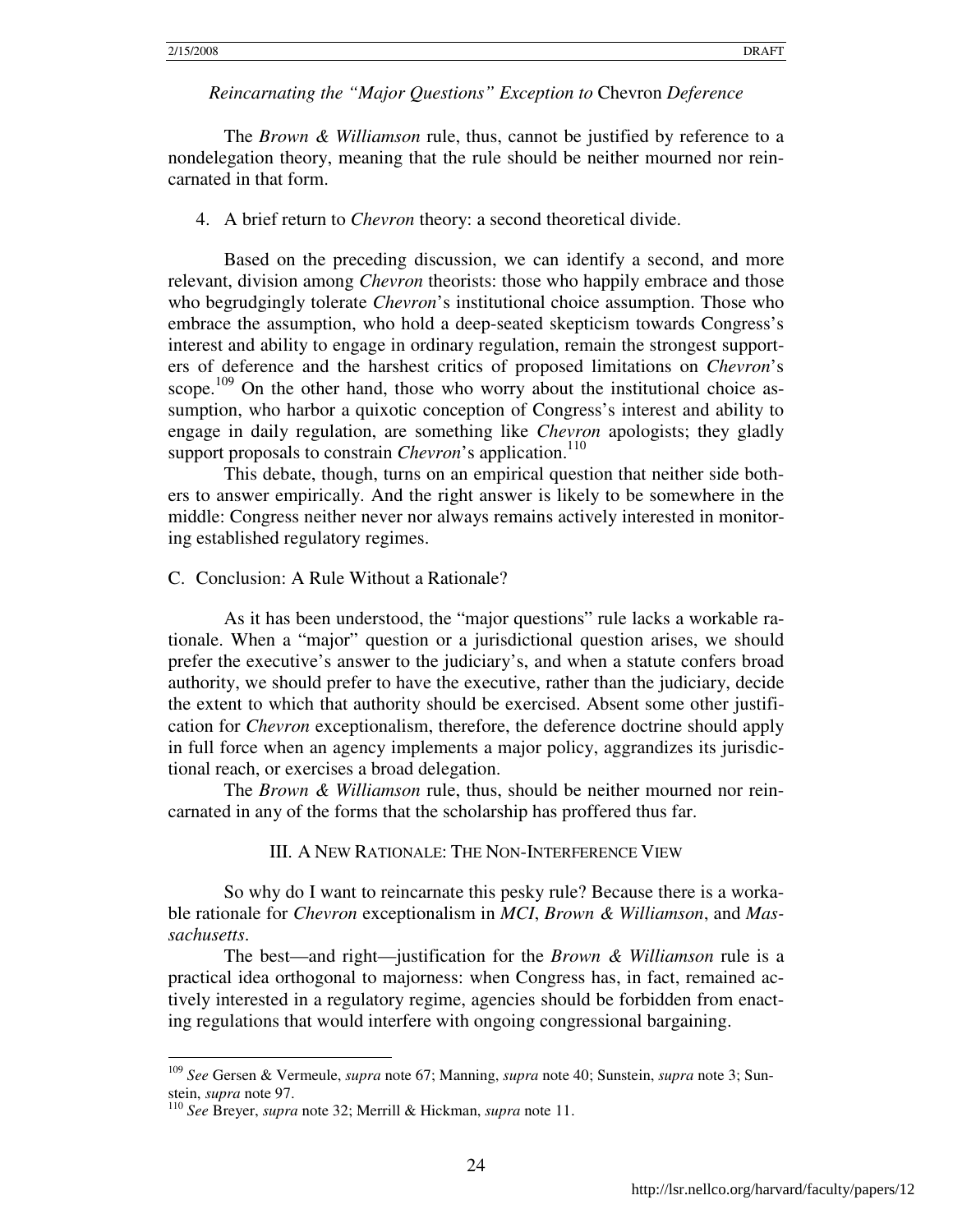The *Brown & Williamson* rule, thus, cannot be justified by reference to a nondelegation theory, meaning that the rule should be neither mourned nor reincarnated in that form.

4. A brief return to *Chevron* theory: a second theoretical divide.

Based on the preceding discussion, we can identify a second, and more relevant, division among *Chevron* theorists: those who happily embrace and those who begrudgingly tolerate *Chevron*'s institutional choice assumption. Those who embrace the assumption, who hold a deep-seated skepticism towards Congress's interest and ability to engage in ordinary regulation, remain the strongest supporters of deference and the harshest critics of proposed limitations on *Chevron*'s scope.[109] On the other hand, those who worry about the institutional choice assumption, who harbor a quixotic conception of Congress's interest and ability to engage in daily regulation, are something like *Chevron* apologists; they gladly support proposals to constrain *Chevron*'s application.[110]

This debate, though, turns on an empirical question that neither side bothers to answer empirically. And the right answer is likely to be somewhere in the middle: Congress neither never nor always remains actively interested in monitoring established regulatory regimes.

## C. Conclusion: A Rule Without a Rationale?

As it has been understood, the "major questions" rule lacks a workable rationale. When a "major" question or a jurisdictional question arises, we should prefer the executive's answer to the judiciary's, and when a statute confers broad authority, we should prefer to have the executive, rather than the judiciary, decide the extent to which that authority should be exercised. Absent some other justification for *Chevron* exceptionalism, therefore, the deference doctrine should apply in full force when an agency implements a major policy, aggrandizes its jurisdictional reach, or exercises a broad delegation.

The *Brown & Williamson* rule, thus, should be neither mourned nor reincarnated in any of the forms that the scholarship has proffered thus far.

## III. A New Rationale: The Non-Interference View

So why do I want to reincarnate this pesky rule? Because there is a workable rationale for *Chevron* exceptionalism in *MCI*, *Brown & Williamson*, and *Massachusetts*.

The best—and right—justification for the *Brown & Williamson* rule is a practical idea orthogonal to majorness: when Congress has, in fact, remained actively interested in a regulatory regime, agencies should be forbidden from enacting regulations that would interfere with ongoing congressional bargaining.

---

[109] *See* Gersen & Vermeule, *supra* note 67; Manning, *supra* note 40; Sunstein, *supra* note 3; Sunstein, *supra* note 97.

[110] *See* Breyer, *supra* note 32; Merrill & Hickman, *supra* note 11.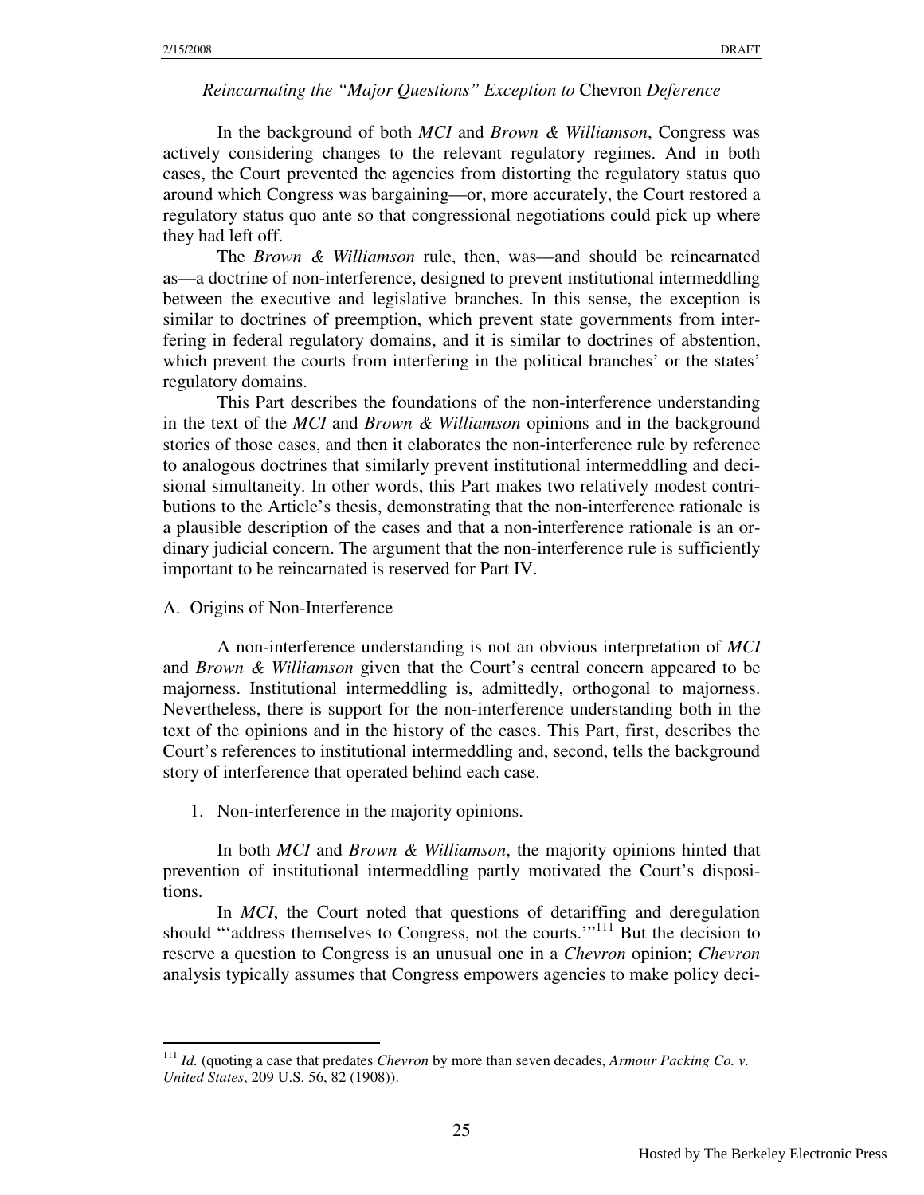In the background of both *MCI* and *Brown & Williamson*, Congress was actively considering changes to the relevant regulatory regimes. And in both cases, the Court prevented the agencies from distorting the regulatory status quo around which Congress was bargaining—or, more accurately, the Court restored a regulatory status quo ante so that congressional negotiations could pick up where they had left off.

The *Brown & Williamson* rule, then, was—and should be reincarnated as—a doctrine of non-interference, designed to prevent institutional intermeddling between the executive and legislative branches. In this sense, the exception is similar to doctrines of preemption, which prevent state governments from interfering in federal regulatory domains, and it is similar to doctrines of abstention, which prevent the courts from interfering in the political branches' or the states' regulatory domains.

This Part describes the foundations of the non-interference understanding in the text of the *MCI* and *Brown & Williamson* opinions and in the background stories of those cases, and then it elaborates the non-interference rule by reference to analogous doctrines that similarly prevent institutional intermeddling and decisional simultaneity. In other words, this Part makes two relatively modest contributions to the Article's thesis, demonstrating that the non-interference rationale is a plausible description of the cases and that a non-interference rationale is an ordinary judicial concern. The argument that the non-interference rule is sufficiently important to be reincarnated is reserved for Part IV.

## A. Origins of Non-Interference

A non-interference understanding is not an obvious interpretation of *MCI* and *Brown & Williamson* given that the Court's central concern appeared to be majorness. Institutional intermeddling is, admittedly, orthogonal to majorness. Nevertheless, there is support for the non-interference understanding both in the text of the opinions and in the history of the cases. This Part, first, describes the Court's references to institutional intermeddling and, second, tells the background story of interference that operated behind each case.

### 1. Non-interference in the majority opinions.

In both *MCI* and *Brown & Williamson*, the majority opinions hinted that prevention of institutional intermeddling partly motivated the Court's dispositions.

In *MCI*, the Court noted that questions of detariffing and deregulation should "'address themselves to Congress, not the courts.'"[111] But the decision to reserve a question to Congress is an unusual one in a *Chevron* opinion; *Chevron* analysis typically assumes that Congress empowers agencies to make policy deci-

---

[111] *Id.* (quoting a case that predates *Chevron* by more than seven decades, *Armour Packing Co. v. United States*, 209 U.S. 56, 82 (1908)).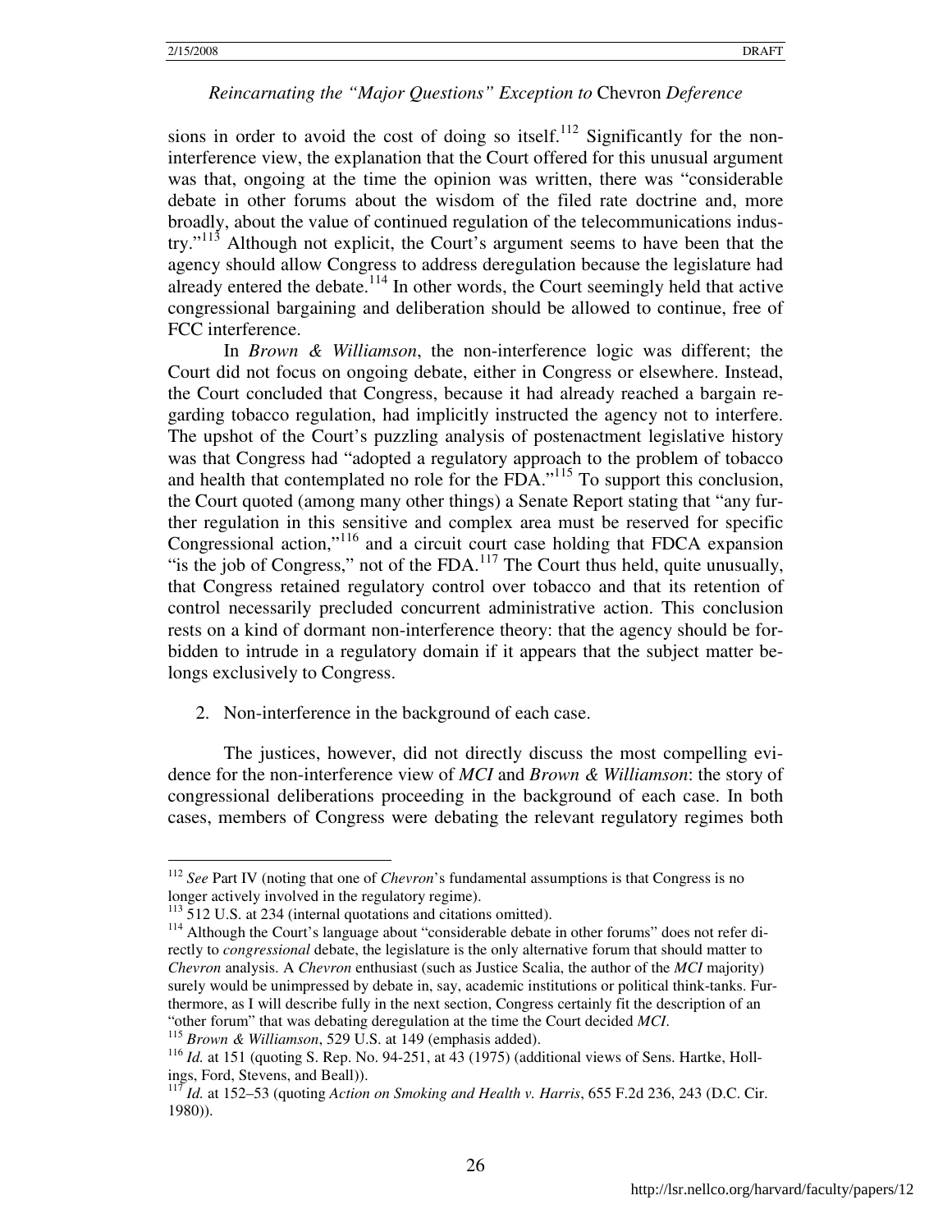sions in order to avoid the cost of doing so itself.[112] Significantly for the non-interference view, the explanation that the Court offered for this unusual argument was that, ongoing at the time the opinion was written, there was "considerable debate in other forums about the wisdom of the filed rate doctrine and, more broadly, about the value of continued regulation of the telecommunications industry."[113] Although not explicit, the Court's argument seems to have been that the agency should allow Congress to address deregulation because the legislature had already entered the debate.[114] In other words, the Court seemingly held that active congressional bargaining and deliberation should be allowed to continue, free of FCC interference.

In *Brown & Williamson*, the non-interference logic was different; the Court did not focus on ongoing debate, either in Congress or elsewhere. Instead, the Court concluded that Congress, because it had already reached a bargain regarding tobacco regulation, had implicitly instructed the agency not to interfere. The upshot of the Court's puzzling analysis of postenactment legislative history was that Congress had "adopted a regulatory approach to the problem of tobacco and health that contemplated no role for the FDA."[115] To support this conclusion, the Court quoted (among many other things) a Senate Report stating that "any further regulation in this sensitive and complex area must be reserved for specific Congressional action,"[116] and a circuit court case holding that FDCA expansion "is the job of Congress," not of the FDA.[117] The Court thus held, quite unusually, that Congress retained regulatory control over tobacco and that its retention of control necessarily precluded concurrent administrative action. This conclusion rests on a kind of dormant non-interference theory: that the agency should be forbidden to intrude in a regulatory domain if it appears that the subject matter belongs exclusively to Congress.

2. Non-interference in the background of each case.

The justices, however, did not directly discuss the most compelling evidence for the non-interference view of *MCI* and *Brown & Williamson*: the story of congressional deliberations proceeding in the background of each case. In both cases, members of Congress were debating the relevant regulatory regimes both

---

[112] *See* Part IV (noting that one of *Chevron*'s fundamental assumptions is that Congress is no longer actively involved in the regulatory regime).

[113] 512 U.S. at 234 (internal quotations and citations omitted).

[114] Although the Court's language about "considerable debate in other forums" does not refer directly to *congressional* debate, the legislature is the only alternative forum that should matter to *Chevron* analysis. A *Chevron* enthusiast (such as Justice Scalia, the author of the *MCI* majority) surely would be unimpressed by debate in, say, academic institutions or political think-tanks. Furthermore, as I will describe fully in the next section, Congress certainly fit the description of an "other forum" that was debating deregulation at the time the Court decided *MCI*.

[115] *Brown & Williamson*, 529 U.S. at 149 (emphasis added).

[116] *Id.* at 151 (quoting S. Rep. No. 94-251, at 43 (1975) (additional views of Sens. Hartke, Hollings, Ford, Stevens, and Beall)).

[117] *Id.* at 152–53 (quoting *Action on Smoking and Health v. Harris*, 655 F.2d 236, 243 (D.C. Cir. 1980)).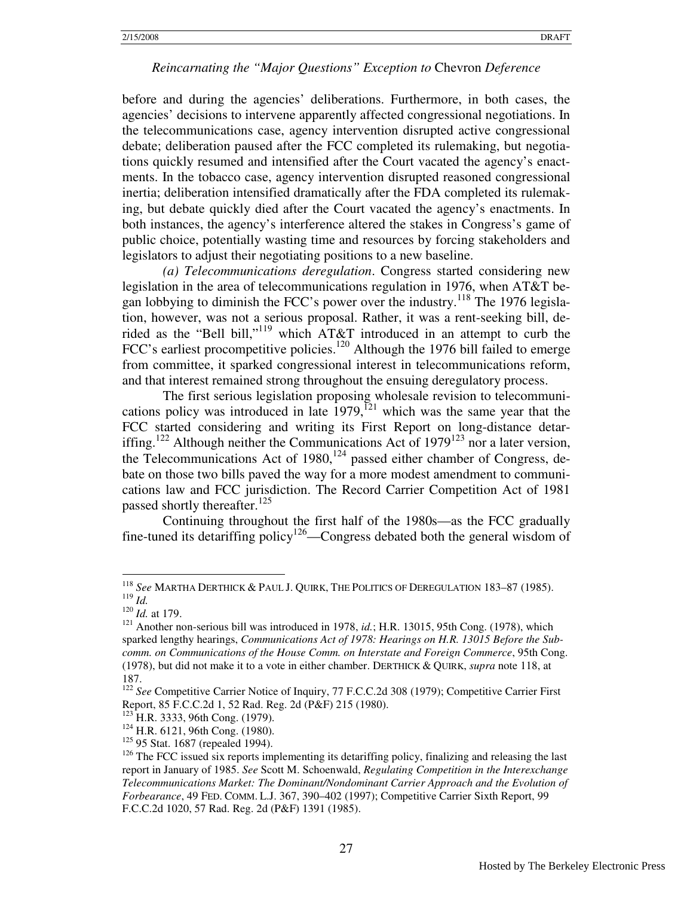before and during the agencies' deliberations. Furthermore, in both cases, the agencies' decisions to intervene apparently affected congressional negotiations. In the telecommunications case, agency intervention disrupted active congressional debate; deliberation paused after the FCC completed its rulemaking, but negotiations quickly resumed and intensified after the Court vacated the agency's enactments. In the tobacco case, agency intervention disrupted reasoned congressional inertia; deliberation intensified dramatically after the FDA completed its rulemaking, but debate quickly died after the Court vacated the agency's enactments. In both instances, the agency's interference altered the stakes in Congress's game of public choice, potentially wasting time and resources by forcing stakeholders and legislators to adjust their negotiating positions to a new baseline.

*(a) Telecommunications deregulation*. Congress started considering new legislation in the area of telecommunications regulation in 1976, when AT&T began lobbying to diminish the FCC's power over the industry.[118] The 1976 legislation, however, was not a serious proposal. Rather, it was a rent-seeking bill, derided as the "Bell bill,"[119] which AT&T introduced in an attempt to curb the FCC's earliest procompetitive policies.[120] Although the 1976 bill failed to emerge from committee, it sparked congressional interest in telecommunications reform, and that interest remained strong throughout the ensuing deregulatory process.

The first serious legislation proposing wholesale revision to telecommunications policy was introduced in late 1979,[121] which was the same year that the FCC started considering and writing its First Report on long-distance detariffing.[122] Although neither the Communications Act of 1979[123] nor a later version, the Telecommunications Act of 1980,[124] passed either chamber of Congress, debate on those two bills paved the way for a more modest amendment to communications law and FCC jurisdiction. The Record Carrier Competition Act of 1981 passed shortly thereafter.[125]

Continuing throughout the first half of the 1980s—as the FCC gradually fine-tuned its detariffing policy[126]—Congress debated both the general wisdom of

---

[118] *See* MARTHA DERTHICK & PAUL J. QUIRK, THE POLITICS OF DEREGULATION 183–87 (1985).

[119] *Id.*

[120] *Id.* at 179.

[121] Another non-serious bill was introduced in 1978, *id.*; H.R. 13015, 95th Cong. (1978), which sparked lengthy hearings, *Communications Act of 1978: Hearings on H.R. 13015 Before the Subcomm. on Communications of the House Comm. on Interstate and Foreign Commerce*, 95th Cong. (1978), but did not make it to a vote in either chamber. DERTHICK & QUIRK, *supra* note 118, at 187.

[122] *See* Competitive Carrier Notice of Inquiry, 77 F.C.C.2d 308 (1979); Competitive Carrier First Report, 85 F.C.C.2d 1, 52 Rad. Reg. 2d (P&F) 215 (1980).

[123] H.R. 3333, 96th Cong. (1979).

[124] H.R. 6121, 96th Cong. (1980).

[125] 95 Stat. 1687 (repealed 1994).

[126] The FCC issued six reports implementing its detariffing policy, finalizing and releasing the last report in January of 1985. *See* Scott M. Schoenwald, *Regulating Competition in the Interexchange Telecommunications Market: The Dominant/Nondominant Carrier Approach and the Evolution of Forbearance*, 49 FED. COMM. L.J. 367, 390–402 (1997); Competitive Carrier Sixth Report, 99 F.C.C.2d 1020, 57 Rad. Reg. 2d (P&F) 1391 (1985).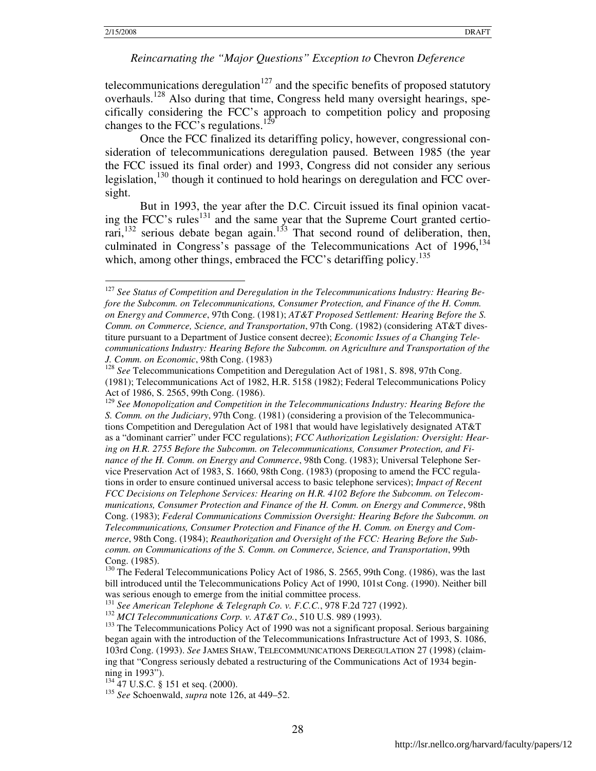telecommunications deregulation[127] and the specific benefits of proposed statutory overhauls.[128] Also during that time, Congress held many oversight hearings, specifically considering the FCC's approach to competition policy and proposing changes to the FCC's regulations.[129]

Once the FCC finalized its detariffing policy, however, congressional consideration of telecommunications deregulation paused. Between 1985 (the year the FCC issued its final order) and 1993, Congress did not consider any serious legislation,[130] though it continued to hold hearings on deregulation and FCC oversight.

But in 1993, the year after the D.C. Circuit issued its final opinion vacating the FCC's rules[131] and the same year that the Supreme Court granted certiorari,[132] serious debate began again.[133] That second round of deliberation, then, culminated in Congress's passage of the Telecommunications Act of 1996,[134] which, among other things, embraced the FCC's detariffing policy.[135]

---

[127] *See Status of Competition and Deregulation in the Telecommunications Industry: Hearing Before the Subcomm. on Telecommunications, Consumer Protection, and Finance of the H. Comm. on Energy and Commerce*, 97th Cong. (1981); *AT&T Proposed Settlement: Hearing Before the S. Comm. on Commerce, Science, and Transportation*, 97th Cong. (1982) (considering AT&T divestiture pursuant to a Department of Justice consent decree); *Economic Issues of a Changing Telecommunications Industry: Hearing Before the Subcomm. on Agriculture and Transportation of the J. Comm. on Economic*, 98th Cong. (1983)

[128] *See* Telecommunications Competition and Deregulation Act of 1981, S. 898, 97th Cong. (1981); Telecommunications Act of 1982, H.R. 5158 (1982); Federal Telecommunications Policy Act of 1986, S. 2565, 99th Cong. (1986).

[129] *See Monopolization and Competition in the Telecommunications Industry: Hearing Before the S. Comm. on the Judiciary*, 97th Cong. (1981) (considering a provision of the Telecommunications Competition and Deregulation Act of 1981 that would have legislatively designated AT&T as a "dominant carrier" under FCC regulations); *FCC Authorization Legislation: Oversight: Hearing on H.R. 2755 Before the Subcomm. on Telecommunications, Consumer Protection, and Finance of the H. Comm. on Energy and Commerce*, 98th Cong. (1983); Universal Telephone Service Preservation Act of 1983, S. 1660, 98th Cong. (1983) (proposing to amend the FCC regulations in order to ensure continued universal access to basic telephone services); *Impact of Recent FCC Decisions on Telephone Services: Hearing on H.R. 4102 Before the Subcomm. on Telecommunications, Consumer Protection and Finance of the H. Comm. on Energy and Commerce*, 98th Cong. (1983); *Federal Communications Commission Oversight: Hearing Before the Subcomm. on Telecommunications, Consumer Protection and Finance of the H. Comm. on Energy and Commerce*, 98th Cong. (1984); *Reauthorization and Oversight of the FCC: Hearing Before the Subcomm. on Communications of the S. Comm. on Commerce, Science, and Transportation*, 99th Cong. (1985).

[130] The Federal Telecommunications Policy Act of 1986, S. 2565, 99th Cong. (1986), was the last bill introduced until the Telecommunications Policy Act of 1990, 101st Cong. (1990). Neither bill was serious enough to emerge from the initial committee process.

[131] *See American Telephone & Telegraph Co. v. F.C.C.*, 978 F.2d 727 (1992).

[132] *MCI Telecommunications Corp. v. AT&T Co.*, 510 U.S. 989 (1993).

[133] The Telecommunications Policy Act of 1990 was not a significant proposal. Serious bargaining began again with the introduction of the Telecommunications Infrastructure Act of 1993, S. 1086, 103rd Cong. (1993). *See* JAMES SHAW, TELECOMMUNICATIONS DEREGULATION 27 (1998) (claiming that "Congress seriously debated a restructuring of the Communications Act of 1934 beginning in 1993").

[134] 47 U.S.C. § 151 et seq. (2000).

[135] *See* Schoenwald, *supra* note 126, at 449–52.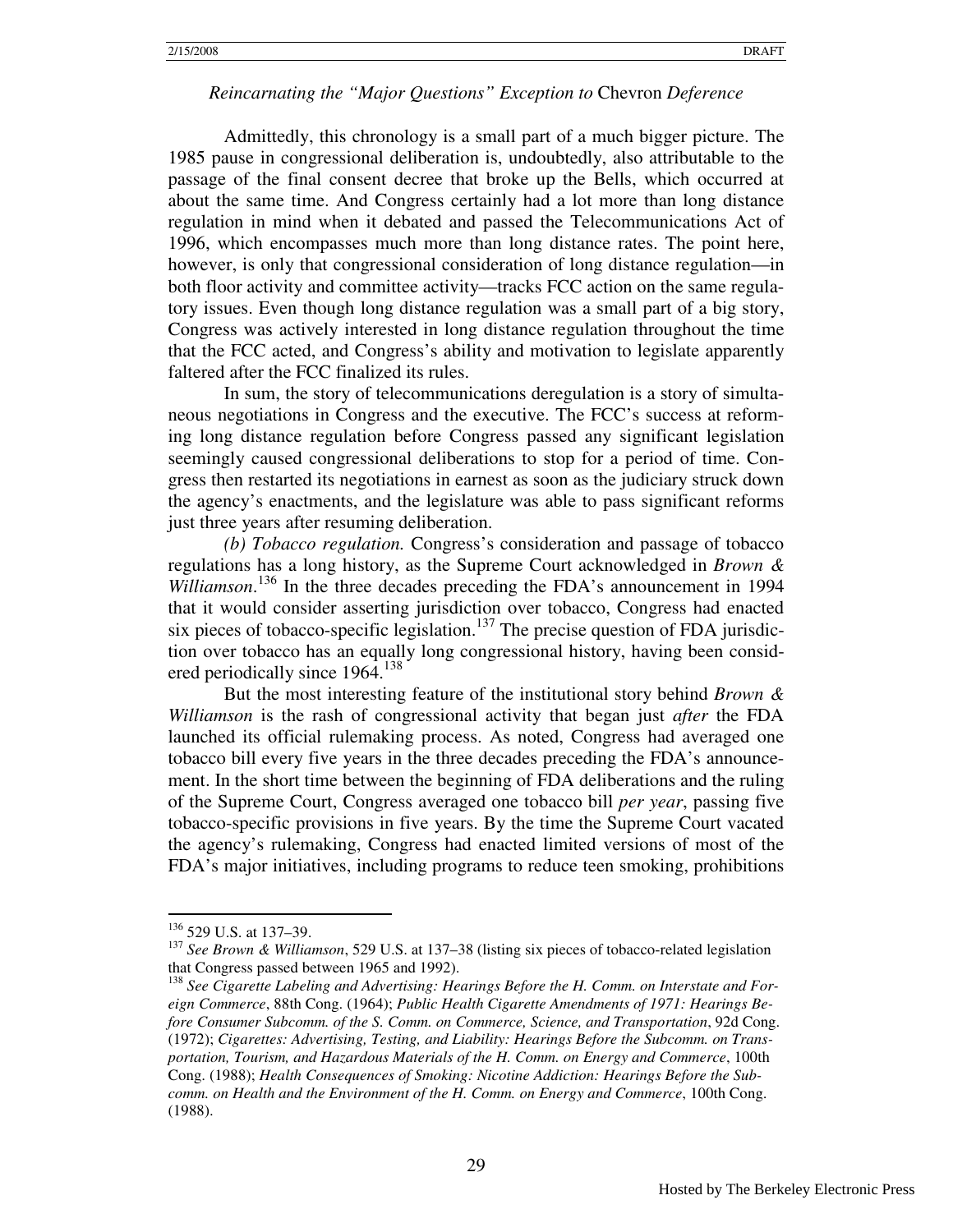Admittedly, this chronology is a small part of a much bigger picture. The 1985 pause in congressional deliberation is, undoubtedly, also attributable to the passage of the final consent decree that broke up the Bells, which occurred at about the same time. And Congress certainly had a lot more than long distance regulation in mind when it debated and passed the Telecommunications Act of 1996, which encompasses much more than long distance rates. The point here, however, is only that congressional consideration of long distance regulation—in both floor activity and committee activity—tracks FCC action on the same regulatory issues. Even though long distance regulation was a small part of a big story, Congress was actively interested in long distance regulation throughout the time that the FCC acted, and Congress's ability and motivation to legislate apparently faltered after the FCC finalized its rules.

In sum, the story of telecommunications deregulation is a story of simultaneous negotiations in Congress and the executive. The FCC's success at reforming long distance regulation before Congress passed any significant legislation seemingly caused congressional deliberations to stop for a period of time. Congress then restarted its negotiations in earnest as soon as the judiciary struck down the agency's enactments, and the legislature was able to pass significant reforms just three years after resuming deliberation.

*(b) Tobacco regulation.* Congress's consideration and passage of tobacco regulations has a long history, as the Supreme Court acknowledged in *Brown & Williamson*.[136] In the three decades preceding the FDA's announcement in 1994 that it would consider asserting jurisdiction over tobacco, Congress had enacted six pieces of tobacco-specific legislation.[137] The precise question of FDA jurisdiction over tobacco has an equally long congressional history, having been considered periodically since 1964.[138]

But the most interesting feature of the institutional story behind *Brown & Williamson* is the rash of congressional activity that began just *after* the FDA launched its official rulemaking process. As noted, Congress had averaged one tobacco bill every five years in the three decades preceding the FDA's announcement. In the short time between the beginning of FDA deliberations and the ruling of the Supreme Court, Congress averaged one tobacco bill *per year*, passing five tobacco-specific provisions in five years. By the time the Supreme Court vacated the agency's rulemaking, Congress had enacted limited versions of most of the FDA's major initiatives, including programs to reduce teen smoking, prohibitions

---

[136] 529 U.S. at 137–39.

[137] *See Brown & Williamson*, 529 U.S. at 137–38 (listing six pieces of tobacco-related legislation that Congress passed between 1965 and 1992).

[138] *See Cigarette Labeling and Advertising: Hearings Before the H. Comm. on Interstate and Foreign Commerce*, 88th Cong. (1964); *Public Health Cigarette Amendments of 1971: Hearings Before Consumer Subcomm. of the S. Comm. on Commerce, Science, and Transportation*, 92d Cong. (1972); *Cigarettes: Advertising, Testing, and Liability: Hearings Before the Subcomm. on Transportation, Tourism, and Hazardous Materials of the H. Comm. on Energy and Commerce*, 100th Cong. (1988); *Health Consequences of Smoking: Nicotine Addiction: Hearings Before the Subcomm. on Health and the Environment of the H. Comm. on Energy and Commerce*, 100th Cong. (1988).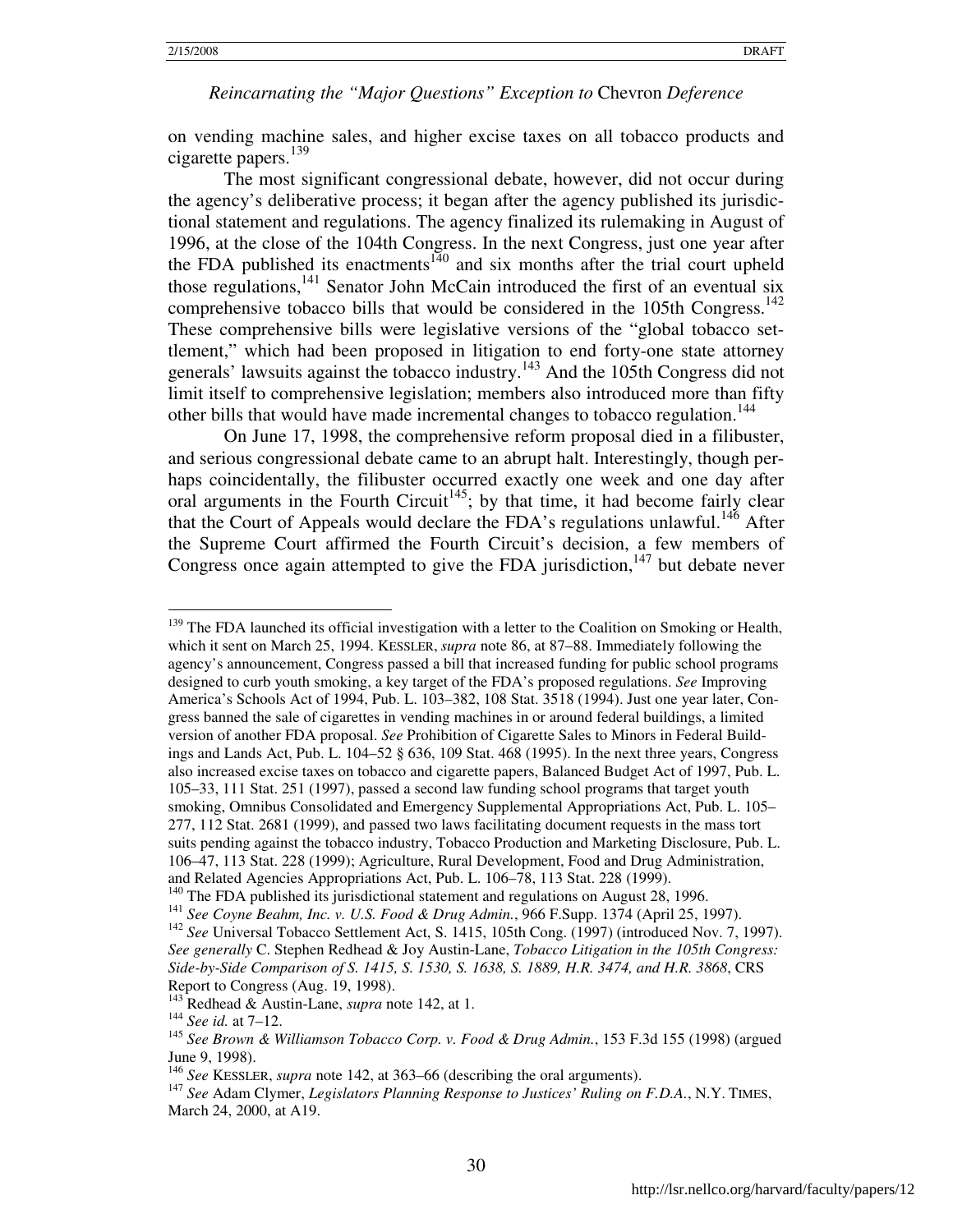on vending machine sales, and higher excise taxes on all tobacco products and cigarette papers.[139]

The most significant congressional debate, however, did not occur during the agency's deliberative process; it began after the agency published its jurisdictional statement and regulations. The agency finalized its rulemaking in August of 1996, at the close of the 104th Congress. In the next Congress, just one year after the FDA published its enactments[140] and six months after the trial court upheld those regulations,[141] Senator John McCain introduced the first of an eventual six comprehensive tobacco bills that would be considered in the 105th Congress.[142] These comprehensive bills were legislative versions of the "global tobacco settlement," which had been proposed in litigation to end forty-one state attorney generals' lawsuits against the tobacco industry.[143] And the 105th Congress did not limit itself to comprehensive legislation; members also introduced more than fifty other bills that would have made incremental changes to tobacco regulation.[144]

On June 17, 1998, the comprehensive reform proposal died in a filibuster, and serious congressional debate came to an abrupt halt. Interestingly, though perhaps coincidentally, the filibuster occurred exactly one week and one day after oral arguments in the Fourth Circuit[145]; by that time, it had become fairly clear that the Court of Appeals would declare the FDA's regulations unlawful.[146] After the Supreme Court affirmed the Fourth Circuit's decision, a few members of Congress once again attempted to give the FDA jurisdiction,[147] but debate never

---

[139] The FDA launched its official investigation with a letter to the Coalition on Smoking or Health, which it sent on March 25, 1994. KESSLER, *supra* note 86, at 87–88. Immediately following the agency's announcement, Congress passed a bill that increased funding for public school programs designed to curb youth smoking, a key target of the FDA's proposed regulations. *See* Improving America's Schools Act of 1994, Pub. L. 103–382, 108 Stat. 3518 (1994). Just one year later, Congress banned the sale of cigarettes in vending machines in or around federal buildings, a limited version of another FDA proposal. *See* Prohibition of Cigarette Sales to Minors in Federal Buildings and Lands Act, Pub. L. 104–52 § 636, 109 Stat. 468 (1995). In the next three years, Congress also increased excise taxes on tobacco and cigarette papers, Balanced Budget Act of 1997, Pub. L. 105–33, 111 Stat. 251 (1997), passed a second law funding school programs that target youth smoking, Omnibus Consolidated and Emergency Supplemental Appropriations Act, Pub. L. 105–277, 112 Stat. 2681 (1999), and passed two laws facilitating document requests in the mass tort suits pending against the tobacco industry, Tobacco Production and Marketing Disclosure, Pub. L. 106–47, 113 Stat. 228 (1999); Agriculture, Rural Development, Food and Drug Administration, and Related Agencies Appropriations Act, Pub. L. 106–78, 113 Stat. 228 (1999).

[140] The FDA published its jurisdictional statement and regulations on August 28, 1996.

[141] *See Coyne Beahm, Inc. v. U.S. Food & Drug Admin.*, 966 F.Supp. 1374 (April 25, 1997).

[142] *See* Universal Tobacco Settlement Act, S. 1415, 105th Cong. (1997) (introduced Nov. 7, 1997). *See generally* C. Stephen Redhead & Joy Austin-Lane, *Tobacco Litigation in the 105th Congress: Side-by-Side Comparison of S. 1415, S. 1530, S. 1638, S. 1889, H.R. 3474, and H.R. 3868*, CRS Report to Congress (Aug. 19, 1998).

[143] Redhead & Austin-Lane, *supra* note 142, at 1.

[144] *See id.* at 7–12.

[145] *See Brown & Williamson Tobacco Corp. v. Food & Drug Admin.*, 153 F.3d 155 (1998) (argued June 9, 1998).

[146] *See* KESSLER, *supra* note 142, at 363–66 (describing the oral arguments).

[147] *See* Adam Clymer, *Legislators Planning Response to Justices' Ruling on F.D.A.*, N.Y. TIMES, March 24, 2000, at A19.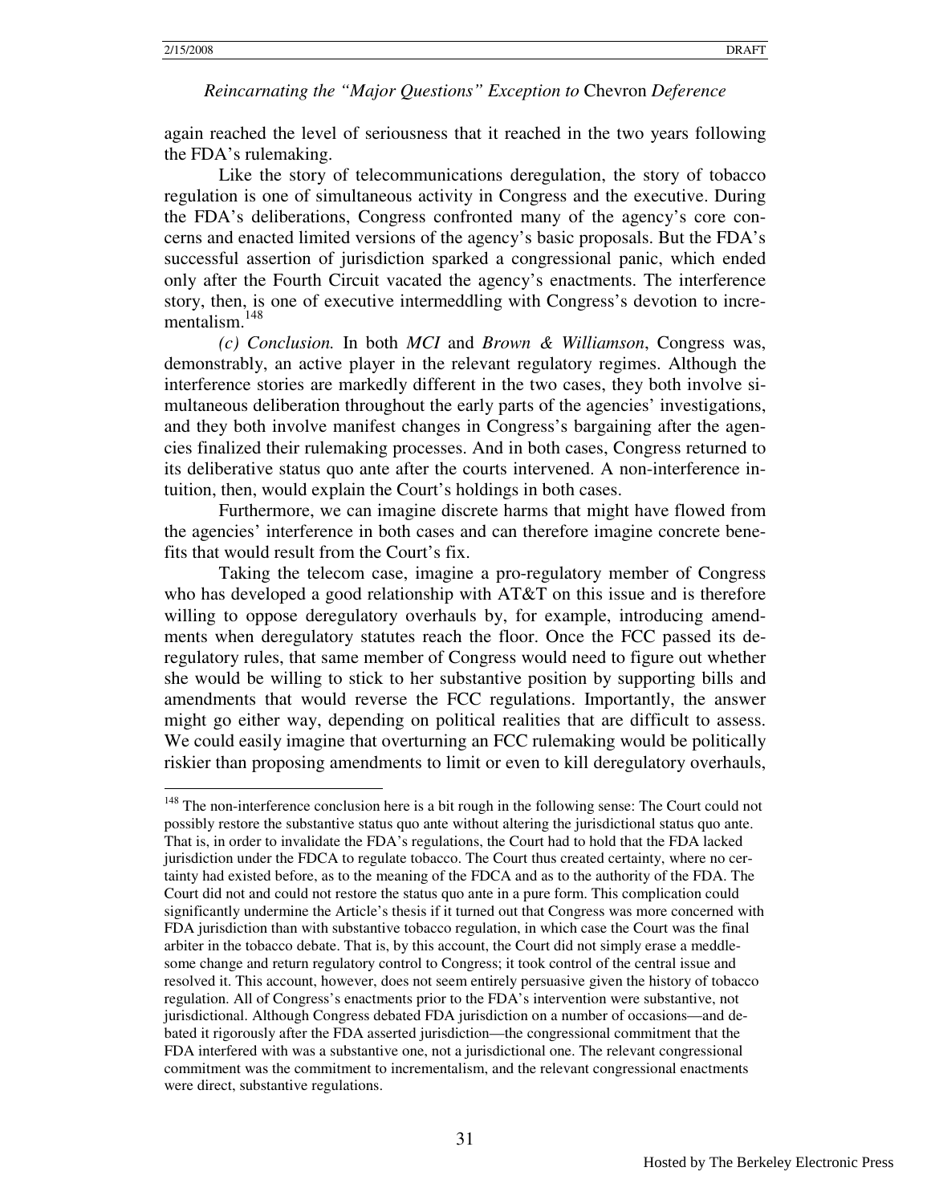again reached the level of seriousness that it reached in the two years following the FDA's rulemaking.

Like the story of telecommunications deregulation, the story of tobacco regulation is one of simultaneous activity in Congress and the executive. During the FDA's deliberations, Congress confronted many of the agency's core concerns and enacted limited versions of the agency's basic proposals. But the FDA's successful assertion of jurisdiction sparked a congressional panic, which ended only after the Fourth Circuit vacated the agency's enactments. The interference story, then, is one of executive intermeddling with Congress's devotion to incrementalism.[148]

*(c) Conclusion.* In both *MCI* and *Brown & Williamson*, Congress was, demonstrably, an active player in the relevant regulatory regimes. Although the interference stories are markedly different in the two cases, they both involve simultaneous deliberation throughout the early parts of the agencies' investigations, and they both involve manifest changes in Congress's bargaining after the agencies finalized their rulemaking processes. And in both cases, Congress returned to its deliberative status quo ante after the courts intervened. A non-interference intuition, then, would explain the Court's holdings in both cases.

Furthermore, we can imagine discrete harms that might have flowed from the agencies' interference in both cases and can therefore imagine concrete benefits that would result from the Court's fix.

Taking the telecom case, imagine a pro-regulatory member of Congress who has developed a good relationship with AT&T on this issue and is therefore willing to oppose deregulatory overhauls by, for example, introducing amendments when deregulatory statutes reach the floor. Once the FCC passed its deregulatory rules, that same member of Congress would need to figure out whether she would be willing to stick to her substantive position by supporting bills and amendments that would reverse the FCC regulations. Importantly, the answer might go either way, depending on political realities that are difficult to assess. We could easily imagine that overturning an FCC rulemaking would be politically riskier than proposing amendments to limit or even to kill deregulatory overhauls,

---

[148] The non-interference conclusion here is a bit rough in the following sense: The Court could not possibly restore the substantive status quo ante without altering the jurisdictional status quo ante. That is, in order to invalidate the FDA's regulations, the Court had to hold that the FDA lacked jurisdiction under the FDCA to regulate tobacco. The Court thus created certainty, where no certainty had existed before, as to the meaning of the FDCA and as to the authority of the FDA. The Court did not and could not restore the status quo ante in a pure form. This complication could significantly undermine the Article's thesis if it turned out that Congress was more concerned with FDA jurisdiction than with substantive tobacco regulation, in which case the Court was the final arbiter in the tobacco debate. That is, by this account, the Court did not simply erase a meddlesome change and return regulatory control to Congress; it took control of the central issue and resolved it. This account, however, does not seem entirely persuasive given the history of tobacco regulation. All of Congress's enactments prior to the FDA's intervention were substantive, not jurisdictional. Although Congress debated FDA jurisdiction on a number of occasions—and debated it rigorously after the FDA asserted jurisdiction—the congressional commitment that the FDA interfered with was a substantive one, not a jurisdictional one. The relevant congressional commitment was the commitment to incrementalism, and the relevant congressional enactments were direct, substantive regulations.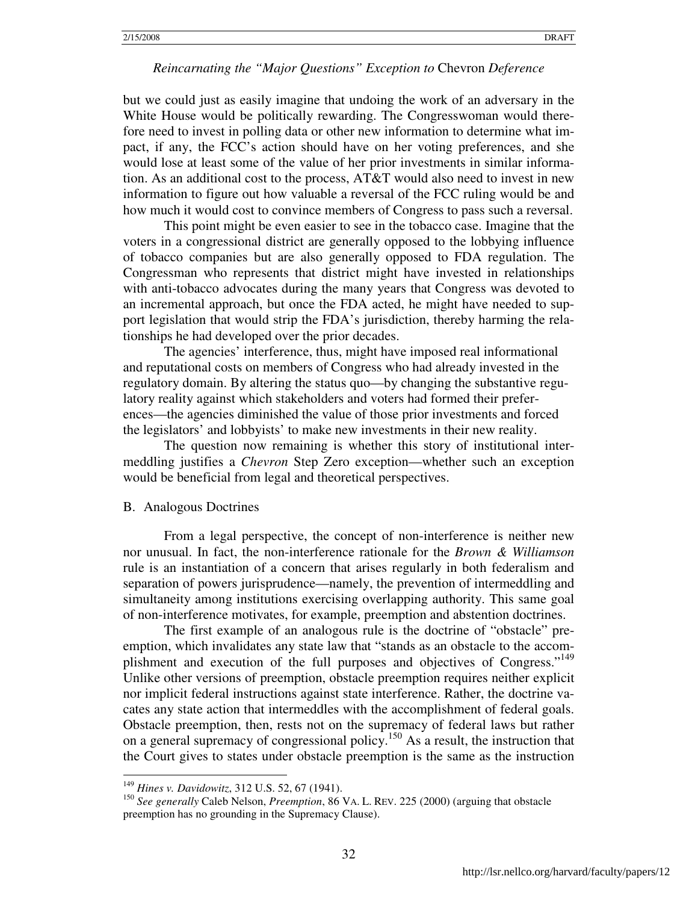but we could just as easily imagine that undoing the work of an adversary in the White House would be politically rewarding. The Congresswoman would therefore need to invest in polling data or other new information to determine what impact, if any, the FCC's action should have on her voting preferences, and she would lose at least some of the value of her prior investments in similar information. As an additional cost to the process, AT&T would also need to invest in new information to figure out how valuable a reversal of the FCC ruling would be and how much it would cost to convince members of Congress to pass such a reversal.

This point might be even easier to see in the tobacco case. Imagine that the voters in a congressional district are generally opposed to the lobbying influence of tobacco companies but are also generally opposed to FDA regulation. The Congressman who represents that district might have invested in relationships with anti-tobacco advocates during the many years that Congress was devoted to an incremental approach, but once the FDA acted, he might have needed to support legislation that would strip the FDA's jurisdiction, thereby harming the relationships he had developed over the prior decades.

The agencies' interference, thus, might have imposed real informational and reputational costs on members of Congress who had already invested in the regulatory domain. By altering the status quo—by changing the substantive regulatory reality against which stakeholders and voters had formed their preferences—the agencies diminished the value of those prior investments and forced the legislators' and lobbyists' to make new investments in their new reality.

The question now remaining is whether this story of institutional intermeddling justifies a *Chevron* Step Zero exception—whether such an exception would be beneficial from legal and theoretical perspectives.

## B. Analogous Doctrines

From a legal perspective, the concept of non-interference is neither new nor unusual. In fact, the non-interference rationale for the *Brown & Williamson* rule is an instantiation of a concern that arises regularly in both federalism and separation of powers jurisprudence—namely, the prevention of intermeddling and simultaneity among institutions exercising overlapping authority. This same goal of non-interference motivates, for example, preemption and abstention doctrines.

The first example of an analogous rule is the doctrine of "obstacle" preemption, which invalidates any state law that "stands as an obstacle to the accomplishment and execution of the full purposes and objectives of Congress."[149] Unlike other versions of preemption, obstacle preemption requires neither explicit nor implicit federal instructions against state interference. Rather, the doctrine vacates any state action that intermeddles with the accomplishment of federal goals. Obstacle preemption, then, rests not on the supremacy of federal laws but rather on a general supremacy of congressional policy.[150] As a result, the instruction that the Court gives to states under obstacle preemption is the same as the instruction

[149] *Hines v. Davidowitz*, 312 U.S. 52, 67 (1941).

[150] *See generally* Caleb Nelson, *Preemption*, 86 VA. L. REV. 225 (2000) (arguing that obstacle preemption has no grounding in the Supremacy Clause).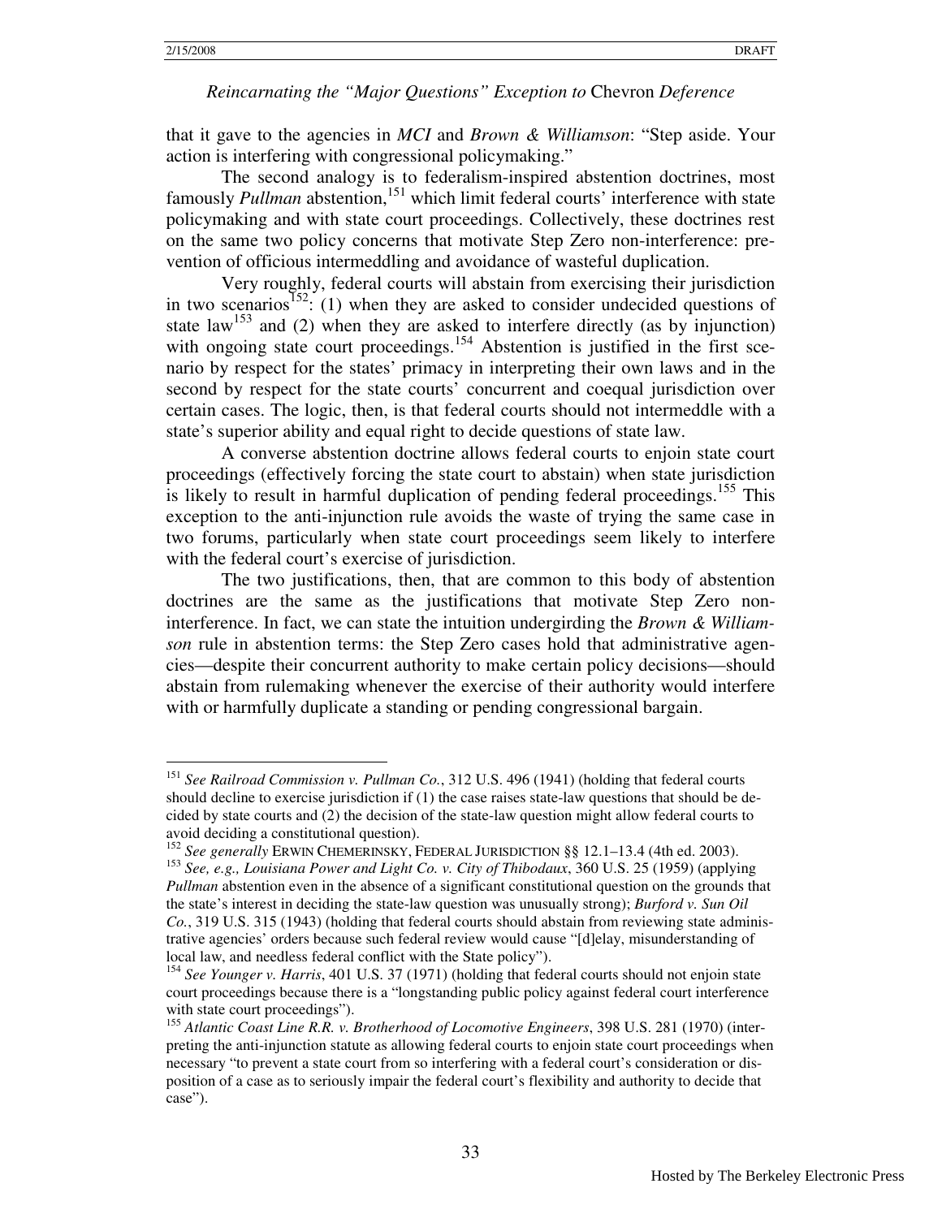that it gave to the agencies in *MCI* and *Brown & Williamson*: "Step aside. Your action is interfering with congressional policymaking."

The second analogy is to federalism-inspired abstention doctrines, most famously *Pullman* abstention,[151] which limit federal courts' interference with state policymaking and with state court proceedings. Collectively, these doctrines rest on the same two policy concerns that motivate Step Zero non-interference: prevention of officious intermeddling and avoidance of wasteful duplication.

Very roughly, federal courts will abstain from exercising their jurisdiction in two scenarios[152]: (1) when they are asked to consider undecided questions of state law[153] and (2) when they are asked to interfere directly (as by injunction) with ongoing state court proceedings.[154] Abstention is justified in the first scenario by respect for the states' primacy in interpreting their own laws and in the second by respect for the state courts' concurrent and coequal jurisdiction over certain cases. The logic, then, is that federal courts should not intermeddle with a state's superior ability and equal right to decide questions of state law.

A converse abstention doctrine allows federal courts to enjoin state court proceedings (effectively forcing the state court to abstain) when state jurisdiction is likely to result in harmful duplication of pending federal proceedings.[155] This exception to the anti-injunction rule avoids the waste of trying the same case in two forums, particularly when state court proceedings seem likely to interfere with the federal court's exercise of jurisdiction.

The two justifications, then, that are common to this body of abstention doctrines are the same as the justifications that motivate Step Zero non-interference. In fact, we can state the intuition undergirding the *Brown & Williamson* rule in abstention terms: the Step Zero cases hold that administrative agencies—despite their concurrent authority to make certain policy decisions—should abstain from rulemaking whenever the exercise of their authority would interfere with or harmfully duplicate a standing or pending congressional bargain.

---

[151] *See Railroad Commission v. Pullman Co.*, 312 U.S. 496 (1941) (holding that federal courts should decline to exercise jurisdiction if (1) the case raises state-law questions that should be decided by state courts and (2) the decision of the state-law question might allow federal courts to avoid deciding a constitutional question).

[152] *See generally* ERWIN CHEMERINSKY, FEDERAL JURISDICTION §§ 12.1–13.4 (4th ed. 2003).

[153] *See, e.g., Louisiana Power and Light Co. v. City of Thibodaux*, 360 U.S. 25 (1959) (applying *Pullman* abstention even in the absence of a significant constitutional question on the grounds that the state's interest in deciding the state-law question was unusually strong); *Burford v. Sun Oil Co.*, 319 U.S. 315 (1943) (holding that federal courts should abstain from reviewing state administrative agencies' orders because such federal review would cause "[d]elay, misunderstanding of local law, and needless federal conflict with the State policy").

[154] *See Younger v. Harris*, 401 U.S. 37 (1971) (holding that federal courts should not enjoin state court proceedings because there is a "longstanding public policy against federal court interference with state court proceedings").

[155] *Atlantic Coast Line R.R. v. Brotherhood of Locomotive Engineers*, 398 U.S. 281 (1970) (interpreting the anti-injunction statute as allowing federal courts to enjoin state court proceedings when necessary "to prevent a state court from so interfering with a federal court's consideration or disposition of a case as to seriously impair the federal court's flexibility and authority to decide that case").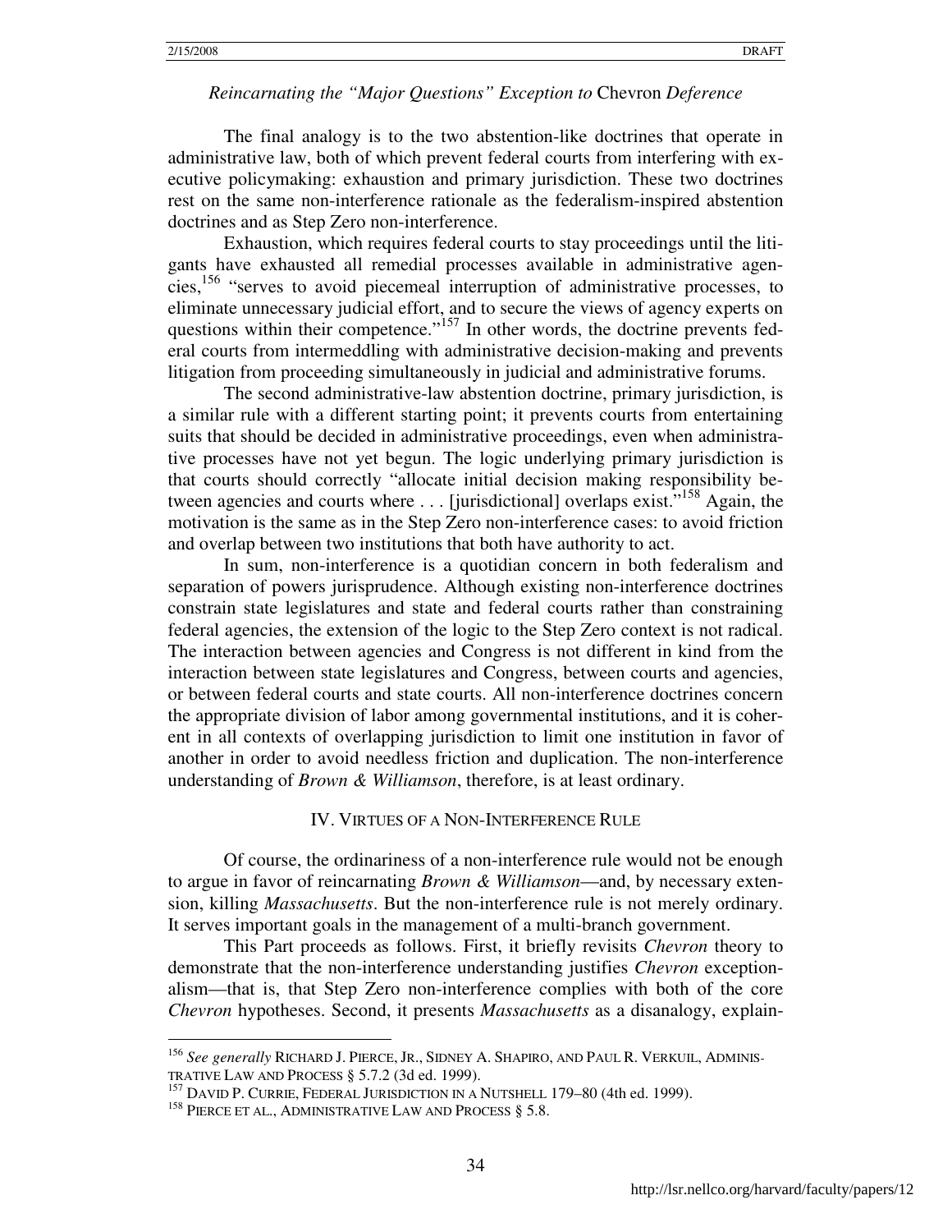The final analogy is to the two abstention-like doctrines that operate in administrative law, both of which prevent federal courts from interfering with executive policymaking: exhaustion and primary jurisdiction. These two doctrines rest on the same non-interference rationale as the federalism-inspired abstention doctrines and as Step Zero non-interference.

Exhaustion, which requires federal courts to stay proceedings until the litigants have exhausted all remedial processes available in administrative agencies,[156] "serves to avoid piecemeal interruption of administrative processes, to eliminate unnecessary judicial effort, and to secure the views of agency experts on questions within their competence."[157] In other words, the doctrine prevents federal courts from intermeddling with administrative decision-making and prevents litigation from proceeding simultaneously in judicial and administrative forums.

The second administrative-law abstention doctrine, primary jurisdiction, is a similar rule with a different starting point; it prevents courts from entertaining suits that should be decided in administrative proceedings, even when administrative processes have not yet begun. The logic underlying primary jurisdiction is that courts should correctly "allocate initial decision making responsibility between agencies and courts where . . . [jurisdictional] overlaps exist."[158] Again, the motivation is the same as in the Step Zero non-interference cases: to avoid friction and overlap between two institutions that both have authority to act.

In sum, non-interference is a quotidian concern in both federalism and separation of powers jurisprudence. Although existing non-interference doctrines constrain state legislatures and state and federal courts rather than constraining federal agencies, the extension of the logic to the Step Zero context is not radical. The interaction between agencies and Congress is not different in kind from the interaction between state legislatures and Congress, between courts and agencies, or between federal courts and state courts. All non-interference doctrines concern the appropriate division of labor among governmental institutions, and it is coherent in all contexts of overlapping jurisdiction to limit one institution in favor of another in order to avoid needless friction and duplication. The non-interference understanding of *Brown & Williamson*, therefore, is at least ordinary.

## IV. Virtues of a Non-Interference Rule

Of course, the ordinariness of a non-interference rule would not be enough to argue in favor of reincarnating *Brown & Williamson*—and, by necessary extension, killing *Massachusetts*. But the non-interference rule is not merely ordinary. It serves important goals in the management of a multi-branch government.

This Part proceeds as follows. First, it briefly revisits *Chevron* theory to demonstrate that the non-interference understanding justifies *Chevron* exceptionalism—that is, that Step Zero non-interference complies with both of the core *Chevron* hypotheses. Second, it presents *Massachusetts* as a disanalogy, explain-

---

[156] *See generally* Richard J. Pierce, Jr., Sidney A. Shapiro, and Paul R. Verkuil, Administrative Law and Process § 5.7.2 (3d ed. 1999).

[157] David P. Currie, Federal Jurisdiction in a Nutshell 179–80 (4th ed. 1999).

[158] Pierce et al., Administrative Law and Process § 5.8.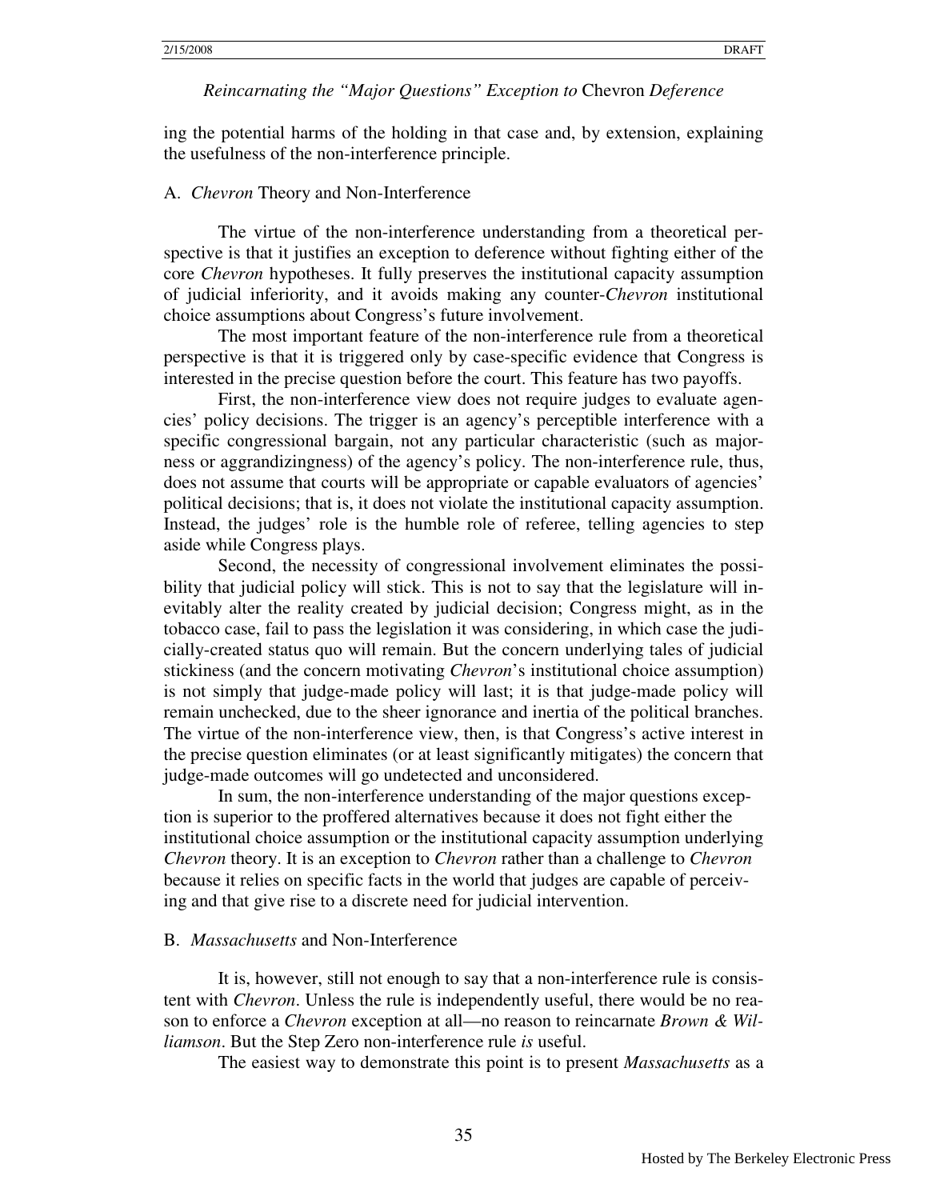ing the potential harms of the holding in that case and, by extension, explaining the usefulness of the non-interference principle.

### A. *Chevron* Theory and Non-Interference

The virtue of the non-interference understanding from a theoretical perspective is that it justifies an exception to deference without fighting either of the core *Chevron* hypotheses. It fully preserves the institutional capacity assumption of judicial inferiority, and it avoids making any counter-*Chevron* institutional choice assumptions about Congress's future involvement.

The most important feature of the non-interference rule from a theoretical perspective is that it is triggered only by case-specific evidence that Congress is interested in the precise question before the court. This feature has two payoffs.

First, the non-interference view does not require judges to evaluate agencies' policy decisions. The trigger is an agency's perceptible interference with a specific congressional bargain, not any particular characteristic (such as majorness or aggrandizingness) of the agency's policy. The non-interference rule, thus, does not assume that courts will be appropriate or capable evaluators of agencies' political decisions; that is, it does not violate the institutional capacity assumption. Instead, the judges' role is the humble role of referee, telling agencies to step aside while Congress plays.

Second, the necessity of congressional involvement eliminates the possibility that judicial policy will stick. This is not to say that the legislature will inevitably alter the reality created by judicial decision; Congress might, as in the tobacco case, fail to pass the legislation it was considering, in which case the judicially-created status quo will remain. But the concern underlying tales of judicial stickiness (and the concern motivating *Chevron*'s institutional choice assumption) is not simply that judge-made policy will last; it is that judge-made policy will remain unchecked, due to the sheer ignorance and inertia of the political branches. The virtue of the non-interference view, then, is that Congress's active interest in the precise question eliminates (or at least significantly mitigates) the concern that judge-made outcomes will go undetected and unconsidered.

In sum, the non-interference understanding of the major questions exception is superior to the proffered alternatives because it does not fight either the institutional choice assumption or the institutional capacity assumption underlying *Chevron* theory. It is an exception to *Chevron* rather than a challenge to *Chevron* because it relies on specific facts in the world that judges are capable of perceiving and that give rise to a discrete need for judicial intervention.

### B. *Massachusetts* and Non-Interference

It is, however, still not enough to say that a non-interference rule is consistent with *Chevron*. Unless the rule is independently useful, there would be no reason to enforce a *Chevron* exception at all—no reason to reincarnate *Brown & Williamson*. But the Step Zero non-interference rule *is* useful.

The easiest way to demonstrate this point is to present *Massachusetts* as a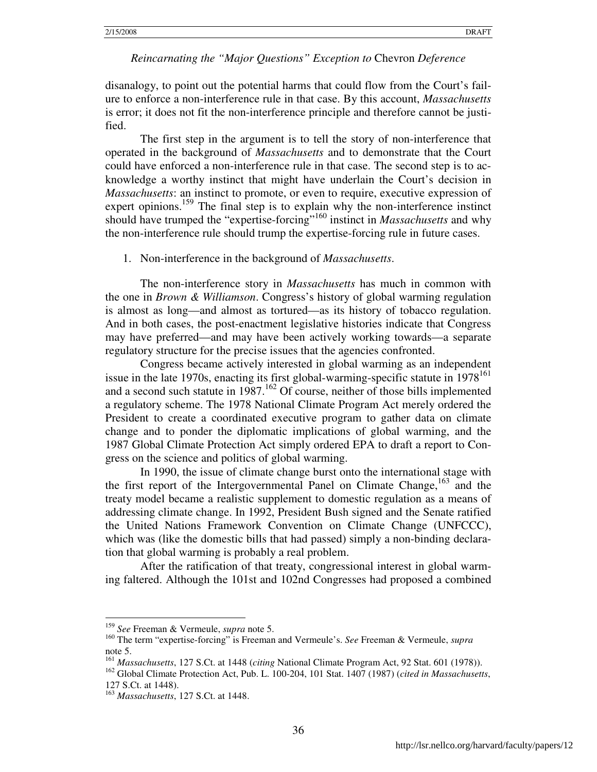disanalogy, to point out the potential harms that could flow from the Court's failure to enforce a non-interference rule in that case. By this account, *Massachusetts* is error; it does not fit the non-interference principle and therefore cannot be justified.

The first step in the argument is to tell the story of non-interference that operated in the background of *Massachusetts* and to demonstrate that the Court could have enforced a non-interference rule in that case. The second step is to acknowledge a worthy instinct that might have underlain the Court's decision in *Massachusetts*: an instinct to promote, or even to require, executive expression of expert opinions.[159] The final step is to explain why the non-interference instinct should have trumped the "expertise-forcing"[160] instinct in *Massachusetts* and why the non-interference rule should trump the expertise-forcing rule in future cases.

1. Non-interference in the background of *Massachusetts*.

The non-interference story in *Massachusetts* has much in common with the one in *Brown & Williamson*. Congress's history of global warming regulation is almost as long—and almost as tortured—as its history of tobacco regulation. And in both cases, the post-enactment legislative histories indicate that Congress may have preferred—and may have been actively working towards—a separate regulatory structure for the precise issues that the agencies confronted.

Congress became actively interested in global warming as an independent issue in the late 1970s, enacting its first global-warming-specific statute in 1978[161] and a second such statute in 1987.[162] Of course, neither of those bills implemented a regulatory scheme. The 1978 National Climate Program Act merely ordered the President to create a coordinated executive program to gather data on climate change and to ponder the diplomatic implications of global warming, and the 1987 Global Climate Protection Act simply ordered EPA to draft a report to Congress on the science and politics of global warming.

In 1990, the issue of climate change burst onto the international stage with the first report of the Intergovernmental Panel on Climate Change,[163] and the treaty model became a realistic supplement to domestic regulation as a means of addressing climate change. In 1992, President Bush signed and the Senate ratified the United Nations Framework Convention on Climate Change (UNFCCC), which was (like the domestic bills that had passed) simply a non-binding declaration that global warming is probably a real problem.

After the ratification of that treaty, congressional interest in global warming faltered. Although the 101st and 102nd Congresses had proposed a combined

---

[159] *See* Freeman & Vermeule, *supra* note 5.

[160] The term "expertise-forcing" is Freeman and Vermeule's. *See* Freeman & Vermeule, *supra* note 5.

[161] *Massachusetts*, 127 S.Ct. at 1448 (*citing* National Climate Program Act, 92 Stat. 601 (1978)).

[162] Global Climate Protection Act, Pub. L. 100-204, 101 Stat. 1407 (1987) (*cited in Massachusetts*, 127 S.Ct. at 1448).

[163] *Massachusetts*, 127 S.Ct. at 1448.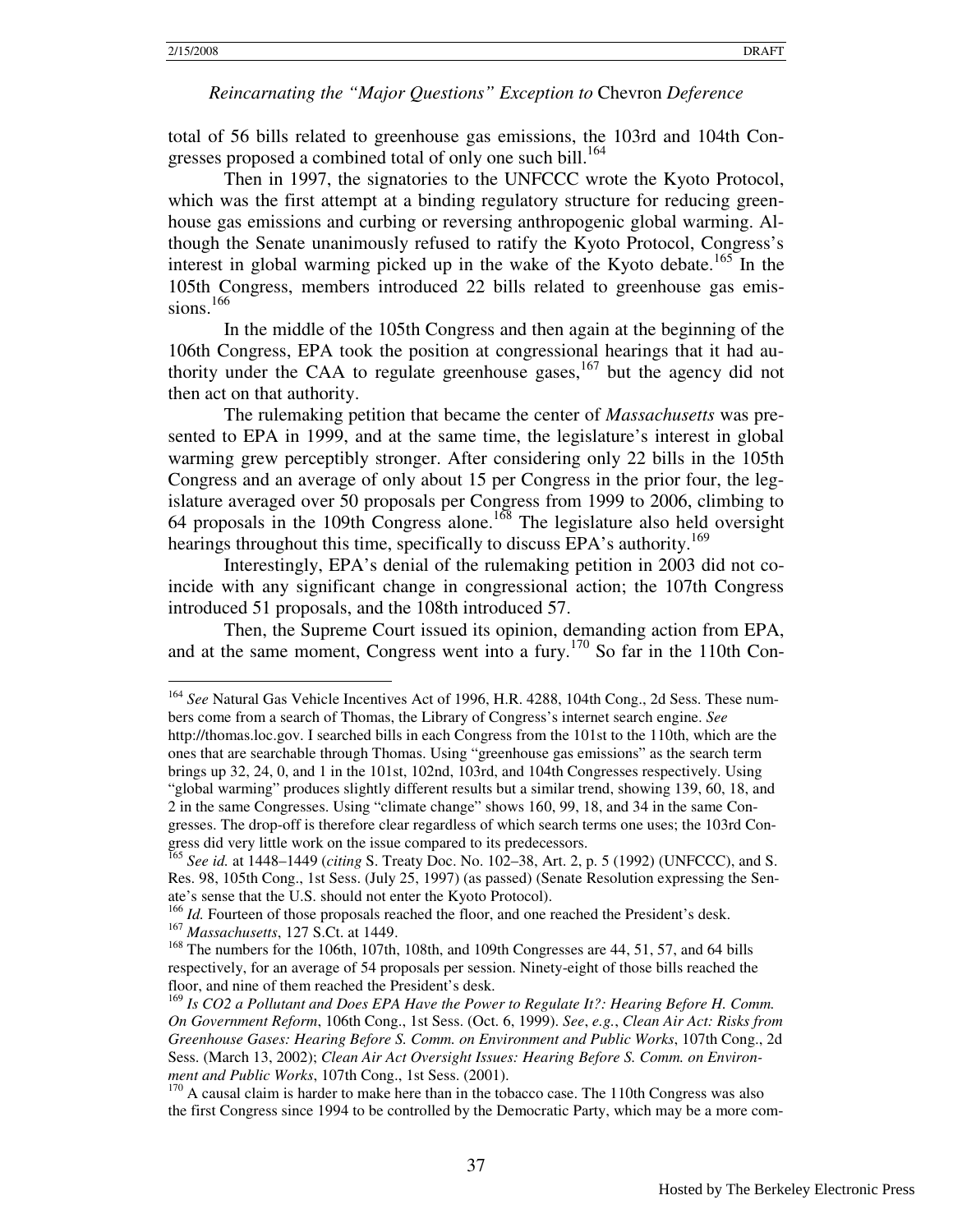total of 56 bills related to greenhouse gas emissions, the 103rd and 104th Congresses proposed a combined total of only one such bill.[164]

Then in 1997, the signatories to the UNFCCC wrote the Kyoto Protocol, which was the first attempt at a binding regulatory structure for reducing greenhouse gas emissions and curbing or reversing anthropogenic global warming. Although the Senate unanimously refused to ratify the Kyoto Protocol, Congress's interest in global warming picked up in the wake of the Kyoto debate.[165] In the 105th Congress, members introduced 22 bills related to greenhouse gas emissions.[166]

In the middle of the 105th Congress and then again at the beginning of the 106th Congress, EPA took the position at congressional hearings that it had authority under the CAA to regulate greenhouse gases,[167] but the agency did not then act on that authority.

The rulemaking petition that became the center of *Massachusetts* was presented to EPA in 1999, and at the same time, the legislature's interest in global warming grew perceptibly stronger. After considering only 22 bills in the 105th Congress and an average of only about 15 per Congress in the prior four, the legislature averaged over 50 proposals per Congress from 1999 to 2006, climbing to 64 proposals in the 109th Congress alone.[168] The legislature also held oversight hearings throughout this time, specifically to discuss EPA's authority.[169]

Interestingly, EPA's denial of the rulemaking petition in 2003 did not coincide with any significant change in congressional action; the 107th Congress introduced 51 proposals, and the 108th introduced 57.

Then, the Supreme Court issued its opinion, demanding action from EPA, and at the same moment, Congress went into a fury.[170] So far in the 110th Con-

---

[164] *See* Natural Gas Vehicle Incentives Act of 1996, H.R. 4288, 104th Cong., 2d Sess. These numbers come from a search of Thomas, the Library of Congress's internet search engine. *See* http://thomas.loc.gov. I searched bills in each Congress from the 101st to the 110th, which are the ones that are searchable through Thomas. Using "greenhouse gas emissions" as the search term brings up 32, 24, 0, and 1 in the 101st, 102nd, 103rd, and 104th Congresses respectively. Using "global warming" produces slightly different results but a similar trend, showing 139, 60, 18, and 2 in the same Congresses. Using "climate change" shows 160, 99, 18, and 34 in the same Congresses. The drop-off is therefore clear regardless of which search terms one uses; the 103rd Congress did very little work on the issue compared to its predecessors.

[165] *See id.* at 1448–1449 (*citing* S. Treaty Doc. No. 102–38, Art. 2, p. 5 (1992) (UNFCCC), and S. Res. 98, 105th Cong., 1st Sess. (July 25, 1997) (as passed) (Senate Resolution expressing the Senate's sense that the U.S. should not enter the Kyoto Protocol).

[166] *Id.* Fourteen of those proposals reached the floor, and one reached the President's desk.

[167] *Massachusetts*, 127 S.Ct. at 1449.

[168] The numbers for the 106th, 107th, 108th, and 109th Congresses are 44, 51, 57, and 64 bills respectively, for an average of 54 proposals per session. Ninety-eight of those bills reached the floor, and nine of them reached the President's desk.

[169] *Is CO2 a Pollutant and Does EPA Have the Power to Regulate It?: Hearing Before H. Comm. On Government Reform*, 106th Cong., 1st Sess. (Oct. 6, 1999). *See*, *e.g.*, *Clean Air Act: Risks from Greenhouse Gases: Hearing Before S. Comm. on Environment and Public Works*, 107th Cong., 2d Sess. (March 13, 2002); *Clean Air Act Oversight Issues: Hearing Before S. Comm. on Environment and Public Works*, 107th Cong., 1st Sess. (2001).

[170] A causal claim is harder to make here than in the tobacco case. The 110th Congress was also the first Congress since 1994 to be controlled by the Democratic Party, which may be a more com-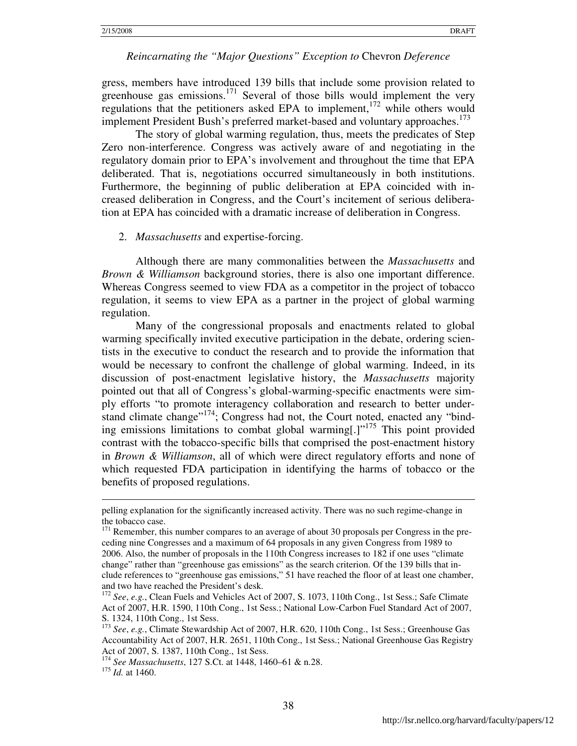gress, members have introduced 139 bills that include some provision related to greenhouse gas emissions.[171] Several of those bills would implement the very regulations that the petitioners asked EPA to implement,[172] while others would implement President Bush's preferred market-based and voluntary approaches.[173]

The story of global warming regulation, thus, meets the predicates of Step Zero non-interference. Congress was actively aware of and negotiating in the regulatory domain prior to EPA's involvement and throughout the time that EPA deliberated. That is, negotiations occurred simultaneously in both institutions. Furthermore, the beginning of public deliberation at EPA coincided with increased deliberation in Congress, and the Court's incitement of serious deliberation at EPA has coincided with a dramatic increase of deliberation in Congress.

2. *Massachusetts* and expertise-forcing.

Although there are many commonalities between the *Massachusetts* and *Brown & Williamson* background stories, there is also one important difference. Whereas Congress seemed to view FDA as a competitor in the project of tobacco regulation, it seems to view EPA as a partner in the project of global warming regulation.

Many of the congressional proposals and enactments related to global warming specifically invited executive participation in the debate, ordering scientists in the executive to conduct the research and to provide the information that would be necessary to confront the challenge of global warming. Indeed, in its discussion of post-enactment legislative history, the *Massachusetts* majority pointed out that all of Congress's global-warming-specific enactments were simply efforts "to promote interagency collaboration and research to better understand climate change"[174]; Congress had not, the Court noted, enacted any "binding emissions limitations to combat global warming[.]"[175] This point provided contrast with the tobacco-specific bills that comprised the post-enactment history in *Brown & Williamson*, all of which were direct regulatory efforts and none of which requested FDA participation in identifying the harms of tobacco or the benefits of proposed regulations.

---

pelling explanation for the significantly increased activity. There was no such regime-change in the tobacco case.

[171] Remember, this number compares to an average of about 30 proposals per Congress in the preceding nine Congresses and a maximum of 64 proposals in any given Congress from 1989 to 2006. Also, the number of proposals in the 110th Congress increases to 182 if one uses "climate change" rather than "greenhouse gas emissions" as the search criterion. Of the 139 bills that include references to "greenhouse gas emissions," 51 have reached the floor of at least one chamber, and two have reached the President's desk.

[172] *See*, *e.g.*, Clean Fuels and Vehicles Act of 2007, S. 1073, 110th Cong., 1st Sess.; Safe Climate Act of 2007, H.R. 1590, 110th Cong., 1st Sess.; National Low-Carbon Fuel Standard Act of 2007, S. 1324, 110th Cong., 1st Sess.

[173] *See*, *e.g.*, Climate Stewardship Act of 2007, H.R. 620, 110th Cong., 1st Sess.; Greenhouse Gas Accountability Act of 2007, H.R. 2651, 110th Cong., 1st Sess.; National Greenhouse Gas Registry Act of 2007, S. 1387, 110th Cong., 1st Sess.

[174] *See Massachusetts*, 127 S.Ct. at 1448, 1460–61 & n.28.

[175] *Id.* at 1460.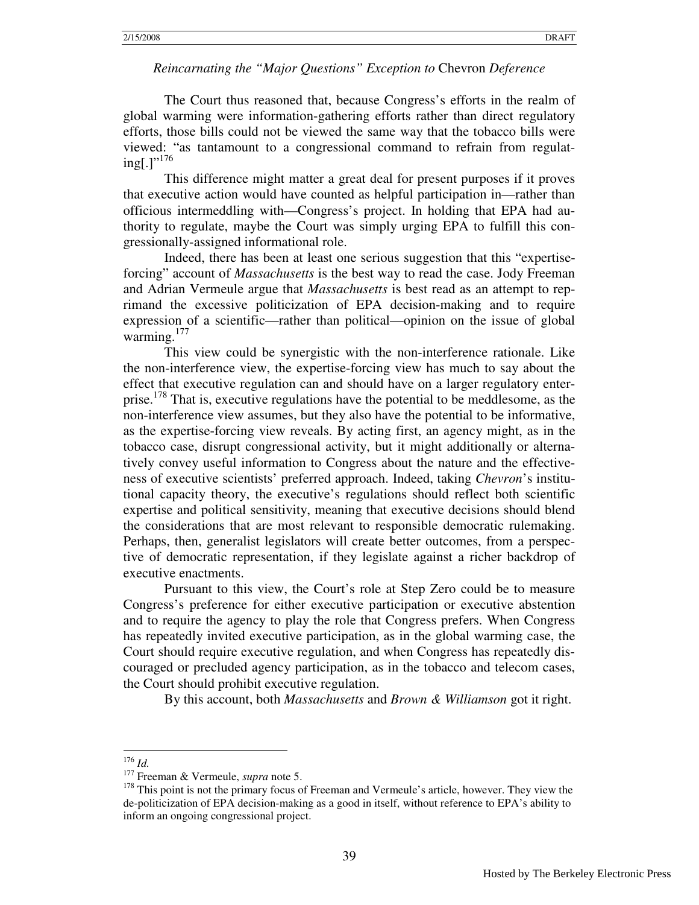The Court thus reasoned that, because Congress's efforts in the realm of global warming were information-gathering efforts rather than direct regulatory efforts, those bills could not be viewed the same way that the tobacco bills were viewed: "as tantamount to a congressional command to refrain from regulating[.]"[176]

This difference might matter a great deal for present purposes if it proves that executive action would have counted as helpful participation in—rather than officious intermeddling with—Congress's project. In holding that EPA had authority to regulate, maybe the Court was simply urging EPA to fulfill this congressionally-assigned informational role.

Indeed, there has been at least one serious suggestion that this "expertise-forcing" account of *Massachusetts* is the best way to read the case. Jody Freeman and Adrian Vermeule argue that *Massachusetts* is best read as an attempt to reprimand the excessive politicization of EPA decision-making and to require expression of a scientific—rather than political—opinion on the issue of global warming.[177]

This view could be synergistic with the non-interference rationale. Like the non-interference view, the expertise-forcing view has much to say about the effect that executive regulation can and should have on a larger regulatory enterprise.[178] That is, executive regulations have the potential to be meddlesome, as the non-interference view assumes, but they also have the potential to be informative, as the expertise-forcing view reveals. By acting first, an agency might, as in the tobacco case, disrupt congressional activity, but it might additionally or alternatively convey useful information to Congress about the nature and the effectiveness of executive scientists' preferred approach. Indeed, taking *Chevron*'s institutional capacity theory, the executive's regulations should reflect both scientific expertise and political sensitivity, meaning that executive decisions should blend the considerations that are most relevant to responsible democratic rulemaking. Perhaps, then, generalist legislators will create better outcomes, from a perspective of democratic representation, if they legislate against a richer backdrop of executive enactments.

Pursuant to this view, the Court's role at Step Zero could be to measure Congress's preference for either executive participation or executive abstention and to require the agency to play the role that Congress prefers. When Congress has repeatedly invited executive participation, as in the global warming case, the Court should require executive regulation, and when Congress has repeatedly discouraged or precluded agency participation, as in the tobacco and telecom cases, the Court should prohibit executive regulation.

By this account, both *Massachusetts* and *Brown & Williamson* got it right.

---

[176] *Id.*

[177] Freeman & Vermeule, *supra* note 5.

[178] This point is not the primary focus of Freeman and Vermeule's article, however. They view the de-politicization of EPA decision-making as a good in itself, without reference to EPA's ability to inform an ongoing congressional project.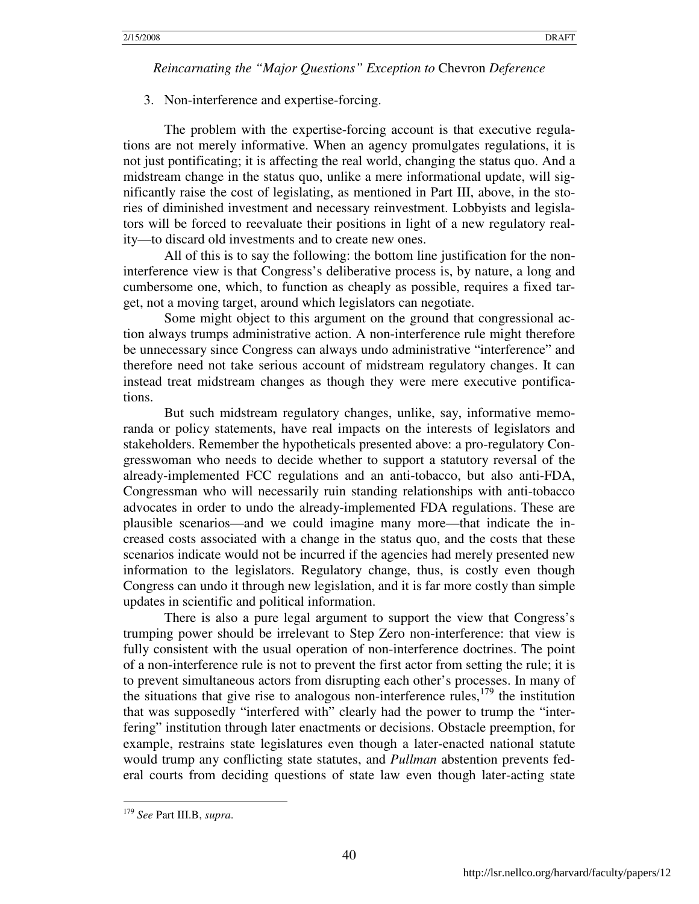3. Non-interference and expertise-forcing.

The problem with the expertise-forcing account is that executive regulations are not merely informative. When an agency promulgates regulations, it is not just pontificating; it is affecting the real world, changing the status quo. And a midstream change in the status quo, unlike a mere informational update, will significantly raise the cost of legislating, as mentioned in Part III, above, in the stories of diminished investment and necessary reinvestment. Lobbyists and legislators will be forced to reevaluate their positions in light of a new regulatory reality—to discard old investments and to create new ones.

All of this is to say the following: the bottom line justification for the non-interference view is that Congress's deliberative process is, by nature, a long and cumbersome one, which, to function as cheaply as possible, requires a fixed target, not a moving target, around which legislators can negotiate.

Some might object to this argument on the ground that congressional action always trumps administrative action. A non-interference rule might therefore be unnecessary since Congress can always undo administrative "interference" and therefore need not take serious account of midstream regulatory changes. It can instead treat midstream changes as though they were mere executive pontifications.

But such midstream regulatory changes, unlike, say, informative memoranda or policy statements, have real impacts on the interests of legislators and stakeholders. Remember the hypotheticals presented above: a pro-regulatory Congresswoman who needs to decide whether to support a statutory reversal of the already-implemented FCC regulations and an anti-tobacco, but also anti-FDA, Congressman who will necessarily ruin standing relationships with anti-tobacco advocates in order to undo the already-implemented FDA regulations. These are plausible scenarios—and we could imagine many more—that indicate the increased costs associated with a change in the status quo, and the costs that these scenarios indicate would not be incurred if the agencies had merely presented new information to the legislators. Regulatory change, thus, is costly even though Congress can undo it through new legislation, and it is far more costly than simple updates in scientific and political information.

There is also a pure legal argument to support the view that Congress's trumping power should be irrelevant to Step Zero non-interference: that view is fully consistent with the usual operation of non-interference doctrines. The point of a non-interference rule is not to prevent the first actor from setting the rule; it is to prevent simultaneous actors from disrupting each other's processes. In many of the situations that give rise to analogous non-interference rules,[179] the institution that was supposedly "interfered with" clearly had the power to trump the "interfering" institution through later enactments or decisions. Obstacle preemption, for example, restrains state legislatures even though a later-enacted national statute would trump any conflicting state statutes, and *Pullman* abstention prevents federal courts from deciding questions of state law even though later-acting state

[179] *See* Part III.B, *supra*.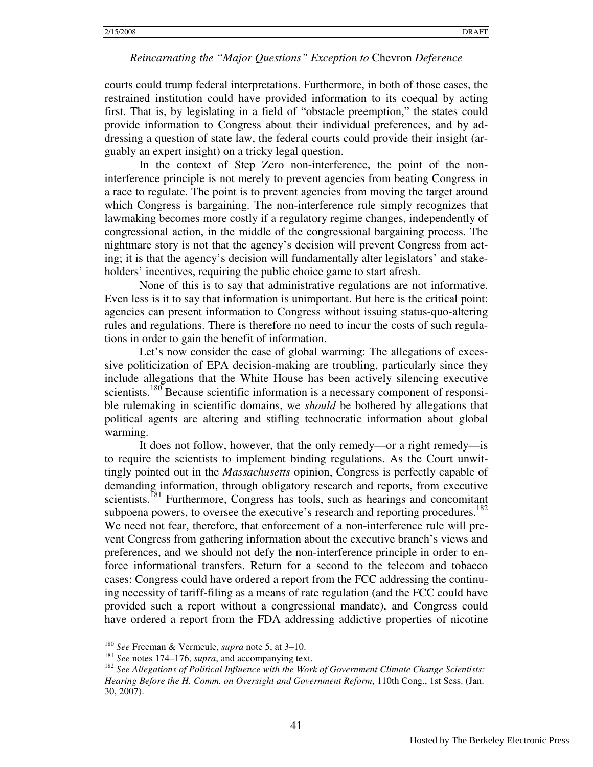courts could trump federal interpretations. Furthermore, in both of those cases, the restrained institution could have provided information to its coequal by acting first. That is, by legislating in a field of "obstacle preemption," the states could provide information to Congress about their individual preferences, and by addressing a question of state law, the federal courts could provide their insight (arguably an expert insight) on a tricky legal question.

In the context of Step Zero non-interference, the point of the non-interference principle is not merely to prevent agencies from beating Congress in a race to regulate. The point is to prevent agencies from moving the target around which Congress is bargaining. The non-interference rule simply recognizes that lawmaking becomes more costly if a regulatory regime changes, independently of congressional action, in the middle of the congressional bargaining process. The nightmare story is not that the agency's decision will prevent Congress from acting; it is that the agency's decision will fundamentally alter legislators' and stakeholders' incentives, requiring the public choice game to start afresh.

None of this is to say that administrative regulations are not informative. Even less is it to say that information is unimportant. But here is the critical point: agencies can present information to Congress without issuing status-quo-altering rules and regulations. There is therefore no need to incur the costs of such regulations in order to gain the benefit of information.

Let's now consider the case of global warming: The allegations of excessive politicization of EPA decision-making are troubling, particularly since they include allegations that the White House has been actively silencing executive scientists.[180] Because scientific information is a necessary component of responsible rulemaking in scientific domains, we *should* be bothered by allegations that political agents are altering and stifling technocratic information about global warming.

It does not follow, however, that the only remedy—or a right remedy—is to require the scientists to implement binding regulations. As the Court unwittingly pointed out in the *Massachusetts* opinion, Congress is perfectly capable of demanding information, through obligatory research and reports, from executive scientists.[181] Furthermore, Congress has tools, such as hearings and concomitant subpoena powers, to oversee the executive's research and reporting procedures.[182] We need not fear, therefore, that enforcement of a non-interference rule will prevent Congress from gathering information about the executive branch's views and preferences, and we should not defy the non-interference principle in order to enforce informational transfers. Return for a second to the telecom and tobacco cases: Congress could have ordered a report from the FCC addressing the continuing necessity of tariff-filing as a means of rate regulation (and the FCC could have provided such a report without a congressional mandate), and Congress could have ordered a report from the FDA addressing addictive properties of nicotine

---

[180] *See* Freeman & Vermeule, *supra* note 5, at 3–10.

[181] *See* notes 174–176, *supra*, and accompanying text.

[182] *See Allegations of Political Influence with the Work of Government Climate Change Scientists: Hearing Before the H. Comm. on Oversight and Government Reform*, 110th Cong., 1st Sess. (Jan. 30, 2007).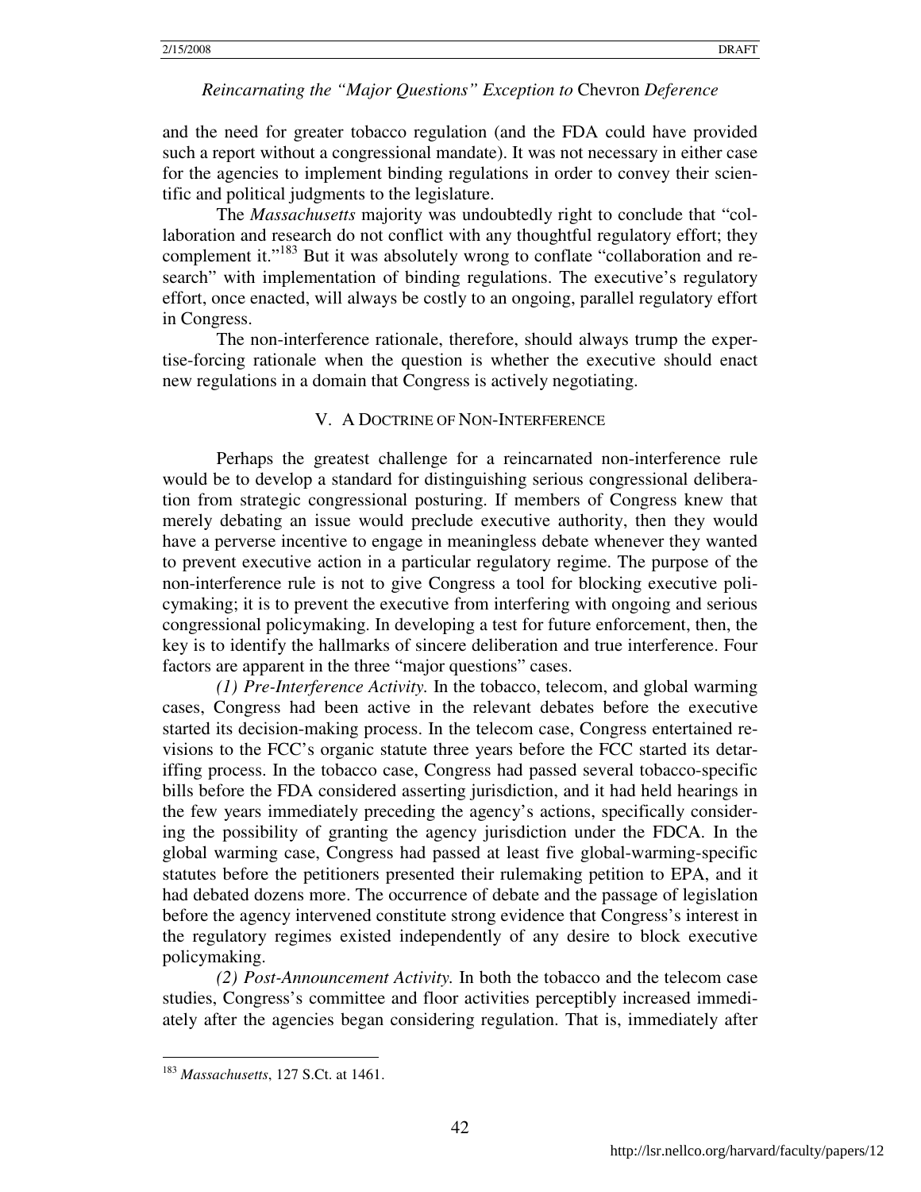and the need for greater tobacco regulation (and the FDA could have provided such a report without a congressional mandate). It was not necessary in either case for the agencies to implement binding regulations in order to convey their scientific and political judgments to the legislature.

The *Massachusetts* majority was undoubtedly right to conclude that "collaboration and research do not conflict with any thoughtful regulatory effort; they complement it."[183] But it was absolutely wrong to conflate "collaboration and research" with implementation of binding regulations. The executive's regulatory effort, once enacted, will always be costly to an ongoing, parallel regulatory effort in Congress.

The non-interference rationale, therefore, should always trump the expertise-forcing rationale when the question is whether the executive should enact new regulations in a domain that Congress is actively negotiating.

## V. A DOCTRINE OF NON-INTERFERENCE

Perhaps the greatest challenge for a reincarnated non-interference rule would be to develop a standard for distinguishing serious congressional deliberation from strategic congressional posturing. If members of Congress knew that merely debating an issue would preclude executive authority, then they would have a perverse incentive to engage in meaningless debate whenever they wanted to prevent executive action in a particular regulatory regime. The purpose of the non-interference rule is not to give Congress a tool for blocking executive policymaking; it is to prevent the executive from interfering with ongoing and serious congressional policymaking. In developing a test for future enforcement, then, the key is to identify the hallmarks of sincere deliberation and true interference. Four factors are apparent in the three "major questions" cases.

*(1) Pre-Interference Activity.* In the tobacco, telecom, and global warming cases, Congress had been active in the relevant debates before the executive started its decision-making process. In the telecom case, Congress entertained revisions to the FCC's organic statute three years before the FCC started its detariffing process. In the tobacco case, Congress had passed several tobacco-specific bills before the FDA considered asserting jurisdiction, and it had held hearings in the few years immediately preceding the agency's actions, specifically considering the possibility of granting the agency jurisdiction under the FDCA. In the global warming case, Congress had passed at least five global-warming-specific statutes before the petitioners presented their rulemaking petition to EPA, and it had debated dozens more. The occurrence of debate and the passage of legislation before the agency intervened constitute strong evidence that Congress's interest in the regulatory regimes existed independently of any desire to block executive policymaking.

*(2) Post-Announcement Activity.* In both the tobacco and the telecom case studies, Congress's committee and floor activities perceptibly increased immediately after the agencies began considering regulation. That is, immediately after

[183] *Massachusetts*, 127 S.Ct. at 1461.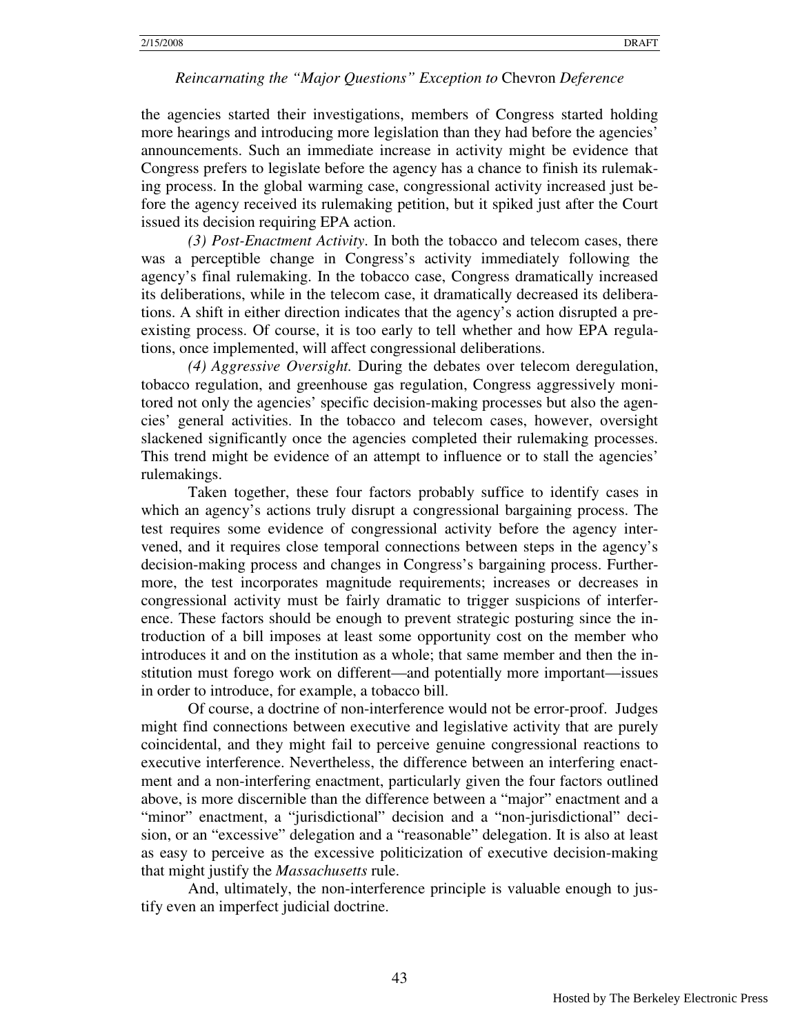the agencies started their investigations, members of Congress started holding more hearings and introducing more legislation than they had before the agencies' announcements. Such an immediate increase in activity might be evidence that Congress prefers to legislate before the agency has a chance to finish its rulemaking process. In the global warming case, congressional activity increased just before the agency received its rulemaking petition, but it spiked just after the Court issued its decision requiring EPA action.

*(3) Post-Enactment Activity*. In both the tobacco and telecom cases, there was a perceptible change in Congress's activity immediately following the agency's final rulemaking. In the tobacco case, Congress dramatically increased its deliberations, while in the telecom case, it dramatically decreased its deliberations. A shift in either direction indicates that the agency's action disrupted a preexisting process. Of course, it is too early to tell whether and how EPA regulations, once implemented, will affect congressional deliberations.

*(4) Aggressive Oversight.* During the debates over telecom deregulation, tobacco regulation, and greenhouse gas regulation, Congress aggressively monitored not only the agencies' specific decision-making processes but also the agencies' general activities. In the tobacco and telecom cases, however, oversight slackened significantly once the agencies completed their rulemaking processes. This trend might be evidence of an attempt to influence or to stall the agencies' rulemakings.

Taken together, these four factors probably suffice to identify cases in which an agency's actions truly disrupt a congressional bargaining process. The test requires some evidence of congressional activity before the agency intervened, and it requires close temporal connections between steps in the agency's decision-making process and changes in Congress's bargaining process. Furthermore, the test incorporates magnitude requirements; increases or decreases in congressional activity must be fairly dramatic to trigger suspicions of interference. These factors should be enough to prevent strategic posturing since the introduction of a bill imposes at least some opportunity cost on the member who introduces it and on the institution as a whole; that same member and then the institution must forego work on different—and potentially more important—issues in order to introduce, for example, a tobacco bill.

Of course, a doctrine of non-interference would not be error-proof. Judges might find connections between executive and legislative activity that are purely coincidental, and they might fail to perceive genuine congressional reactions to executive interference. Nevertheless, the difference between an interfering enactment and a non-interfering enactment, particularly given the four factors outlined above, is more discernible than the difference between a "major" enactment and a "minor" enactment, a "jurisdictional" decision and a "non-jurisdictional" decision, or an "excessive" delegation and a "reasonable" delegation. It is also at least as easy to perceive as the excessive politicization of executive decision-making that might justify the *Massachusetts* rule.

And, ultimately, the non-interference principle is valuable enough to justify even an imperfect judicial doctrine.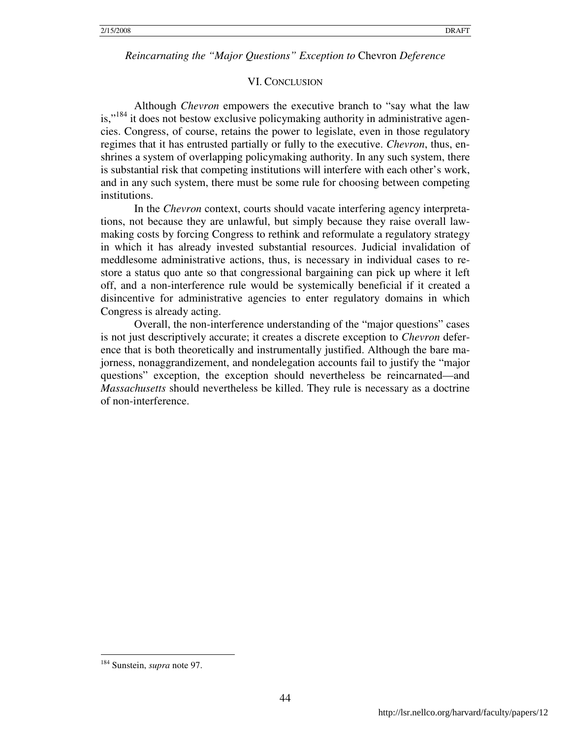## VI. CONCLUSION

Although *Chevron* empowers the executive branch to "say what the law is,"[184] it does not bestow exclusive policymaking authority in administrative agencies. Congress, of course, retains the power to legislate, even in those regulatory regimes that it has entrusted partially or fully to the executive. *Chevron*, thus, enshrines a system of overlapping policymaking authority. In any such system, there is substantial risk that competing institutions will interfere with each other's work, and in any such system, there must be some rule for choosing between competing institutions.

In the *Chevron* context, courts should vacate interfering agency interpretations, not because they are unlawful, but simply because they raise overall lawmaking costs by forcing Congress to rethink and reformulate a regulatory strategy in which it has already invested substantial resources. Judicial invalidation of meddlesome administrative actions, thus, is necessary in individual cases to restore a status quo ante so that congressional bargaining can pick up where it left off, and a non-interference rule would be systemically beneficial if it created a disincentive for administrative agencies to enter regulatory domains in which Congress is already acting.

Overall, the non-interference understanding of the "major questions" cases is not just descriptively accurate; it creates a discrete exception to *Chevron* deference that is both theoretically and instrumentally justified. Although the bare majorness, nonaggrandizement, and nondelegation accounts fail to justify the "major questions" exception, the exception should nevertheless be reincarnated—and *Massachusetts* should nevertheless be killed. They rule is necessary as a doctrine of non-interference.

---

[184] Sunstein, *supra* note 97.